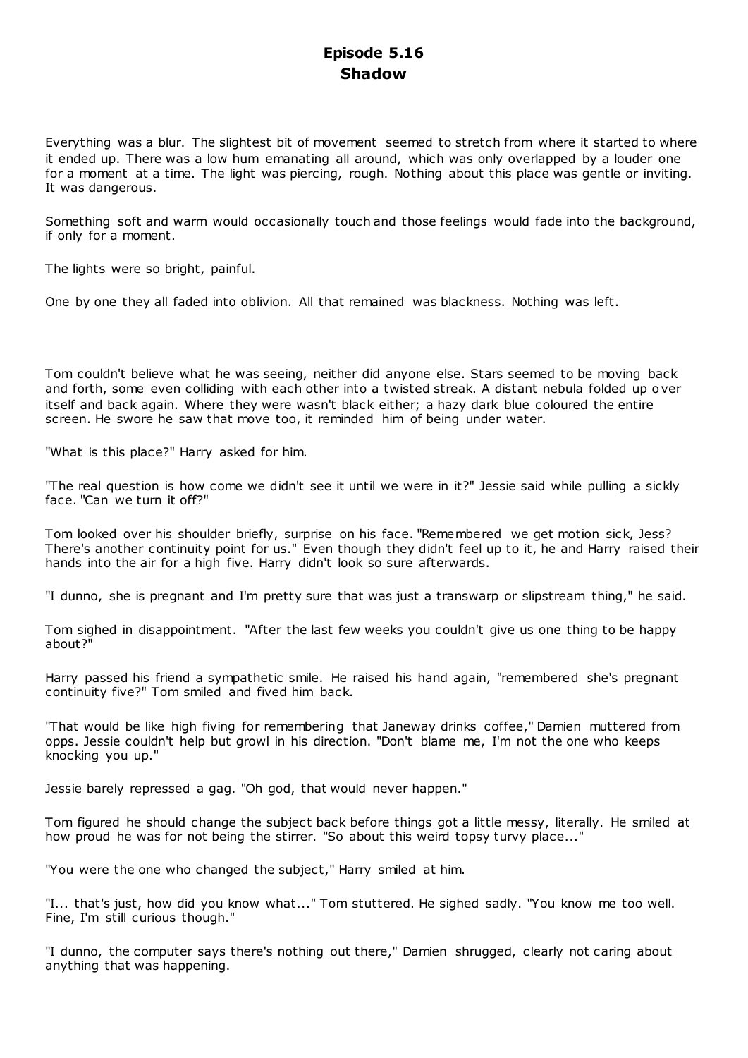# Episode 5.16
## Shadow

Everything was a blur. The slightest bit of movement seemed to stretch from where it started to where it ended up. There was a low hum emanating all around, which was only overlapped by a louder one for a moment at a time. The light was piercing, rough. Nothing about this place was gentle or inviting. It was dangerous.

Something soft and warm would occasionally touch and those feelings would fade into the background, if only for a moment.

The lights were so bright, painful.

One by one they all faded into oblivion. All that remained was blackness. Nothing was left.

Tom couldn't believe what he was seeing, neither did anyone else. Stars seemed to be moving back and forth, some even colliding with each other into a twisted streak. A distant nebula folded up over itself and back again. Where they were wasn't black either; a hazy dark blue coloured the entire screen. He swore he saw that move too, it reminded him of being under water.

"What is this place?" Harry asked for him.

"The real question is how come we didn't see it until we were in it?" Jessie said while pulling a sickly face. "Can we turn it off?"

Tom looked over his shoulder briefly, surprise on his face. "Remembered we get motion sick, Jess? There's another continuity point for us." Even though they didn't feel up to it, he and Harry raised their hands into the air for a high five. Harry didn't look so sure afterwards.

"I dunno, she is pregnant and I'm pretty sure that was just a transwarp or slipstream thing," he said.

Tom sighed in disappointment. "After the last few weeks you couldn't give us one thing to be happy about?"

Harry passed his friend a sympathetic smile. He raised his hand again, "remembered she's pregnant continuity five?" Tom smiled and fived him back.

"That would be like high fiving for remembering that Janeway drinks coffee," Damien muttered from opps. Jessie couldn't help but growl in his direction. "Don't blame me, I'm not the one who keeps knocking you up."

Jessie barely repressed a gag. "Oh god, that would never happen."

Tom figured he should change the subject back before things got a little messy, literally. He smiled at how proud he was for not being the stirrer. "So about this weird topsy turvy place..."

"You were the one who changed the subject," Harry smiled at him.

"I... that's just, how did you know what..." Tom stuttered. He sighed sadly. "You know me too well. Fine, I'm still curious though."

"I dunno, the computer says there's nothing out there," Damien shrugged, clearly not caring about anything that was happening.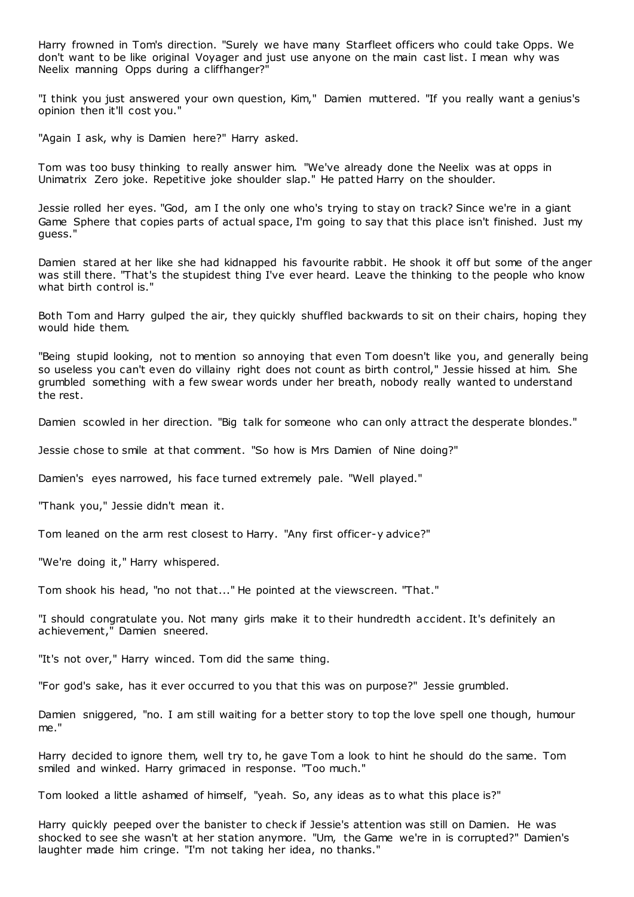Harry frowned in Tom's direction. "Surely we have many Starfleet officers who could take Opps. We don't want to be like original Voyager and just use anyone on the main cast list. I mean why was Neelix manning Opps during a cliffhanger?"

"I think you just answered your own question, Kim," Damien muttered. "If you really want a genius's opinion then it'll cost you."

"Again I ask, why is Damien here?" Harry asked.

Tom was too busy thinking to really answer him. "We've already done the Neelix was at opps in Unimatrix Zero joke. Repetitive joke shoulder slap." He patted Harry on the shoulder.

Jessie rolled her eyes. "God, am I the only one who's trying to stay on track? Since we're in a giant Game Sphere that copies parts of actual space, I'm going to say that this place isn't finished. Just my guess."

Damien stared at her like she had kidnapped his favourite rabbit. He shook it off but some of the anger was still there. "That's the stupidest thing I've ever heard. Leave the thinking to the people who know what birth control is."

Both Tom and Harry gulped the air, they quickly shuffled backwards to sit on their chairs, hoping they would hide them.

"Being stupid looking, not to mention so annoying that even Tom doesn't like you, and generally being so useless you can't even do villainy right does not count as birth control," Jessie hissed at him. She grumbled something with a few swear words under her breath, nobody really wanted to understand the rest.

Damien scowled in her direction. "Big talk for someone who can only attract the desperate blondes."

Jessie chose to smile at that comment. "So how is Mrs Damien of Nine doing?"

Damien's eyes narrowed, his face turned extremely pale. "Well played."

"Thank you," Jessie didn't mean it.

Tom leaned on the arm rest closest to Harry. "Any first officer-y advice?"

"We're doing it," Harry whispered.

Tom shook his head, "no not that..." He pointed at the viewscreen. "That."

"I should congratulate you. Not many girls make it to their hundredth accident. It's definitely an achievement," Damien sneered.

"It's not over," Harry winced. Tom did the same thing.

"For god's sake, has it ever occurred to you that this was on purpose?" Jessie grumbled.

Damien sniggered, "no. I am still waiting for a better story to top the love spell one though, humour me."

Harry decided to ignore them, well try to, he gave Tom a look to hint he should do the same. Tom smiled and winked. Harry grimaced in response. "Too much."

Tom looked a little ashamed of himself, "yeah. So, any ideas as to what this place is?"

Harry quickly peeped over the banister to check if Jessie's attention was still on Damien. He was shocked to see she wasn't at her station anymore. "Um, the Game we're in is corrupted?" Damien's laughter made him cringe. "I'm not taking her idea, no thanks."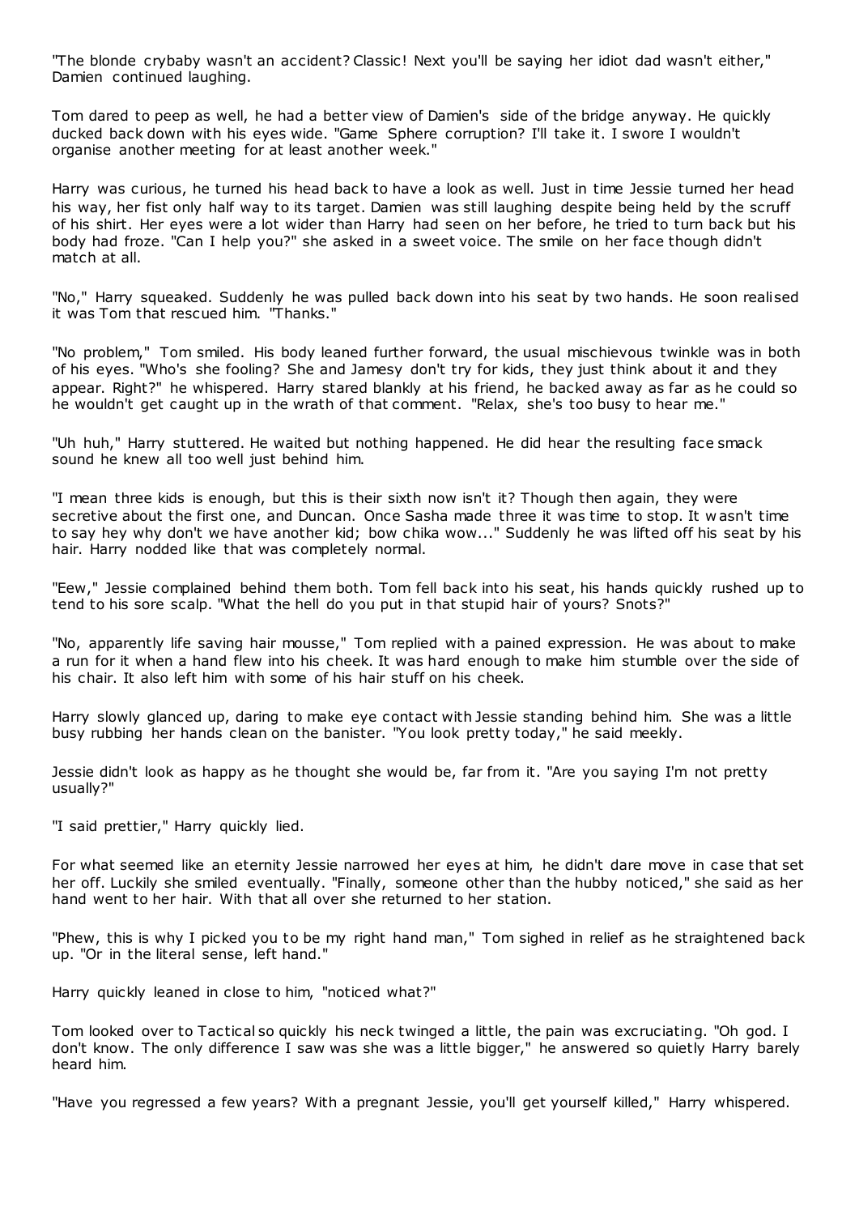"The blonde crybaby wasn't an accident? Classic! Next you'll be saying her idiot dad wasn't either," Damien continued laughing.

Tom dared to peep as well, he had a better view of Damien's side of the bridge anyway. He quickly ducked back down with his eyes wide. "Game Sphere corruption? I'll take it. I swore I wouldn't organise another meeting for at least another week."

Harry was curious, he turned his head back to have a look as well. Just in time Jessie turned her head his way, her fist only half way to its target. Damien was still laughing despite being held by the scruff of his shirt. Her eyes were a lot wider than Harry had seen on her before, he tried to turn back but his body had froze. "Can I help you?" she asked in a sweet voice. The smile on her face though didn't match at all.

"No," Harry squeaked. Suddenly he was pulled back down into his seat by two hands. He soon realised it was Tom that rescued him. "Thanks."

"No problem," Tom smiled. His body leaned further forward, the usual mischievous twinkle was in both of his eyes. "Who's she fooling? She and Jamesy don't try for kids, they just think about it and they appear. Right?" he whispered. Harry stared blankly at his friend, he backed away as far as he could so he wouldn't get caught up in the wrath of that comment. "Relax, she's too busy to hear me."

"Uh huh," Harry stuttered. He waited but nothing happened. He did hear the resulting face smack sound he knew all too well just behind him.

"I mean three kids is enough, but this is their sixth now isn't it? Though then again, they were secretive about the first one, and Duncan. Once Sasha made three it was time to stop. It wasn't time to say hey why don't we have another kid; bow chika wow..." Suddenly he was lifted off his seat by his hair. Harry nodded like that was completely normal.

"Eew," Jessie complained behind them both. Tom fell back into his seat, his hands quickly rushed up to tend to his sore scalp. "What the hell do you put in that stupid hair of yours? Snots?"

"No, apparently life saving hair mousse," Tom replied with a pained expression. He was about to make a run for it when a hand flew into his cheek. It was hard enough to make him stumble over the side of his chair. It also left him with some of his hair stuff on his cheek.

Harry slowly glanced up, daring to make eye contact with Jessie standing behind him. She was a little busy rubbing her hands clean on the banister. "You look pretty today," he said meekly.

Jessie didn't look as happy as he thought she would be, far from it. "Are you saying I'm not pretty usually?"

"I said prettier," Harry quickly lied.

For what seemed like an eternity Jessie narrowed her eyes at him, he didn't dare move in case that set her off. Luckily she smiled eventually. "Finally, someone other than the hubby noticed," she said as her hand went to her hair. With that all over she returned to her station.

"Phew, this is why I picked you to be my right hand man," Tom sighed in relief as he straightened back up. "Or in the literal sense, left hand."

Harry quickly leaned in close to him, "noticed what?"

Tom looked over to Tactical so quickly his neck twinged a little, the pain was excruciating. "Oh god. I don't know. The only difference I saw was she was a little bigger," he answered so quietly Harry barely heard him.

"Have you regressed a few years? With a pregnant Jessie, you'll get yourself killed," Harry whispered.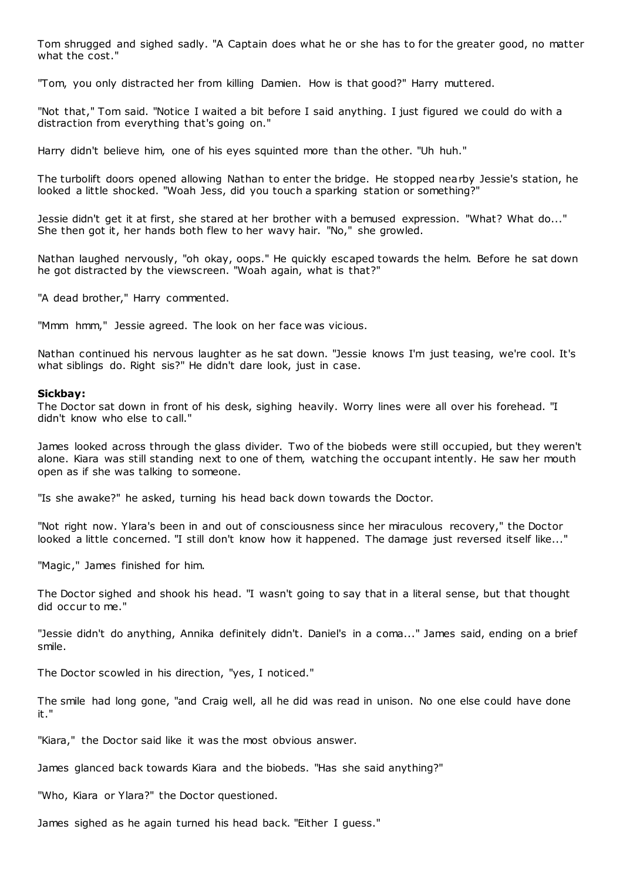Tom shrugged and sighed sadly. "A Captain does what he or she has to for the greater good, no matter what the cost."

"Tom, you only distracted her from killing Damien. How is that good?" Harry muttered.

"Not that," Tom said. "Notice I waited a bit before I said anything. I just figured we could do with a distraction from everything that's going on."

Harry didn't believe him, one of his eyes squinted more than the other. "Uh huh."

The turbolift doors opened allowing Nathan to enter the bridge. He stopped nearby Jessie's station, he looked a little shocked. "Woah Jess, did you touch a sparking station or something?"

Jessie didn't get it at first, she stared at her brother with a bemused expression. "What? What do..." She then got it, her hands both flew to her wavy hair. "No," she growled.

Nathan laughed nervously, "oh okay, oops." He quickly escaped towards the helm. Before he sat down he got distracted by the viewscreen. "Woah again, what is that?"

"A dead brother," Harry commented.

"Mmm hmm," Jessie agreed. The look on her face was vicious.

Nathan continued his nervous laughter as he sat down. "Jessie knows I'm just teasing, we're cool. It's what siblings do. Right sis?" He didn't dare look, just in case.

**Sickbay:**
The Doctor sat down in front of his desk, sighing heavily. Worry lines were all over his forehead. "I didn't know who else to call."

James looked across through the glass divider. Two of the biobeds were still occupied, but they weren't alone. Kiara was still standing next to one of them, watching the occupant intently. He saw her mouth open as if she was talking to someone.

"Is she awake?" he asked, turning his head back down towards the Doctor.

"Not right now. Ylara's been in and out of consciousness since her miraculous recovery," the Doctor looked a little concerned. "I still don't know how it happened. The damage just reversed itself like..."

"Magic," James finished for him.

The Doctor sighed and shook his head. "I wasn't going to say that in a literal sense, but that thought did occur to me."

"Jessie didn't do anything, Annika definitely didn't. Daniel's in a coma..." James said, ending on a brief smile.

The Doctor scowled in his direction, "yes, I noticed."

The smile had long gone, "and Craig well, all he did was read in unison. No one else could have done it."

"Kiara," the Doctor said like it was the most obvious answer.

James glanced back towards Kiara and the biobeds. "Has she said anything?"

"Who, Kiara or Ylara?" the Doctor questioned.

James sighed as he again turned his head back. "Either I guess."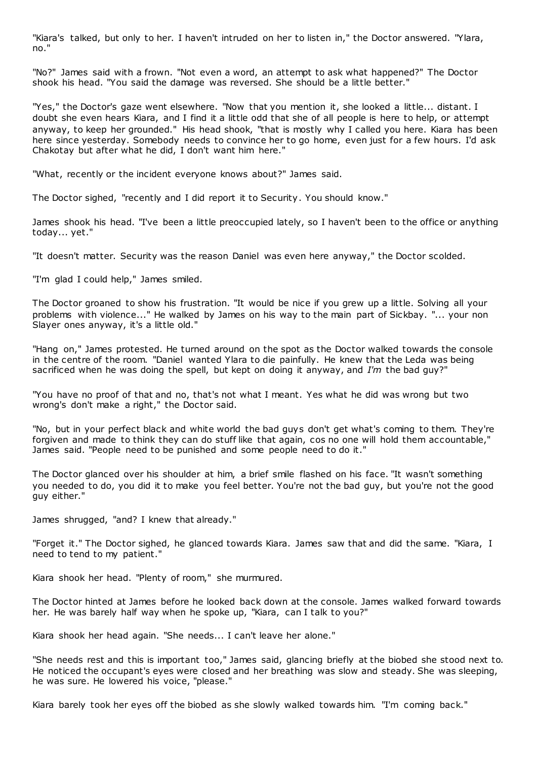"Kiara's talked, but only to her. I haven't intruded on her to listen in," the Doctor answered. "Ylara, no."

"No?" James said with a frown. "Not even a word, an attempt to ask what happened?" The Doctor shook his head. "You said the damage was reversed. She should be a little better."

"Yes," the Doctor's gaze went elsewhere. "Now that you mention it, she looked a little... distant. I doubt she even hears Kiara, and I find it a little odd that she of all people is here to help, or attempt anyway, to keep her grounded." His head shook, "that is mostly why I called you here. Kiara has been here since yesterday. Somebody needs to convince her to go home, even just for a few hours. I'd ask Chakotay but after what he did, I don't want him here."

"What, recently or the incident everyone knows about?" James said.

The Doctor sighed, "recently and I did report it to Security. You should know."

James shook his head. "I've been a little preoccupied lately, so I haven't been to the office or anything today... yet."

"It doesn't matter. Security was the reason Daniel was even here anyway," the Doctor scolded.

"I'm glad I could help," James smiled.

The Doctor groaned to show his frustration. "It would be nice if you grew up a little. Solving all your problems with violence..." He walked by James on his way to the main part of Sickbay. "... your non Slayer ones anyway, it's a little old."

"Hang on," James protested. He turned around on the spot as the Doctor walked towards the console in the centre of the room. "Daniel wanted Ylara to die painfully. He knew that the Leda was being sacrificed when he was doing the spell, but kept on doing it anyway, and *I'm* the bad guy?"

"You have no proof of that and no, that's not what I meant. Yes what he did was wrong but two wrong's don't make a right," the Doctor said.

"No, but in your perfect black and white world the bad guys don't get what's coming to them. They're forgiven and made to think they can do stuff like that again, cos no one will hold them accountable," James said. "People need to be punished and some people need to do it."

The Doctor glanced over his shoulder at him, a brief smile flashed on his face. "It wasn't something you needed to do, you did it to make you feel better. You're not the bad guy, but you're not the good guy either."

James shrugged, "and? I knew that already."

"Forget it." The Doctor sighed, he glanced towards Kiara. James saw that and did the same. "Kiara, I need to tend to my patient."

Kiara shook her head. "Plenty of room," she murmured.

The Doctor hinted at James before he looked back down at the console. James walked forward towards her. He was barely half way when he spoke up, "Kiara, can I talk to you?"

Kiara shook her head again. "She needs... I can't leave her alone."

"She needs rest and this is important too," James said, glancing briefly at the biobed she stood next to. He noticed the occupant's eyes were closed and her breathing was slow and steady. She was sleeping, he was sure. He lowered his voice, "please."

Kiara barely took her eyes off the biobed as she slowly walked towards him. "I'm coming back."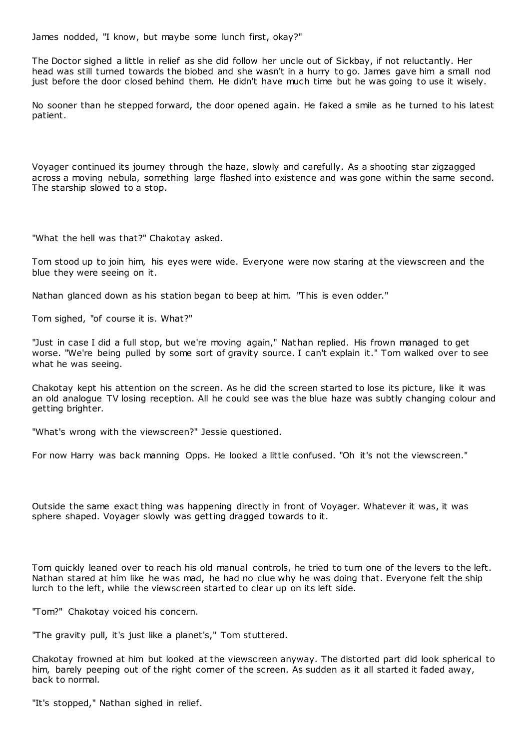James nodded, "I know, but maybe some lunch first, okay?"

The Doctor sighed a little in relief as she did follow her uncle out of Sickbay, if not reluctantly. Her head was still turned towards the biobed and she wasn't in a hurry to go. James gave him a small nod just before the door closed behind them. He didn't have much time but he was going to use it wisely.

No sooner than he stepped forward, the door opened again. He faked a smile as he turned to his latest patient.

Voyager continued its journey through the haze, slowly and carefully. As a shooting star zigzagged across a moving nebula, something large flashed into existence and was gone within the same second. The starship slowed to a stop.

"What the hell was that?" Chakotay asked.

Tom stood up to join him, his eyes were wide. Everyone were now staring at the viewscreen and the blue they were seeing on it.

Nathan glanced down as his station began to beep at him. "This is even odder."

Tom sighed, "of course it is. What?"

"Just in case I did a full stop, but we're moving again," Nathan replied. His frown managed to get worse. "We're being pulled by some sort of gravity source. I can't explain it." Tom walked over to see what he was seeing.

Chakotay kept his attention on the screen. As he did the screen started to lose its picture, like it was an old analogue TV losing reception. All he could see was the blue haze was subtly changing colour and getting brighter.

"What's wrong with the viewscreen?" Jessie questioned.

For now Harry was back manning Opps. He looked a little confused. "Oh it's not the viewscreen."

Outside the same exact thing was happening directly in front of Voyager. Whatever it was, it was sphere shaped. Voyager slowly was getting dragged towards to it.

Tom quickly leaned over to reach his old manual controls, he tried to turn one of the levers to the left. Nathan stared at him like he was mad, he had no clue why he was doing that. Everyone felt the ship lurch to the left, while the viewscreen started to clear up on its left side.

"Tom?" Chakotay voiced his concern.

"The gravity pull, it's just like a planet's," Tom stuttered.

Chakotay frowned at him but looked at the viewscreen anyway. The distorted part did look spherical to him, barely peeping out of the right corner of the screen. As sudden as it all started it faded away, back to normal.

"It's stopped," Nathan sighed in relief.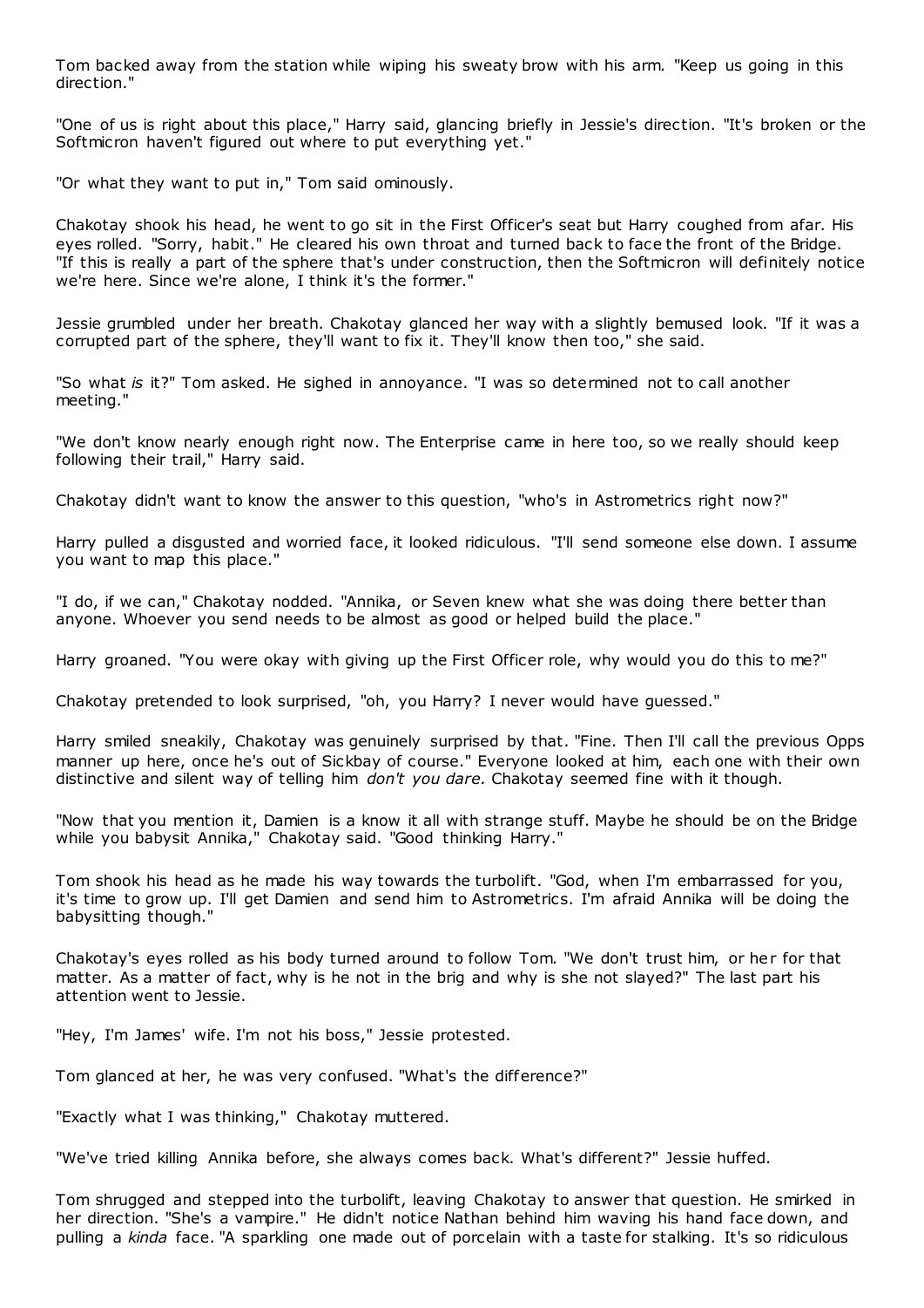Tom backed away from the station while wiping his sweaty brow with his arm. "Keep us going in this direction."

"One of us is right about this place," Harry said, glancing briefly in Jessie's direction. "It's broken or the Softmicron haven't figured out where to put everything yet."

"Or what they want to put in," Tom said ominously.

Chakotay shook his head, he went to go sit in the First Officer's seat but Harry coughed from afar. His eyes rolled. "Sorry, habit." He cleared his own throat and turned back to face the front of the Bridge. "If this is really a part of the sphere that's under construction, then the Softmicron will definitely notice we're here. Since we're alone, I think it's the former."

Jessie grumbled under her breath. Chakotay glanced her way with a slightly bemused look. "If it was a corrupted part of the sphere, they'll want to fix it. They'll know then too," she said.

"So what *is* it?" Tom asked. He sighed in annoyance. "I was so determined not to call another meeting."

"We don't know nearly enough right now. The Enterprise came in here too, so we really should keep following their trail," Harry said.

Chakotay didn't want to know the answer to this question, "who's in Astrometrics right now?"

Harry pulled a disgusted and worried face, it looked ridiculous. "I'll send someone else down. I assume you want to map this place."

"I do, if we can," Chakotay nodded. "Annika, or Seven knew what she was doing there better than anyone. Whoever you send needs to be almost as good or helped build the place."

Harry groaned. "You were okay with giving up the First Officer role, why would you do this to me?"

Chakotay pretended to look surprised, "oh, you Harry? I never would have guessed."

Harry smiled sneakily, Chakotay was genuinely surprised by that. "Fine. Then I'll call the previous Opps manner up here, once he's out of Sickbay of course." Everyone looked at him, each one with their own distinctive and silent way of telling him *don't you dare.* Chakotay seemed fine with it though.

"Now that you mention it, Damien is a know it all with strange stuff. Maybe he should be on the Bridge while you babysit Annika," Chakotay said. "Good thinking Harry."

Tom shook his head as he made his way towards the turbolift. "God, when I'm embarrassed for you, it's time to grow up. I'll get Damien and send him to Astrometrics. I'm afraid Annika will be doing the babysitting though."

Chakotay's eyes rolled as his body turned around to follow Tom. "We don't trust him, or her for that matter. As a matter of fact, why is he not in the brig and why is she not slayed?" The last part his attention went to Jessie.

"Hey, I'm James' wife. I'm not his boss," Jessie protested.

Tom glanced at her, he was very confused. "What's the difference?"

"Exactly what I was thinking," Chakotay muttered.

"We've tried killing Annika before, she always comes back. What's different?" Jessie huffed.

Tom shrugged and stepped into the turbolift, leaving Chakotay to answer that question. He smirked in her direction. "She's a vampire." He didn't notice Nathan behind him waving his hand face down, and pulling a *kinda* face. "A sparkling one made out of porcelain with a taste for stalking. It's so ridiculous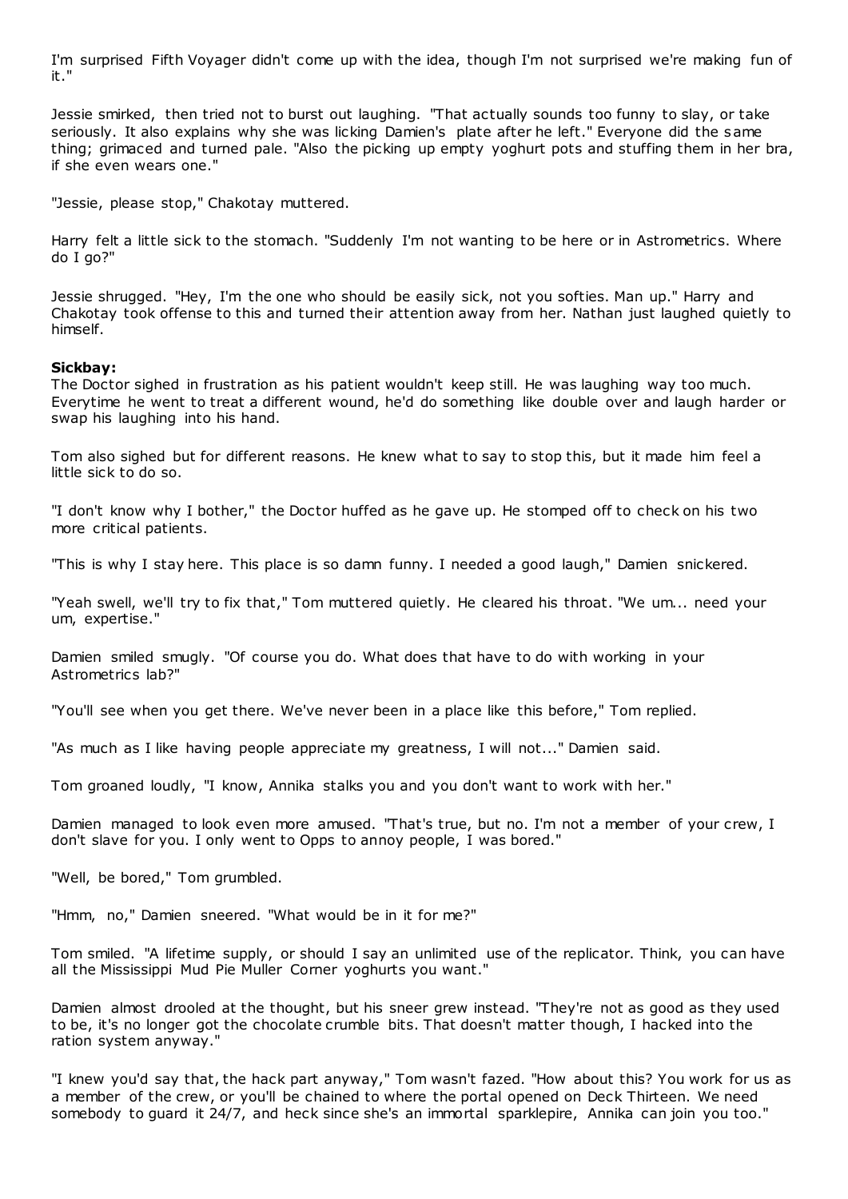I'm surprised Fifth Voyager didn't come up with the idea, though I'm not surprised we're making fun of it."

Jessie smirked, then tried not to burst out laughing. "That actually sounds too funny to slay, or take seriously. It also explains why she was licking Damien's plate after he left." Everyone did the same thing; grimaced and turned pale. "Also the picking up empty yoghurt pots and stuffing them in her bra, if she even wears one."

"Jessie, please stop," Chakotay muttered.

Harry felt a little sick to the stomach. "Suddenly I'm not wanting to be here or in Astrometrics. Where do I go?"

Jessie shrugged. "Hey, I'm the one who should be easily sick, not you softies. Man up." Harry and Chakotay took offense to this and turned their attention away from her. Nathan just laughed quietly to himself.

**Sickbay:**

The Doctor sighed in frustration as his patient wouldn't keep still. He was laughing way too much. Everytime he went to treat a different wound, he'd do something like double over and laugh harder or swap his laughing into his hand.

Tom also sighed but for different reasons. He knew what to say to stop this, but it made him feel a little sick to do so.

"I don't know why I bother," the Doctor huffed as he gave up. He stomped off to check on his two more critical patients.

"This is why I stay here. This place is so damn funny. I needed a good laugh," Damien snickered.

"Yeah swell, we'll try to fix that," Tom muttered quietly. He cleared his throat. "We um... need your um, expertise."

Damien smiled smugly. "Of course you do. What does that have to do with working in your Astrometrics lab?"

"You'll see when you get there. We've never been in a place like this before," Tom replied.

"As much as I like having people appreciate my greatness, I will not..." Damien said.

Tom groaned loudly, "I know, Annika stalks you and you don't want to work with her."

Damien managed to look even more amused. "That's true, but no. I'm not a member of your crew, I don't slave for you. I only went to Opps to annoy people, I was bored."

"Well, be bored," Tom grumbled.

"Hmm, no," Damien sneered. "What would be in it for me?"

Tom smiled. "A lifetime supply, or should I say an unlimited use of the replicator. Think, you can have all the Mississippi Mud Pie Muller Corner yoghurts you want."

Damien almost drooled at the thought, but his sneer grew instead. "They're not as good as they used to be, it's no longer got the chocolate crumble bits. That doesn't matter though, I hacked into the ration system anyway."

"I knew you'd say that, the hack part anyway," Tom wasn't fazed. "How about this? You work for us as a member of the crew, or you'll be chained to where the portal opened on Deck Thirteen. We need somebody to guard it 24/7, and heck since she's an immortal sparklepire, Annika can join you too."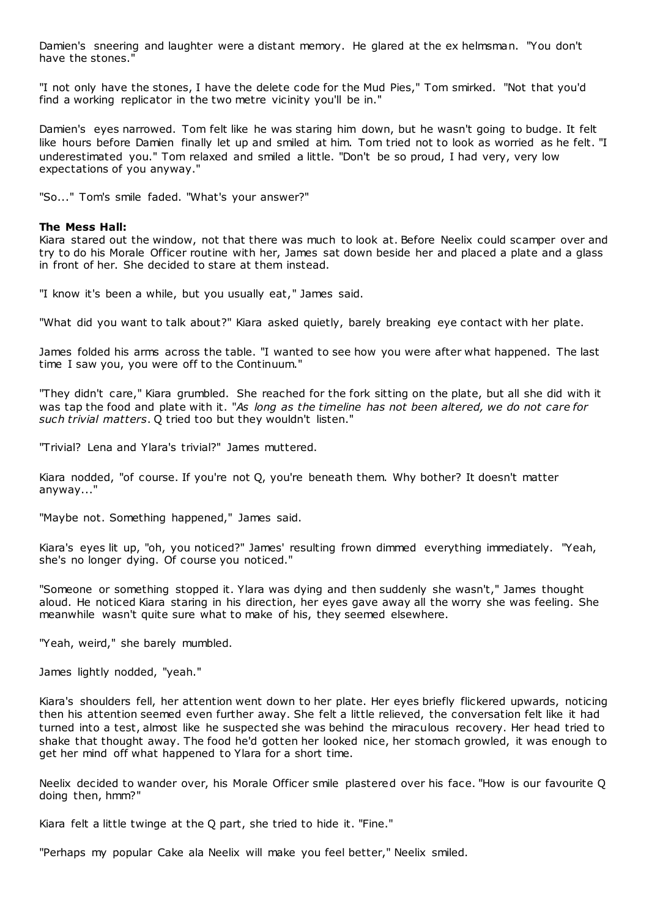Damien's sneering and laughter were a distant memory. He glared at the ex helmsman. "You don't have the stones."

"I not only have the stones, I have the delete code for the Mud Pies," Tom smirked. "Not that you'd find a working replicator in the two metre vicinity you'll be in."

Damien's eyes narrowed. Tom felt like he was staring him down, but he wasn't going to budge. It felt like hours before Damien finally let up and smiled at him. Tom tried not to look as worried as he felt. "I underestimated you." Tom relaxed and smiled a little. "Don't be so proud, I had very, very low expectations of you anyway."

"So..." Tom's smile faded. "What's your answer?"

**The Mess Hall:**
Kiara stared out the window, not that there was much to look at. Before Neelix could scamper over and try to do his Morale Officer routine with her, James sat down beside her and placed a plate and a glass in front of her. She decided to stare at them instead.

"I know it's been a while, but you usually eat," James said.

"What did you want to talk about?" Kiara asked quietly, barely breaking eye contact with her plate.

James folded his arms across the table. "I wanted to see how you were after what happened. The last time I saw you, you were off to the Continuum."

"They didn't care," Kiara grumbled. She reached for the fork sitting on the plate, but all she did with it was tap the food and plate with it. "*As long as the timeline has not been altered, we do not care for such trivial matters*. Q tried too but they wouldn't listen."

"Trivial? Lena and Ylara's trivial?" James muttered.

Kiara nodded, "of course. If you're not Q, you're beneath them. Why bother? It doesn't matter anyway..."

"Maybe not. Something happened," James said.

Kiara's eyes lit up, "oh, you noticed?" James' resulting frown dimmed everything immediately. "Yeah, she's no longer dying. Of course you noticed."

"Someone or something stopped it. Ylara was dying and then suddenly she wasn't," James thought aloud. He noticed Kiara staring in his direction, her eyes gave away all the worry she was feeling. She meanwhile wasn't quite sure what to make of his, they seemed elsewhere.

"Yeah, weird," she barely mumbled.

James lightly nodded, "yeah."

Kiara's shoulders fell, her attention went down to her plate. Her eyes briefly flickered upwards, noticing then his attention seemed even further away. She felt a little relieved, the conversation felt like it had turned into a test, almost like he suspected she was behind the miraculous recovery. Her head tried to shake that thought away. The food he'd gotten her looked nice, her stomach growled, it was enough to get her mind off what happened to Ylara for a short time.

Neelix decided to wander over, his Morale Officer smile plastered over his face. "How is our favourite Q doing then, hmm?"

Kiara felt a little twinge at the Q part, she tried to hide it. "Fine."

"Perhaps my popular Cake ala Neelix will make you feel better," Neelix smiled.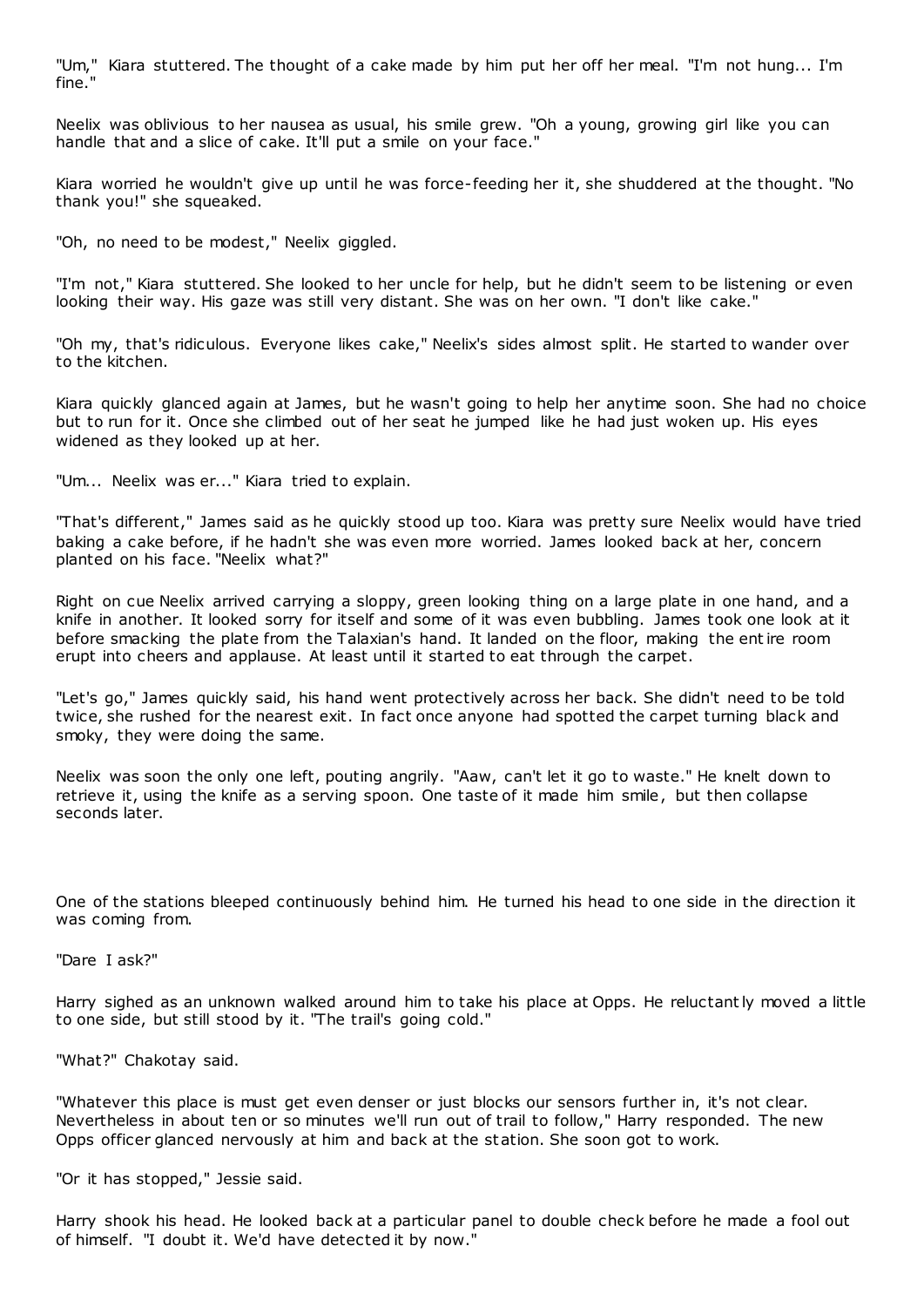"Um," Kiara stuttered. The thought of a cake made by him put her off her meal. "I'm not hung... I'm fine."

Neelix was oblivious to her nausea as usual, his smile grew. "Oh a young, growing girl like you can handle that and a slice of cake. It'll put a smile on your face."

Kiara worried he wouldn't give up until he was force-feeding her it, she shuddered at the thought. "No thank you!" she squeaked.

"Oh, no need to be modest," Neelix giggled.

"I'm not," Kiara stuttered. She looked to her uncle for help, but he didn't seem to be listening or even looking their way. His gaze was still very distant. She was on her own. "I don't like cake."

"Oh my, that's ridiculous. Everyone likes cake," Neelix's sides almost split. He started to wander over to the kitchen.

Kiara quickly glanced again at James, but he wasn't going to help her anytime soon. She had no choice but to run for it. Once she climbed out of her seat he jumped like he had just woken up. His eyes widened as they looked up at her.

"Um... Neelix was er..." Kiara tried to explain.

"That's different," James said as he quickly stood up too. Kiara was pretty sure Neelix would have tried baking a cake before, if he hadn't she was even more worried. James looked back at her, concern planted on his face. "Neelix what?"

Right on cue Neelix arrived carrying a sloppy, green looking thing on a large plate in one hand, and a knife in another. It looked sorry for itself and some of it was even bubbling. James took one look at it before smacking the plate from the Talaxian's hand. It landed on the floor, making the entire room erupt into cheers and applause. At least until it started to eat through the carpet.

"Let's go," James quickly said, his hand went protectively across her back. She didn't need to be told twice, she rushed for the nearest exit. In fact once anyone had spotted the carpet turning black and smoky, they were doing the same.

Neelix was soon the only one left, pouting angrily. "Aaw, can't let it go to waste." He knelt down to retrieve it, using the knife as a serving spoon. One taste of it made him smile, but then collapse seconds later.

One of the stations bleeped continuously behind him. He turned his head to one side in the direction it was coming from.

"Dare I ask?"

Harry sighed as an unknown walked around him to take his place at Opps. He reluctantly moved a little to one side, but still stood by it. "The trail's going cold."

"What?" Chakotay said.

"Whatever this place is must get even denser or just blocks our sensors further in, it's not clear. Nevertheless in about ten or so minutes we'll run out of trail to follow," Harry responded. The new Opps officer glanced nervously at him and back at the station. She soon got to work.

"Or it has stopped," Jessie said.

Harry shook his head. He looked back at a particular panel to double check before he made a fool out of himself. "I doubt it. We'd have detected it by now."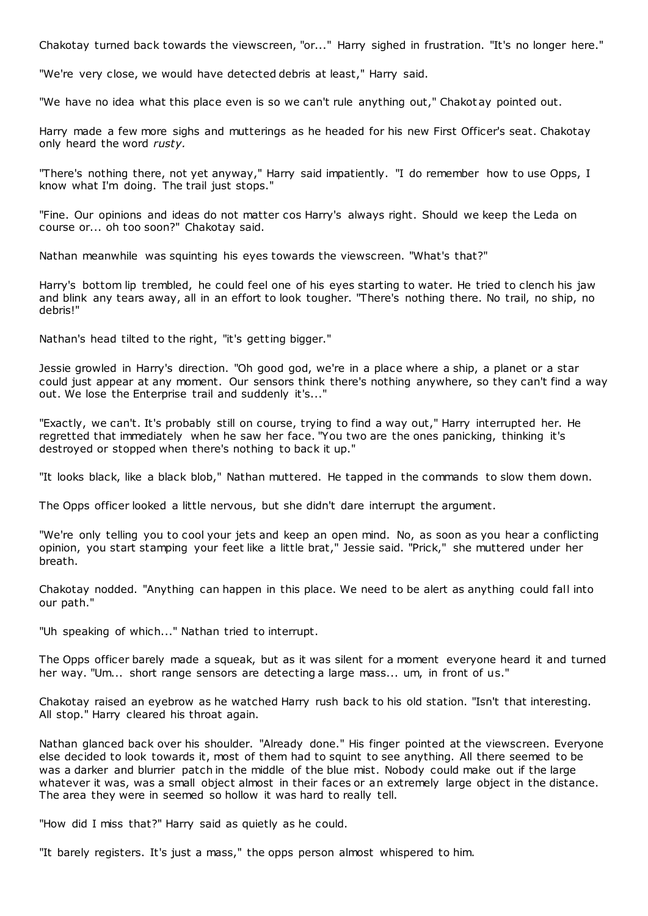Chakotay turned back towards the viewscreen, "or..." Harry sighed in frustration. "It's no longer here."

"We're very close, we would have detected debris at least," Harry said.

"We have no idea what this place even is so we can't rule anything out," Chakotay pointed out.

Harry made a few more sighs and mutterings as he headed for his new First Officer's seat. Chakotay only heard the word *rusty.*

"There's nothing there, not yet anyway," Harry said impatiently. "I do remember how to use Opps, I know what I'm doing. The trail just stops."

"Fine. Our opinions and ideas do not matter cos Harry's always right. Should we keep the Leda on course or... oh too soon?" Chakotay said.

Nathan meanwhile was squinting his eyes towards the viewscreen. "What's that?"

Harry's bottom lip trembled, he could feel one of his eyes starting to water. He tried to clench his jaw and blink any tears away, all in an effort to look tougher. "There's nothing there. No trail, no ship, no debris!"

Nathan's head tilted to the right, "it's getting bigger."

Jessie growled in Harry's direction. "Oh good god, we're in a place where a ship, a planet or a star could just appear at any moment. Our sensors think there's nothing anywhere, so they can't find a way out. We lose the Enterprise trail and suddenly it's..."

"Exactly, we can't. It's probably still on course, trying to find a way out," Harry interrupted her. He regretted that immediately when he saw her face. "You two are the ones panicking, thinking it's destroyed or stopped when there's nothing to back it up."

"It looks black, like a black blob," Nathan muttered. He tapped in the commands to slow them down.

The Opps officer looked a little nervous, but she didn't dare interrupt the argument.

"We're only telling you to cool your jets and keep an open mind. No, as soon as you hear a conflicting opinion, you start stamping your feet like a little brat," Jessie said. "Prick," she muttered under her breath.

Chakotay nodded. "Anything can happen in this place. We need to be alert as anything could fall into our path."

"Uh speaking of which..." Nathan tried to interrupt.

The Opps officer barely made a squeak, but as it was silent for a moment everyone heard it and turned her way. "Um... short range sensors are detecting a large mass... um, in front of us."

Chakotay raised an eyebrow as he watched Harry rush back to his old station. "Isn't that interesting. All stop." Harry cleared his throat again.

Nathan glanced back over his shoulder. "Already done." His finger pointed at the viewscreen. Everyone else decided to look towards it, most of them had to squint to see anything. All there seemed to be was a darker and blurrier patch in the middle of the blue mist. Nobody could make out if the large whatever it was, was a small object almost in their faces or an extremely large object in the distance. The area they were in seemed so hollow it was hard to really tell.

"How did I miss that?" Harry said as quietly as he could.

"It barely registers. It's just a mass," the opps person almost whispered to him.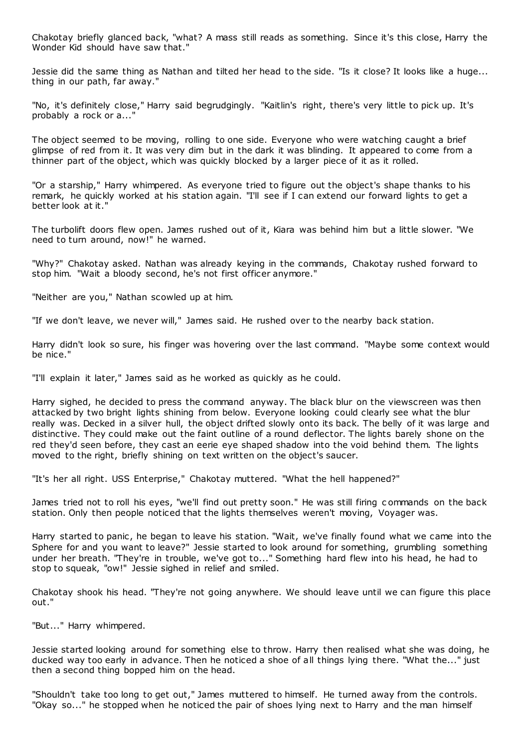Chakotay briefly glanced back, "what? A mass still reads as something. Since it's this close, Harry the Wonder Kid should have saw that."

Jessie did the same thing as Nathan and tilted her head to the side. "Is it close? It looks like a huge... thing in our path, far away."

"No, it's definitely close," Harry said begrudgingly. "Kaitlin's right, there's very little to pick up. It's probably a rock or a..."

The object seemed to be moving, rolling to one side. Everyone who were watching caught a brief glimpse of red from it. It was very dim but in the dark it was blinding. It appeared to come from a thinner part of the object, which was quickly blocked by a larger piece of it as it rolled.

"Or a starship," Harry whimpered. As everyone tried to figure out the object's shape thanks to his remark, he quickly worked at his station again. "I'll see if I can extend our forward lights to get a better look at it."

The turbolift doors flew open. James rushed out of it, Kiara was behind him but a little slower. "We need to turn around, now!" he warned.

"Why?" Chakotay asked. Nathan was already keying in the commands, Chakotay rushed forward to stop him. "Wait a bloody second, he's not first officer anymore."

"Neither are you," Nathan scowled up at him.

"If we don't leave, we never will," James said. He rushed over to the nearby back station.

Harry didn't look so sure, his finger was hovering over the last command. "Maybe some context would be nice."

"I'll explain it later," James said as he worked as quickly as he could.

Harry sighed, he decided to press the command anyway. The black blur on the viewscreen was then attacked by two bright lights shining from below. Everyone looking could clearly see what the blur really was. Decked in a silver hull, the object drifted slowly onto its back. The belly of it was large and distinctive. They could make out the faint outline of a round deflector. The lights barely shone on the red they'd seen before, they cast an eerie eye shaped shadow into the void behind them. The lights moved to the right, briefly shining on text written on the object's saucer.

"It's her all right. USS Enterprise," Chakotay muttered. "What the hell happened?"

James tried not to roll his eyes, "we'll find out pretty soon." He was still firing commands on the back station. Only then people noticed that the lights themselves weren't moving, Voyager was.

Harry started to panic, he began to leave his station. "Wait, we've finally found what we came into the Sphere for and you want to leave?" Jessie started to look around for something, grumbling something under her breath. "They're in trouble, we've got to..." Something hard flew into his head, he had to stop to squeak, "ow!" Jessie sighed in relief and smiled.

Chakotay shook his head. "They're not going anywhere. We should leave until we can figure this place out."

"But..." Harry whimpered.

Jessie started looking around for something else to throw. Harry then realised what she was doing, he ducked way too early in advance. Then he noticed a shoe of all things lying there. "What the..." just then a second thing bopped him on the head.

"Shouldn't take too long to get out," James muttered to himself. He turned away from the controls. "Okay so..." he stopped when he noticed the pair of shoes lying next to Harry and the man himself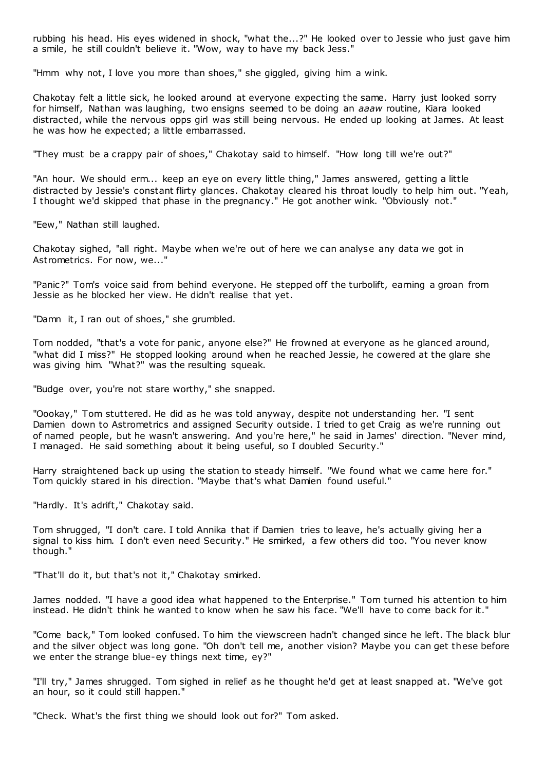rubbing his head. His eyes widened in shock, "what the...?" He looked over to Jessie who just gave him a smile, he still couldn't believe it. "Wow, way to have my back Jess."

"Hmm why not, I love you more than shoes," she giggled, giving him a wink.

Chakotay felt a little sick, he looked around at everyone expecting the same. Harry just looked sorry for himself, Nathan was laughing, two ensigns seemed to be doing an *aaaw* routine, Kiara looked distracted, while the nervous opps girl was still being nervous. He ended up looking at James. At least he was how he expected; a little embarrassed.

"They must be a crappy pair of shoes," Chakotay said to himself. "How long till we're out?"

"An hour. We should erm... keep an eye on every little thing," James answered, getting a little distracted by Jessie's constant flirty glances. Chakotay cleared his throat loudly to help him out. "Yeah, I thought we'd skipped that phase in the pregnancy." He got another wink. "Obviously not."

"Eew," Nathan still laughed.

Chakotay sighed, "all right. Maybe when we're out of here we can analyse any data we got in Astrometrics. For now, we..."

"Panic?" Tom's voice said from behind everyone. He stepped off the turbolift, earning a groan from Jessie as he blocked her view. He didn't realise that yet.

"Damn it, I ran out of shoes," she grumbled.

Tom nodded, "that's a vote for panic, anyone else?" He frowned at everyone as he glanced around, "what did I miss?" He stopped looking around when he reached Jessie, he cowered at the glare she was giving him. "What?" was the resulting squeak.

"Budge over, you're not stare worthy," she snapped.

"Oookay," Tom stuttered. He did as he was told anyway, despite not understanding her. "I sent Damien down to Astrometrics and assigned Security outside. I tried to get Craig as we're running out of named people, but he wasn't answering. And you're here," he said in James' direction. "Never mind, I managed. He said something about it being useful, so I doubled Security."

Harry straightened back up using the station to steady himself. "We found what we came here for." Tom quickly stared in his direction. "Maybe that's what Damien found useful."

"Hardly. It's adrift," Chakotay said.

Tom shrugged, "I don't care. I told Annika that if Damien tries to leave, he's actually giving her a signal to kiss him. I don't even need Security." He smirked, a few others did too. "You never know though."

"That'll do it, but that's not it," Chakotay smirked.

James nodded. "I have a good idea what happened to the Enterprise." Tom turned his attention to him instead. He didn't think he wanted to know when he saw his face. "We'll have to come back for it."

"Come back," Tom looked confused. To him the viewscreen hadn't changed since he left. The black blur and the silver object was long gone. "Oh don't tell me, another vision? Maybe you can get these before we enter the strange blue-ey things next time, ey?"

"I'll try," James shrugged. Tom sighed in relief as he thought he'd get at least snapped at. "We've got an hour, so it could still happen."

"Check. What's the first thing we should look out for?" Tom asked.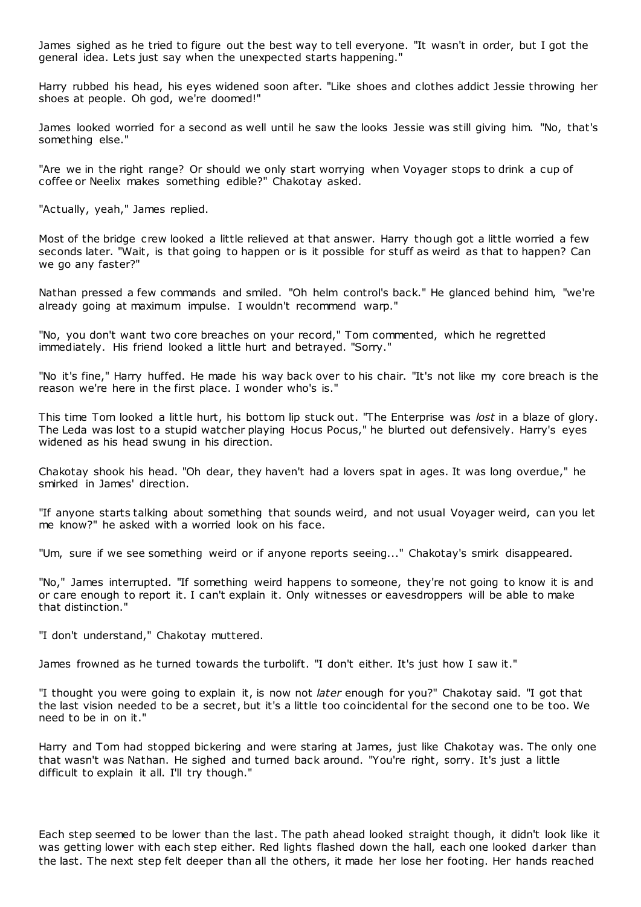James sighed as he tried to figure out the best way to tell everyone. "It wasn't in order, but I got the general idea. Lets just say when the unexpected starts happening."

Harry rubbed his head, his eyes widened soon after. "Like shoes and clothes addict Jessie throwing her shoes at people. Oh god, we're doomed!"

James looked worried for a second as well until he saw the looks Jessie was still giving him. "No, that's something else."

"Are we in the right range? Or should we only start worrying when Voyager stops to drink a cup of coffee or Neelix makes something edible?" Chakotay asked.

"Actually, yeah," James replied.

Most of the bridge crew looked a little relieved at that answer. Harry though got a little worried a few seconds later. "Wait, is that going to happen or is it possible for stuff as weird as that to happen? Can we go any faster?"

Nathan pressed a few commands and smiled. "Oh helm control's back." He glanced behind him, "we're already going at maximum impulse. I wouldn't recommend warp."

"No, you don't want two core breaches on your record," Tom commented, which he regretted immediately. His friend looked a little hurt and betrayed. "Sorry."

"No it's fine," Harry huffed. He made his way back over to his chair. "It's not like my core breach is the reason we're here in the first place. I wonder who's is."

This time Tom looked a little hurt, his bottom lip stuck out. "The Enterprise was *lost* in a blaze of glory. The Leda was lost to a stupid watcher playing Hocus Pocus," he blurted out defensively. Harry's eyes widened as his head swung in his direction.

Chakotay shook his head. "Oh dear, they haven't had a lovers spat in ages. It was long overdue," he smirked in James' direction.

"If anyone starts talking about something that sounds weird, and not usual Voyager weird, can you let me know?" he asked with a worried look on his face.

"Um, sure if we see something weird or if anyone reports seeing..." Chakotay's smirk disappeared.

"No," James interrupted. "If something weird happens to someone, they're not going to know it is and or care enough to report it. I can't explain it. Only witnesses or eavesdroppers will be able to make that distinction."

"I don't understand," Chakotay muttered.

James frowned as he turned towards the turbolift. "I don't either. It's just how I saw it."

"I thought you were going to explain it, is now not *later* enough for you?" Chakotay said. "I got that the last vision needed to be a secret, but it's a little too coincidental for the second one to be too. We need to be in on it."

Harry and Tom had stopped bickering and were staring at James, just like Chakotay was. The only one that wasn't was Nathan. He sighed and turned back around. "You're right, sorry. It's just a little difficult to explain it all. I'll try though."

Each step seemed to be lower than the last. The path ahead looked straight though, it didn't look like it was getting lower with each step either. Red lights flashed down the hall, each one looked darker than the last. The next step felt deeper than all the others, it made her lose her footing. Her hands reached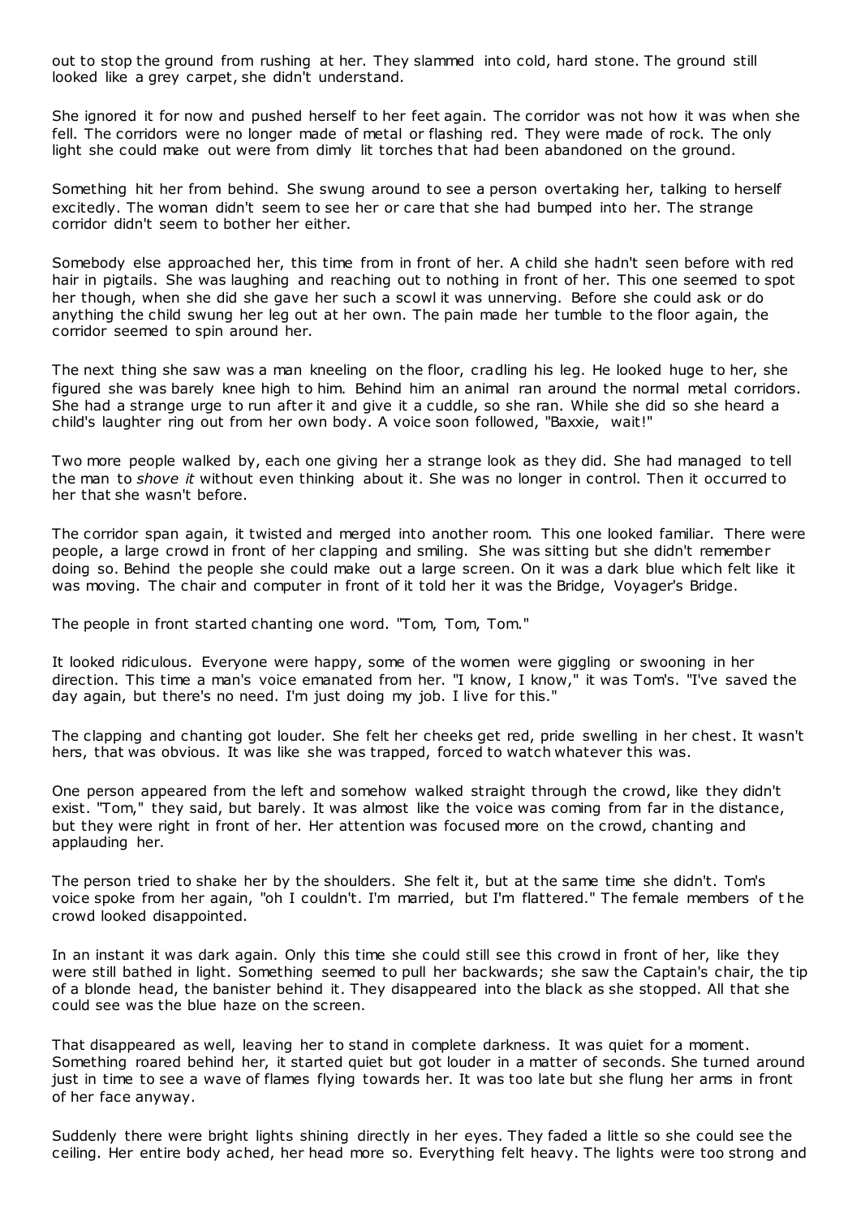out to stop the ground from rushing at her. They slammed into cold, hard stone. The ground still looked like a grey carpet, she didn't understand.

She ignored it for now and pushed herself to her feet again. The corridor was not how it was when she fell. The corridors were no longer made of metal or flashing red. They were made of rock. The only light she could make out were from dimly lit torches that had been abandoned on the ground.

Something hit her from behind. She swung around to see a person overtaking her, talking to herself excitedly. The woman didn't seem to see her or care that she had bumped into her. The strange corridor didn't seem to bother her either.

Somebody else approached her, this time from in front of her. A child she hadn't seen before with red hair in pigtails. She was laughing and reaching out to nothing in front of her. This one seemed to spot her though, when she did she gave her such a scowl it was unnerving. Before she could ask or do anything the child swung her leg out at her own. The pain made her tumble to the floor again, the corridor seemed to spin around her.

The next thing she saw was a man kneeling on the floor, cradling his leg. He looked huge to her, she figured she was barely knee high to him. Behind him an animal ran around the normal metal corridors. She had a strange urge to run after it and give it a cuddle, so she ran. While she did so she heard a child's laughter ring out from her own body. A voice soon followed, "Baxxie, wait!"

Two more people walked by, each one giving her a strange look as they did. She had managed to tell the man to *shove it* without even thinking about it. She was no longer in control. Then it occurred to her that she wasn't before.

The corridor span again, it twisted and merged into another room. This one looked familiar. There were people, a large crowd in front of her clapping and smiling. She was sitting but she didn't remember doing so. Behind the people she could make out a large screen. On it was a dark blue which felt like it was moving. The chair and computer in front of it told her it was the Bridge, Voyager's Bridge.

The people in front started chanting one word. "Tom, Tom, Tom."

It looked ridiculous. Everyone were happy, some of the women were giggling or swooning in her direction. This time a man's voice emanated from her. "I know, I know," it was Tom's. "I've saved the day again, but there's no need. I'm just doing my job. I live for this."

The clapping and chanting got louder. She felt her cheeks get red, pride swelling in her chest. It wasn't hers, that was obvious. It was like she was trapped, forced to watch whatever this was.

One person appeared from the left and somehow walked straight through the crowd, like they didn't exist. "Tom," they said, but barely. It was almost like the voice was coming from far in the distance, but they were right in front of her. Her attention was focused more on the crowd, chanting and applauding her.

The person tried to shake her by the shoulders. She felt it, but at the same time she didn't. Tom's voice spoke from her again, "oh I couldn't. I'm married, but I'm flattered." The female members of the crowd looked disappointed.

In an instant it was dark again. Only this time she could still see this crowd in front of her, like they were still bathed in light. Something seemed to pull her backwards; she saw the Captain's chair, the tip of a blonde head, the banister behind it. They disappeared into the black as she stopped. All that she could see was the blue haze on the screen.

That disappeared as well, leaving her to stand in complete darkness. It was quiet for a moment. Something roared behind her, it started quiet but got louder in a matter of seconds. She turned around just in time to see a wave of flames flying towards her. It was too late but she flung her arms in front of her face anyway.

Suddenly there were bright lights shining directly in her eyes. They faded a little so she could see the ceiling. Her entire body ached, her head more so. Everything felt heavy. The lights were too strong and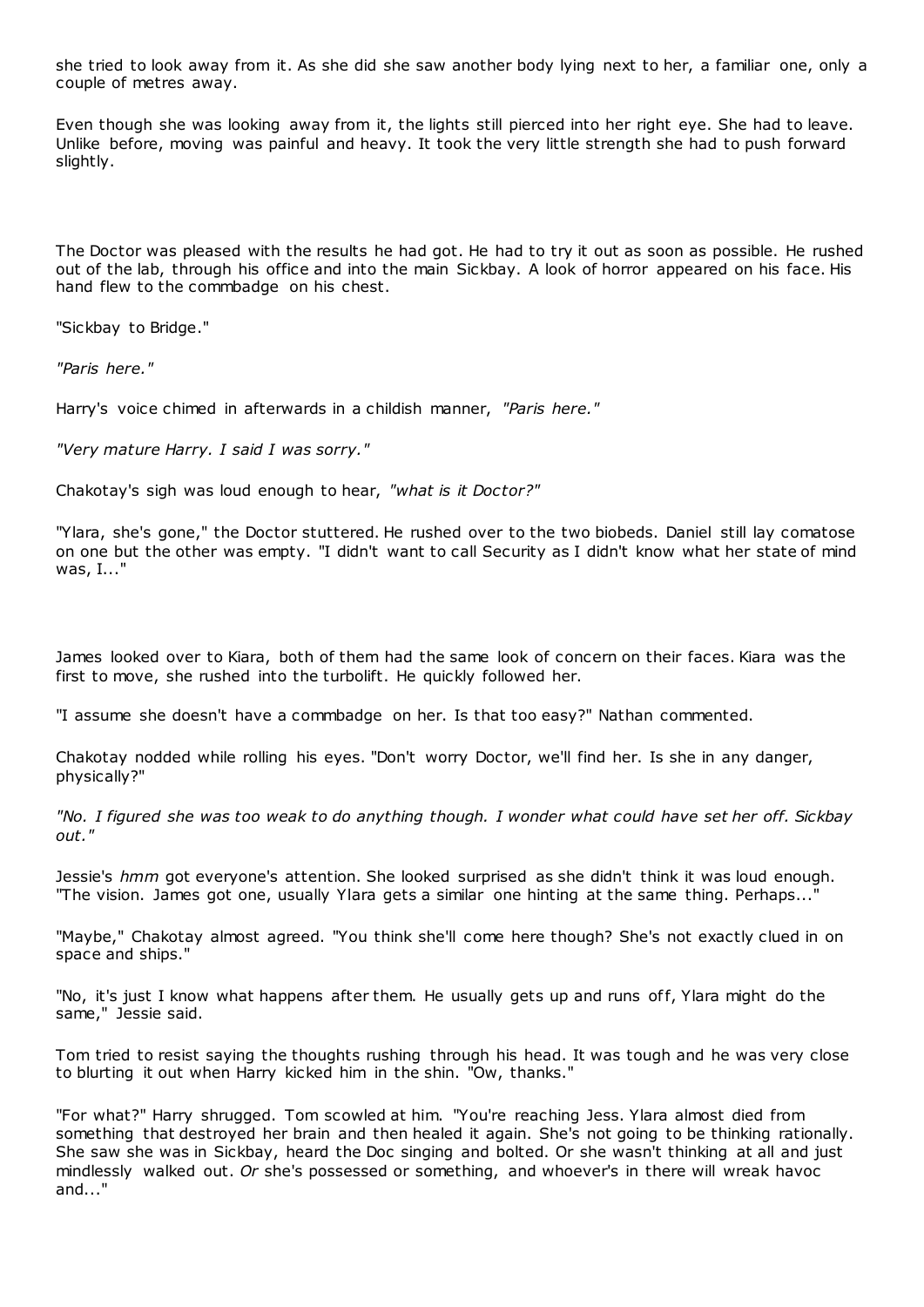she tried to look away from it. As she did she saw another body lying next to her, a familiar one, only a couple of metres away.

Even though she was looking away from it, the lights still pierced into her right eye. She had to leave. Unlike before, moving was painful and heavy. It took the very little strength she had to push forward slightly.

The Doctor was pleased with the results he had got. He had to try it out as soon as possible. He rushed out of the lab, through his office and into the main Sickbay. A look of horror appeared on his face. His hand flew to the commbadge on his chest.

"Sickbay to Bridge."

*"Paris here."*

Harry's voice chimed in afterwards in a childish manner, *"Paris here."*

*"Very mature Harry. I said I was sorry."*

Chakotay's sigh was loud enough to hear, *"what is it Doctor?"*

"Ylara, she's gone," the Doctor stuttered. He rushed over to the two biobeds. Daniel still lay comatose on one but the other was empty. "I didn't want to call Security as I didn't know what her state of mind was, I..."

James looked over to Kiara, both of them had the same look of concern on their faces. Kiara was the first to move, she rushed into the turbolift. He quickly followed her.

"I assume she doesn't have a commbadge on her. Is that too easy?" Nathan commented.

Chakotay nodded while rolling his eyes. "Don't worry Doctor, we'll find her. Is she in any danger, physically?"

*"No. I figured she was too weak to do anything though. I wonder what could have set her off. Sickbay out."*

Jessie's *hmm* got everyone's attention. She looked surprised as she didn't think it was loud enough. "The vision. James got one, usually Ylara gets a similar one hinting at the same thing. Perhaps..."

"Maybe," Chakotay almost agreed. "You think she'll come here though? She's not exactly clued in on space and ships."

"No, it's just I know what happens after them. He usually gets up and runs off, Ylara might do the same," Jessie said.

Tom tried to resist saying the thoughts rushing through his head. It was tough and he was very close to blurting it out when Harry kicked him in the shin. "Ow, thanks."

"For what?" Harry shrugged. Tom scowled at him. "You're reaching Jess. Ylara almost died from something that destroyed her brain and then healed it again. She's not going to be thinking rationally. She saw she was in Sickbay, heard the Doc singing and bolted. Or she wasn't thinking at all and just mindlessly walked out. *Or* she's possessed or something, and whoever's in there will wreak havoc and..."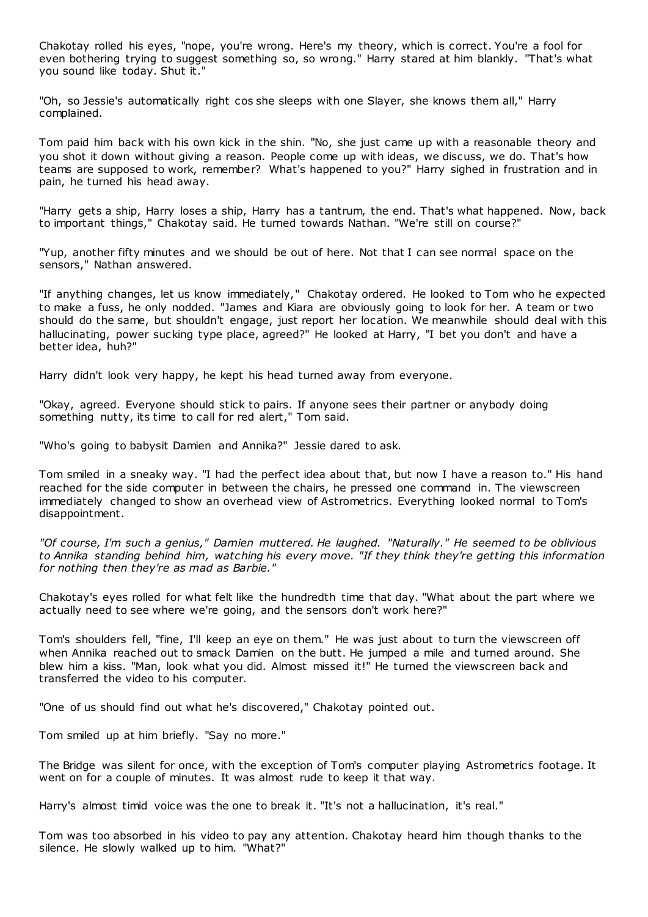Chakotay rolled his eyes, "nope, you're wrong. Here's my theory, which is correct. You're a fool for even bothering trying to suggest something so, so wrong." Harry stared at him blankly. "That's what you sound like today. Shut it."

"Oh, so Jessie's automatically right cos she sleeps with one Slayer, she knows them all," Harry complained.

Tom paid him back with his own kick in the shin. "No, she just came up with a reasonable theory and you shot it down without giving a reason. People come up with ideas, we discuss, we do. That's how teams are supposed to work, remember? What's happened to you?" Harry sighed in frustration and in pain, he turned his head away.

"Harry gets a ship, Harry loses a ship, Harry has a tantrum, the end. That's what happened. Now, back to important things," Chakotay said. He turned towards Nathan. "We're still on course?"

"Yup, another fifty minutes and we should be out of here. Not that I can see normal space on the sensors," Nathan answered.

"If anything changes, let us know immediately," Chakotay ordered. He looked to Tom who he expected to make a fuss, he only nodded. "James and Kiara are obviously going to look for her. A team or two should do the same, but shouldn't engage, just report her location. We meanwhile should deal with this hallucinating, power sucking type place, agreed?" He looked at Harry, "I bet you don't and have a better idea, huh?"

Harry didn't look very happy, he kept his head turned away from everyone.

"Okay, agreed. Everyone should stick to pairs. If anyone sees their partner or anybody doing something nutty, its time to call for red alert," Tom said.

"Who's going to babysit Damien and Annika?" Jessie dared to ask.

Tom smiled in a sneaky way. "I had the perfect idea about that, but now I have a reason to." His hand reached for the side computer in between the chairs, he pressed one command in. The viewscreen immediately changed to show an overhead view of Astrometrics. Everything looked normal to Tom's disappointment.

*"Of course, I'm such a genius," Damien muttered. He laughed. "Naturally." He seemed to be oblivious to Annika standing behind him, watching his every move. "If they think they're getting this information for nothing then they're as mad as Barbie."*

Chakotay's eyes rolled for what felt like the hundredth time that day. "What about the part where we actually need to see where we're going, and the sensors don't work here?"

Tom's shoulders fell, "fine, I'll keep an eye on them." He was just about to turn the viewscreen off when Annika reached out to smack Damien on the butt. He jumped a mile and turned around. She blew him a kiss. "Man, look what you did. Almost missed it!" He turned the viewscreen back and transferred the video to his computer.

"One of us should find out what he's discovered," Chakotay pointed out.

Tom smiled up at him briefly. "Say no more."

The Bridge was silent for once, with the exception of Tom's computer playing Astrometrics footage. It went on for a couple of minutes. It was almost rude to keep it that way.

Harry's almost timid voice was the one to break it. "It's not a hallucination, it's real."

Tom was too absorbed in his video to pay any attention. Chakotay heard him though thanks to the silence. He slowly walked up to him. "What?"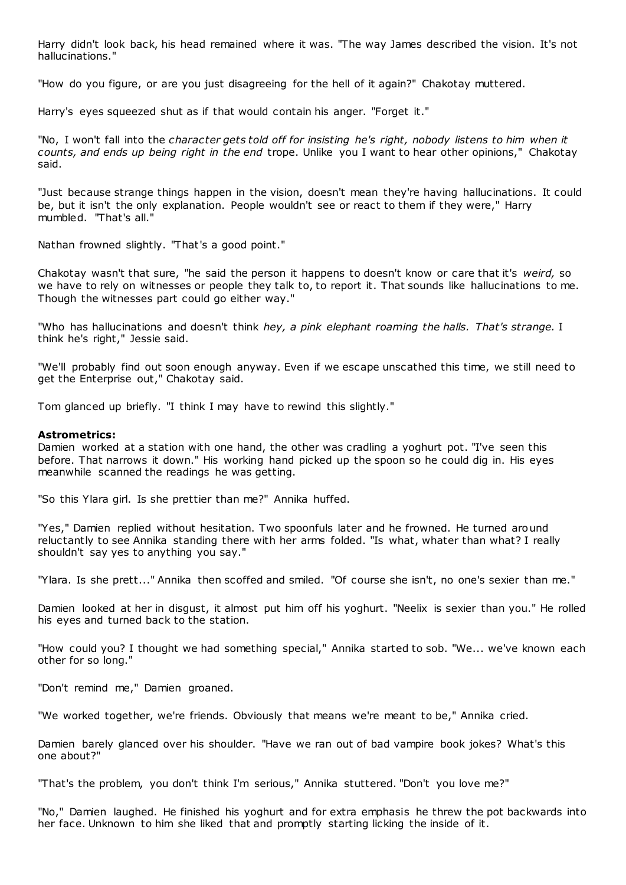Harry didn't look back, his head remained where it was. "The way James described the vision. It's not hallucinations."

"How do you figure, or are you just disagreeing for the hell of it again?" Chakotay muttered.

Harry's eyes squeezed shut as if that would contain his anger. "Forget it."

"No, I won't fall into the *character gets told off for insisting he's right, nobody listens to him when it counts, and ends up being right in the end* trope. Unlike you I want to hear other opinions," Chakotay said.

"Just because strange things happen in the vision, doesn't mean they're having hallucinations. It could be, but it isn't the only explanation. People wouldn't see or react to them if they were," Harry mumbled. "That's all."

Nathan frowned slightly. "That's a good point."

Chakotay wasn't that sure, "he said the person it happens to doesn't know or care that it's *weird,* so we have to rely on witnesses or people they talk to, to report it. That sounds like hallucinations to me. Though the witnesses part could go either way."

"Who has hallucinations and doesn't think *hey, a pink elephant roaming the halls. That's strange.* I think he's right," Jessie said.

"We'll probably find out soon enough anyway. Even if we escape unscathed this time, we still need to get the Enterprise out," Chakotay said.

Tom glanced up briefly. "I think I may have to rewind this slightly."

**Astrometrics:**
Damien worked at a station with one hand, the other was cradling a yoghurt pot. "I've seen this before. That narrows it down." His working hand picked up the spoon so he could dig in. His eyes meanwhile scanned the readings he was getting.

"So this Ylara girl. Is she prettier than me?" Annika huffed.

"Yes," Damien replied without hesitation. Two spoonfuls later and he frowned. He turned around reluctantly to see Annika standing there with her arms folded. "Is what, whater than what? I really shouldn't say yes to anything you say."

"Ylara. Is she prett..." Annika then scoffed and smiled. "Of course she isn't, no one's sexier than me."

Damien looked at her in disgust, it almost put him off his yoghurt. "Neelix is sexier than you." He rolled his eyes and turned back to the station.

"How could you? I thought we had something special," Annika started to sob. "We... we've known each other for so long."

"Don't remind me," Damien groaned.

"We worked together, we're friends. Obviously that means we're meant to be," Annika cried.

Damien barely glanced over his shoulder. "Have we ran out of bad vampire book jokes? What's this one about?"

"That's the problem, you don't think I'm serious," Annika stuttered. "Don't you love me?"

"No," Damien laughed. He finished his yoghurt and for extra emphasis he threw the pot backwards into her face. Unknown to him she liked that and promptly starting licking the inside of it.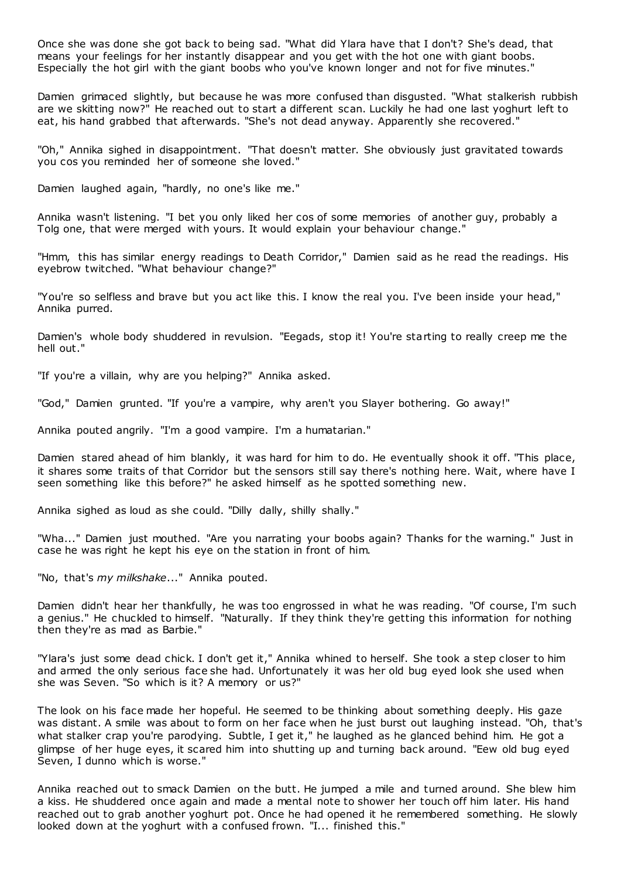Once she was done she got back to being sad. "What did Ylara have that I don't? She's dead, that means your feelings for her instantly disappear and you get with the hot one with giant boobs. Especially the hot girl with the giant boobs who you've known longer and not for five minutes."

Damien grimaced slightly, but because he was more confused than disgusted. "What stalkerish rubbish are we skitting now?" He reached out to start a different scan. Luckily he had one last yoghurt left to eat, his hand grabbed that afterwards. "She's not dead anyway. Apparently she recovered."

"Oh," Annika sighed in disappointment. "That doesn't matter. She obviously just gravitated towards you cos you reminded her of someone she loved."

Damien laughed again, "hardly, no one's like me."

Annika wasn't listening. "I bet you only liked her cos of some memories of another guy, probably a Tolg one, that were merged with yours. It would explain your behaviour change."

"Hmm, this has similar energy readings to Death Corridor," Damien said as he read the readings. His eyebrow twitched. "What behaviour change?"

"You're so selfless and brave but you act like this. I know the real you. I've been inside your head," Annika purred.

Damien's whole body shuddered in revulsion. "Eegads, stop it! You're starting to really creep me the hell out."

"If you're a villain, why are you helping?" Annika asked.

"God," Damien grunted. "If you're a vampire, why aren't you Slayer bothering. Go away!"

Annika pouted angrily. "I'm a good vampire. I'm a humatarian."

Damien stared ahead of him blankly, it was hard for him to do. He eventually shook it off. "This place, it shares some traits of that Corridor but the sensors still say there's nothing here. Wait, where have I seen something like this before?" he asked himself as he spotted something new.

Annika sighed as loud as she could. "Dilly dally, shilly shally."

"Wha..." Damien just mouthed. "Are you narrating your boobs again? Thanks for the warning." Just in case he was right he kept his eye on the station in front of him.

"No, that's *my milkshake*..." Annika pouted.

Damien didn't hear her thankfully, he was too engrossed in what he was reading. "Of course, I'm such a genius." He chuckled to himself. "Naturally. If they think they're getting this information for nothing then they're as mad as Barbie."

"Ylara's just some dead chick. I don't get it," Annika whined to herself. She took a step closer to him and armed the only serious face she had. Unfortunately it was her old bug eyed look she used when she was Seven. "So which is it? A memory or us?"

The look on his face made her hopeful. He seemed to be thinking about something deeply. His gaze was distant. A smile was about to form on her face when he just burst out laughing instead. "Oh, that's what stalker crap you're parodying. Subtle, I get it," he laughed as he glanced behind him. He got a glimpse of her huge eyes, it scared him into shutting up and turning back around. "Eew old bug eyed Seven, I dunno which is worse."

Annika reached out to smack Damien on the butt. He jumped a mile and turned around. She blew him a kiss. He shuddered once again and made a mental note to shower her touch off him later. His hand reached out to grab another yoghurt pot. Once he had opened it he remembered something. He slowly looked down at the yoghurt with a confused frown. "I... finished this."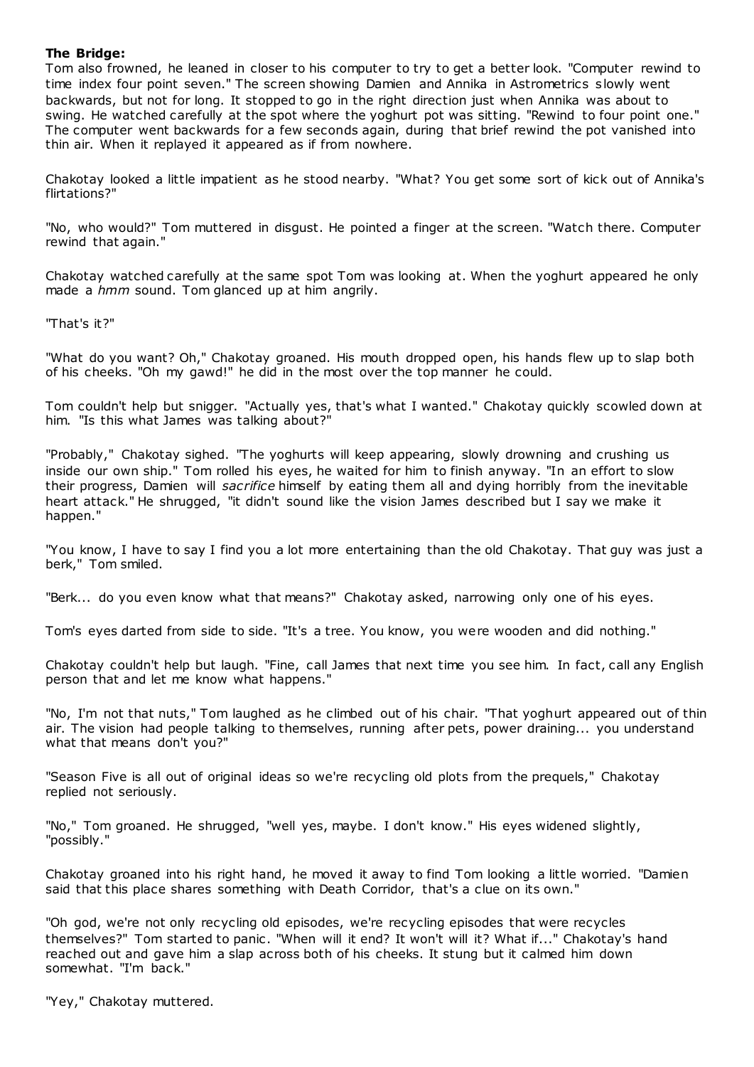**The Bridge:**

Tom also frowned, he leaned in closer to his computer to try to get a better look. "Computer rewind to time index four point seven." The screen showing Damien and Annika in Astrometrics slowly went backwards, but not for long. It stopped to go in the right direction just when Annika was about to swing. He watched carefully at the spot where the yoghurt pot was sitting. "Rewind to four point one." The computer went backwards for a few seconds again, during that brief rewind the pot vanished into thin air. When it replayed it appeared as if from nowhere.

Chakotay looked a little impatient as he stood nearby. "What? You get some sort of kick out of Annika's flirtations?"

"No, who would?" Tom muttered in disgust. He pointed a finger at the screen. "Watch there. Computer rewind that again."

Chakotay watched carefully at the same spot Tom was looking at. When the yoghurt appeared he only made a *hmm* sound. Tom glanced up at him angrily.

"That's it?"

"What do you want? Oh," Chakotay groaned. His mouth dropped open, his hands flew up to slap both of his cheeks. "Oh my gawd!" he did in the most over the top manner he could.

Tom couldn't help but snigger. "Actually yes, that's what I wanted." Chakotay quickly scowled down at him. "Is this what James was talking about?"

"Probably," Chakotay sighed. "The yoghurts will keep appearing, slowly drowning and crushing us inside our own ship." Tom rolled his eyes, he waited for him to finish anyway. "In an effort to slow their progress, Damien will *sacrifice* himself by eating them all and dying horribly from the inevitable heart attack." He shrugged, "it didn't sound like the vision James described but I say we make it happen."

"You know, I have to say I find you a lot more entertaining than the old Chakotay. That guy was just a berk," Tom smiled.

"Berk... do you even know what that means?" Chakotay asked, narrowing only one of his eyes.

Tom's eyes darted from side to side. "It's a tree. You know, you were wooden and did nothing."

Chakotay couldn't help but laugh. "Fine, call James that next time you see him. In fact, call any English person that and let me know what happens."

"No, I'm not that nuts," Tom laughed as he climbed out of his chair. "That yoghurt appeared out of thin air. The vision had people talking to themselves, running after pets, power draining... you understand what that means don't you?"

"Season Five is all out of original ideas so we're recycling old plots from the prequels," Chakotay replied not seriously.

"No," Tom groaned. He shrugged, "well yes, maybe. I don't know." His eyes widened slightly, "possibly."

Chakotay groaned into his right hand, he moved it away to find Tom looking a little worried. "Damien said that this place shares something with Death Corridor, that's a clue on its own."

"Oh god, we're not only recycling old episodes, we're recycling episodes that were recycles themselves?" Tom started to panic. "When will it end? It won't will it? What if..." Chakotay's hand reached out and gave him a slap across both of his cheeks. It stung but it calmed him down somewhat. "I'm back."

"Yey," Chakotay muttered.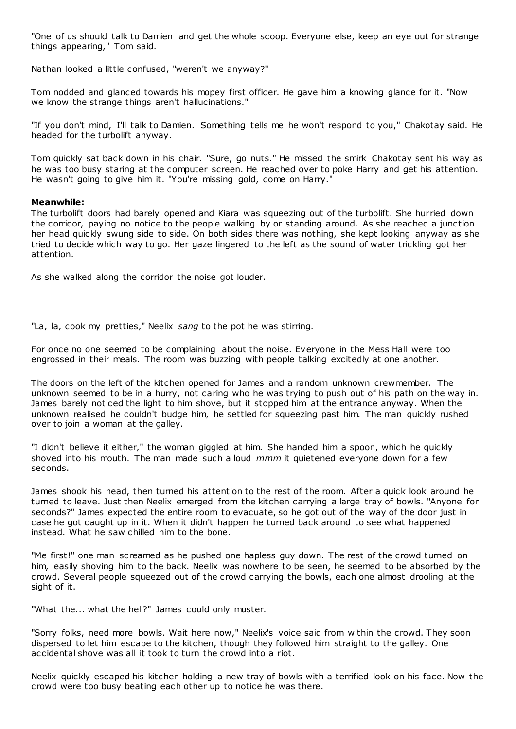"One of us should talk to Damien and get the whole scoop. Everyone else, keep an eye out for strange things appearing," Tom said.

Nathan looked a little confused, "weren't we anyway?"

Tom nodded and glanced towards his mopey first officer. He gave him a knowing glance for it. "Now we know the strange things aren't hallucinations."

"If you don't mind, I'll talk to Damien. Something tells me he won't respond to you," Chakotay said. He headed for the turbolift anyway.

Tom quickly sat back down in his chair. "Sure, go nuts." He missed the smirk Chakotay sent his way as he was too busy staring at the computer screen. He reached over to poke Harry and get his attention. He wasn't going to give him it. "You're missing gold, come on Harry."

**Meanwhile:**
The turbolift doors had barely opened and Kiara was squeezing out of the turbolift. She hurried down the corridor, paying no notice to the people walking by or standing around. As she reached a junction her head quickly swung side to side. On both sides there was nothing, she kept looking anyway as she tried to decide which way to go. Her gaze lingered to the left as the sound of water trickling got her attention.

As she walked along the corridor the noise got louder.

"La, la, cook my pretties," Neelix *sang* to the pot he was stirring.

For once no one seemed to be complaining about the noise. Everyone in the Mess Hall were too engrossed in their meals. The room was buzzing with people talking excitedly at one another.

The doors on the left of the kitchen opened for James and a random unknown crewmember. The unknown seemed to be in a hurry, not caring who he was trying to push out of his path on the way in. James barely noticed the light to him shove, but it stopped him at the entrance anyway. When the unknown realised he couldn't budge him, he settled for squeezing past him. The man quickly rushed over to join a woman at the galley.

"I didn't believe it either," the woman giggled at him. She handed him a spoon, which he quickly shoved into his mouth. The man made such a loud *mmm* it quietened everyone down for a few seconds.

James shook his head, then turned his attention to the rest of the room. After a quick look around he turned to leave. Just then Neelix emerged from the kitchen carrying a large tray of bowls. "Anyone for seconds?" James expected the entire room to evacuate, so he got out of the way of the door just in case he got caught up in it. When it didn't happen he turned back around to see what happened instead. What he saw chilled him to the bone.

"Me first!" one man screamed as he pushed one hapless guy down. The rest of the crowd turned on him, easily shoving him to the back. Neelix was nowhere to be seen, he seemed to be absorbed by the crowd. Several people squeezed out of the crowd carrying the bowls, each one almost drooling at the sight of it.

"What the... what the hell?" James could only muster.

"Sorry folks, need more bowls. Wait here now," Neelix's voice said from within the crowd. They soon dispersed to let him escape to the kitchen, though they followed him straight to the galley. One accidental shove was all it took to turn the crowd into a riot.

Neelix quickly escaped his kitchen holding a new tray of bowls with a terrified look on his face. Now the crowd were too busy beating each other up to notice he was there.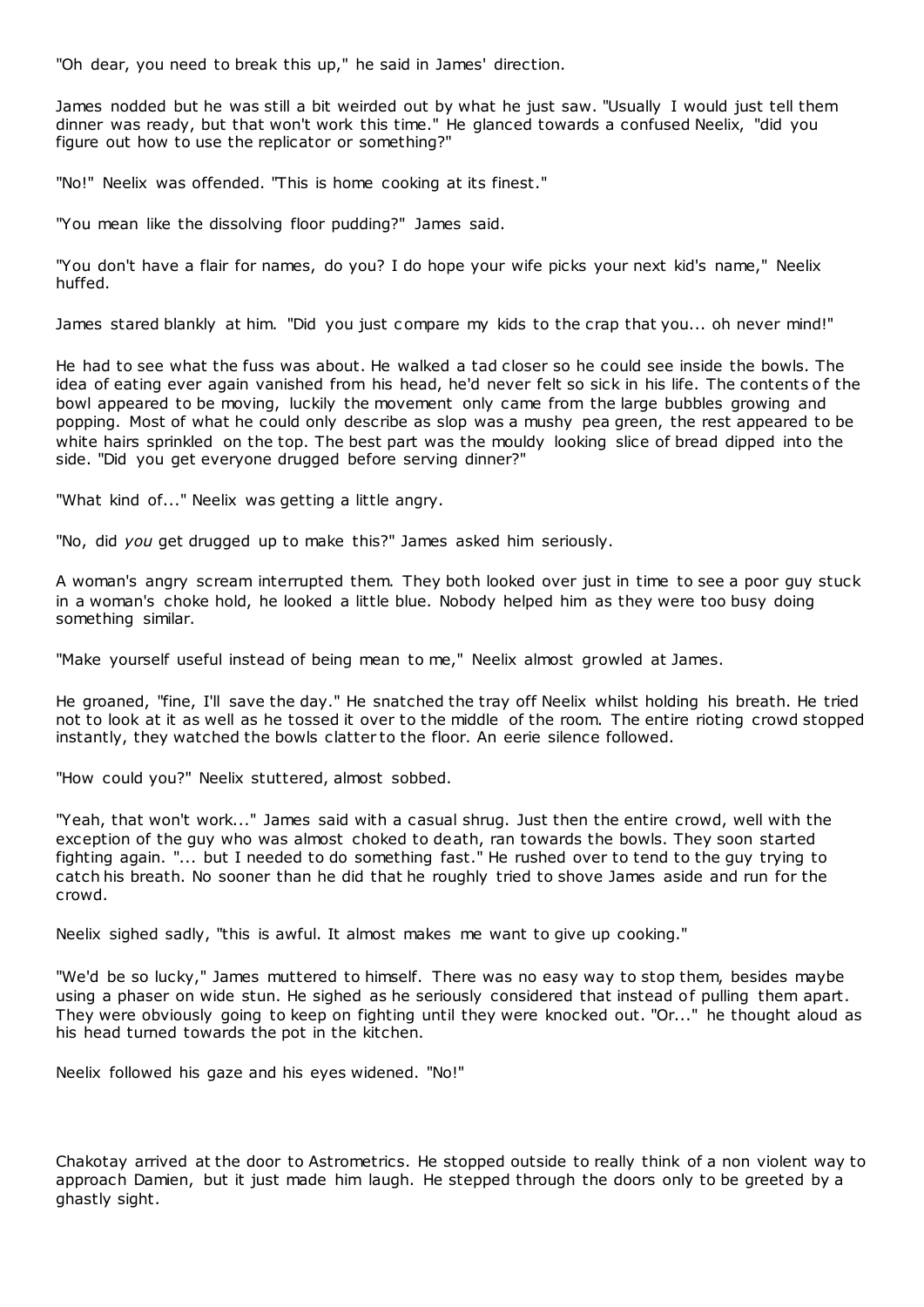"Oh dear, you need to break this up," he said in James' direction.

James nodded but he was still a bit weirded out by what he just saw. "Usually I would just tell them dinner was ready, but that won't work this time." He glanced towards a confused Neelix, "did you figure out how to use the replicator or something?"

"No!" Neelix was offended. "This is home cooking at its finest."

"You mean like the dissolving floor pudding?" James said.

"You don't have a flair for names, do you? I do hope your wife picks your next kid's name," Neelix huffed.

James stared blankly at him. "Did you just compare my kids to the crap that you... oh never mind!"

He had to see what the fuss was about. He walked a tad closer so he could see inside the bowls. The idea of eating ever again vanished from his head, he'd never felt so sick in his life. The contents of the bowl appeared to be moving, luckily the movement only came from the large bubbles growing and popping. Most of what he could only describe as slop was a mushy pea green, the rest appeared to be white hairs sprinkled on the top. The best part was the mouldy looking slice of bread dipped into the side. "Did you get everyone drugged before serving dinner?"

"What kind of..." Neelix was getting a little angry.

"No, did *you* get drugged up to make this?" James asked him seriously.

A woman's angry scream interrupted them. They both looked over just in time to see a poor guy stuck in a woman's choke hold, he looked a little blue. Nobody helped him as they were too busy doing something similar.

"Make yourself useful instead of being mean to me," Neelix almost growled at James.

He groaned, "fine, I'll save the day." He snatched the tray off Neelix whilst holding his breath. He tried not to look at it as well as he tossed it over to the middle of the room. The entire rioting crowd stopped instantly, they watched the bowls clatter to the floor. An eerie silence followed.

"How could you?" Neelix stuttered, almost sobbed.

"Yeah, that won't work..." James said with a casual shrug. Just then the entire crowd, well with the exception of the guy who was almost choked to death, ran towards the bowls. They soon started fighting again. "... but I needed to do something fast." He rushed over to tend to the guy trying to catch his breath. No sooner than he did that he roughly tried to shove James aside and run for the crowd.

Neelix sighed sadly, "this is awful. It almost makes me want to give up cooking."

"We'd be so lucky," James muttered to himself. There was no easy way to stop them, besides maybe using a phaser on wide stun. He sighed as he seriously considered that instead of pulling them apart. They were obviously going to keep on fighting until they were knocked out. "Or..." he thought aloud as his head turned towards the pot in the kitchen.

Neelix followed his gaze and his eyes widened. "No!"

Chakotay arrived at the door to Astrometrics. He stopped outside to really think of a non violent way to approach Damien, but it just made him laugh. He stepped through the doors only to be greeted by a ghastly sight.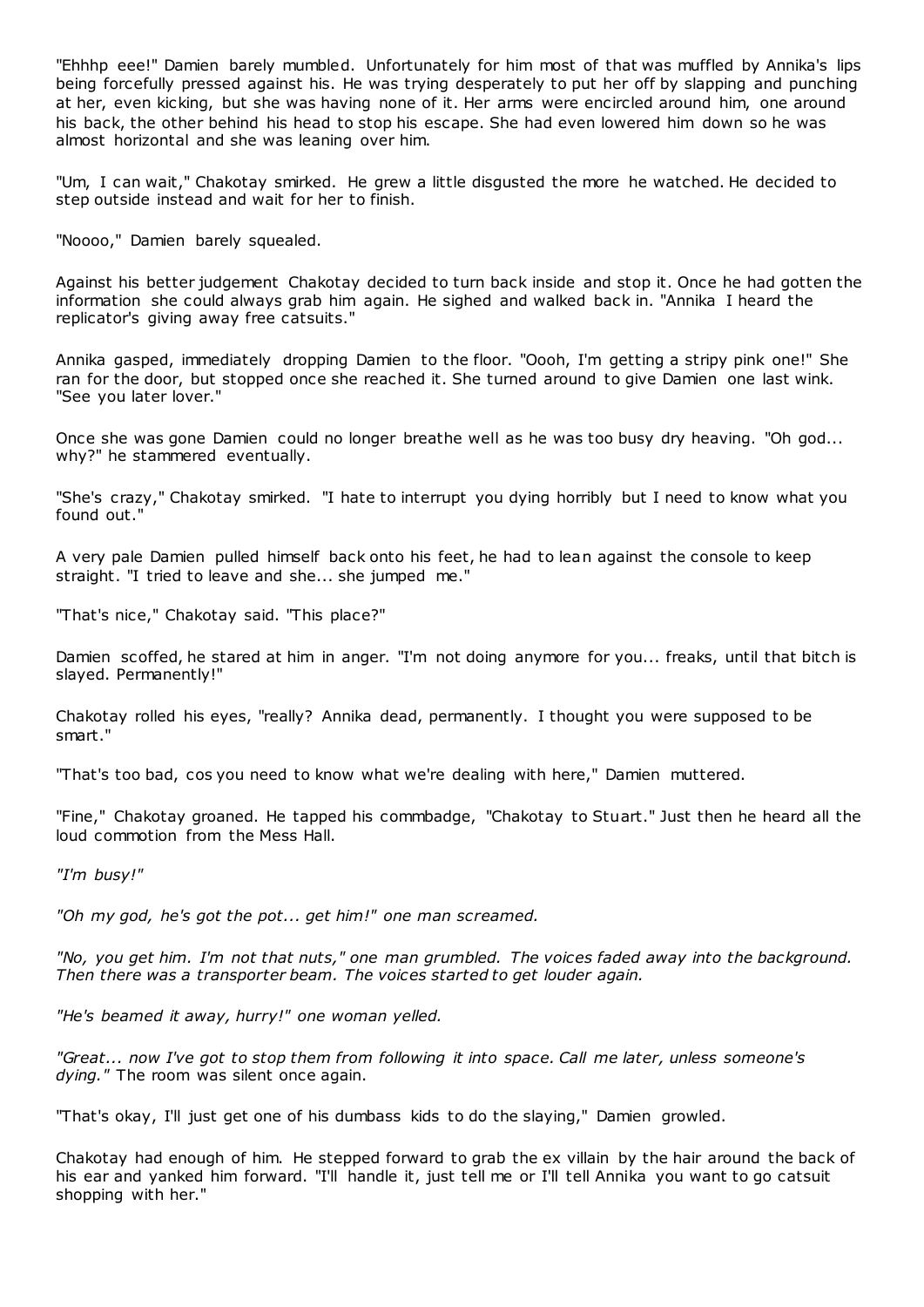"Ehhhp eee!" Damien barely mumbled. Unfortunately for him most of that was muffled by Annika's lips being forcefully pressed against his. He was trying desperately to put her off by slapping and punching at her, even kicking, but she was having none of it. Her arms were encircled around him, one around his back, the other behind his head to stop his escape. She had even lowered him down so he was almost horizontal and she was leaning over him.

"Um, I can wait," Chakotay smirked. He grew a little disgusted the more he watched. He decided to step outside instead and wait for her to finish.

"Noooo," Damien barely squealed.

Against his better judgement Chakotay decided to turn back inside and stop it. Once he had gotten the information she could always grab him again. He sighed and walked back in. "Annika I heard the replicator's giving away free catsuits."

Annika gasped, immediately dropping Damien to the floor. "Oooh, I'm getting a stripy pink one!" She ran for the door, but stopped once she reached it. She turned around to give Damien one last wink. "See you later lover."

Once she was gone Damien could no longer breathe well as he was too busy dry heaving. "Oh god... why?" he stammered eventually.

"She's crazy," Chakotay smirked. "I hate to interrupt you dying horribly but I need to know what you found out."

A very pale Damien pulled himself back onto his feet, he had to lean against the console to keep straight. "I tried to leave and she... she jumped me."

"That's nice," Chakotay said. "This place?"

Damien scoffed, he stared at him in anger. "I'm not doing anymore for you... freaks, until that bitch is slayed. Permanently!"

Chakotay rolled his eyes, "really? Annika dead, permanently. I thought you were supposed to be smart."

"That's too bad, cos you need to know what we're dealing with here," Damien muttered.

"Fine," Chakotay groaned. He tapped his commbadge, "Chakotay to Stuart." Just then he heard all the loud commotion from the Mess Hall.

*"I'm busy!"*

*"Oh my god, he's got the pot... get him!" one man screamed.*

*"No, you get him. I'm not that nuts," one man grumbled. The voices faded away into the background. Then there was a transporter beam. The voices started to get louder again.*

*"He's beamed it away, hurry!" one woman yelled.*

*"Great... now I've got to stop them from following it into space. Call me later, unless someone's dying."* The room was silent once again.

"That's okay, I'll just get one of his dumbass kids to do the slaying," Damien growled.

Chakotay had enough of him. He stepped forward to grab the ex villain by the hair around the back of his ear and yanked him forward. "I'll handle it, just tell me or I'll tell Annika you want to go catsuit shopping with her."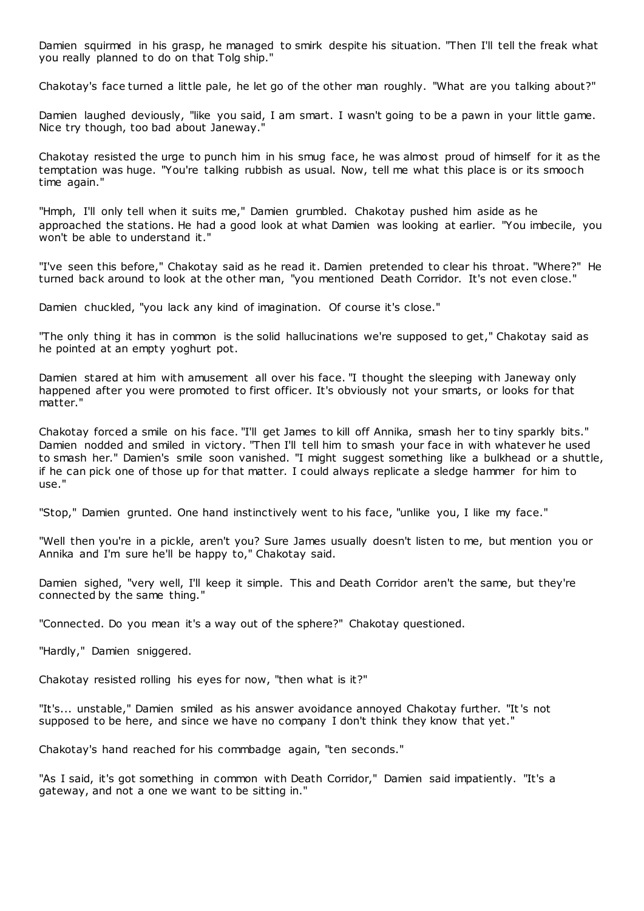Damien squirmed in his grasp, he managed to smirk despite his situation. "Then I'll tell the freak what you really planned to do on that Tolg ship."

Chakotay's face turned a little pale, he let go of the other man roughly. "What are you talking about?"

Damien laughed deviously, "like you said, I am smart. I wasn't going to be a pawn in your little game. Nice try though, too bad about Janeway."

Chakotay resisted the urge to punch him in his smug face, he was almost proud of himself for it as the temptation was huge. "You're talking rubbish as usual. Now, tell me what this place is or its smooch time again."

"Hmph, I'll only tell when it suits me," Damien grumbled. Chakotay pushed him aside as he approached the stations. He had a good look at what Damien was looking at earlier. "You imbecile, you won't be able to understand it."

"I've seen this before," Chakotay said as he read it. Damien pretended to clear his throat. "Where?" He turned back around to look at the other man, "you mentioned Death Corridor. It's not even close."

Damien chuckled, "you lack any kind of imagination. Of course it's close."

"The only thing it has in common is the solid hallucinations we're supposed to get," Chakotay said as he pointed at an empty yoghurt pot.

Damien stared at him with amusement all over his face. "I thought the sleeping with Janeway only happened after you were promoted to first officer. It's obviously not your smarts, or looks for that matter."

Chakotay forced a smile on his face. "I'll get James to kill off Annika, smash her to tiny sparkly bits." Damien nodded and smiled in victory. "Then I'll tell him to smash your face in with whatever he used to smash her." Damien's smile soon vanished. "I might suggest something like a bulkhead or a shuttle, if he can pick one of those up for that matter. I could always replicate a sledge hammer for him to use."

"Stop," Damien grunted. One hand instinctively went to his face, "unlike you, I like my face."

"Well then you're in a pickle, aren't you? Sure James usually doesn't listen to me, but mention you or Annika and I'm sure he'll be happy to," Chakotay said.

Damien sighed, "very well, I'll keep it simple. This and Death Corridor aren't the same, but they're connected by the same thing."

"Connected. Do you mean it's a way out of the sphere?" Chakotay questioned.

"Hardly," Damien sniggered.

Chakotay resisted rolling his eyes for now, "then what is it?"

"It's... unstable," Damien smiled as his answer avoidance annoyed Chakotay further. "It's not supposed to be here, and since we have no company I don't think they know that yet."

Chakotay's hand reached for his commbadge again, "ten seconds."

"As I said, it's got something in common with Death Corridor," Damien said impatiently. "It's a gateway, and not a one we want to be sitting in."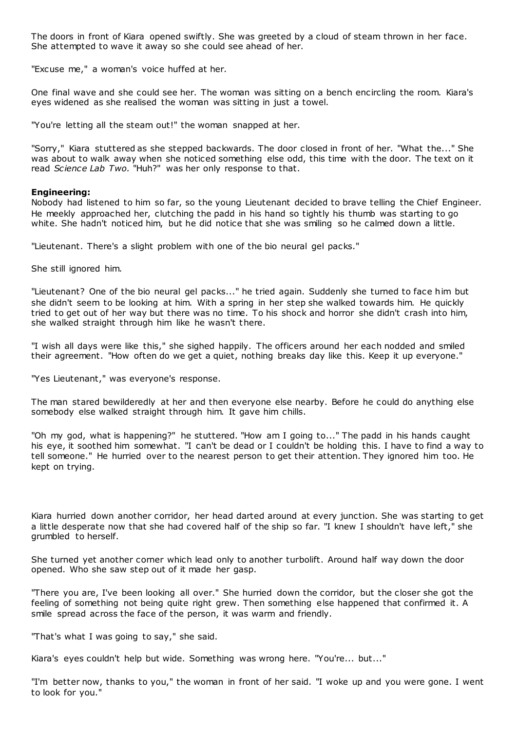The doors in front of Kiara opened swiftly. She was greeted by a cloud of steam thrown in her face. She attempted to wave it away so she could see ahead of her.

"Excuse me," a woman's voice huffed at her.

One final wave and she could see her. The woman was sitting on a bench encircling the room. Kiara's eyes widened as she realised the woman was sitting in just a towel.

"You're letting all the steam out!" the woman snapped at her.

"Sorry," Kiara stuttered as she stepped backwards. The door closed in front of her. "What the..." She was about to walk away when she noticed something else odd, this time with the door. The text on it read *Science Lab Two.* "Huh?" was her only response to that.

**Engineering:**
Nobody had listened to him so far, so the young Lieutenant decided to brave telling the Chief Engineer. He meekly approached her, clutching the padd in his hand so tightly his thumb was starting to go white. She hadn't noticed him, but he did notice that she was smiling so he calmed down a little.

"Lieutenant. There's a slight problem with one of the bio neural gel packs."

She still ignored him.

"Lieutenant? One of the bio neural gel packs..." he tried again. Suddenly she turned to face him but she didn't seem to be looking at him. With a spring in her step she walked towards him. He quickly tried to get out of her way but there was no time. To his shock and horror she didn't crash into him, she walked straight through him like he wasn't there.

"I wish all days were like this," she sighed happily. The officers around her each nodded and smiled their agreement. "How often do we get a quiet, nothing breaks day like this. Keep it up everyone."

"Yes Lieutenant," was everyone's response.

The man stared bewilderedly at her and then everyone else nearby. Before he could do anything else somebody else walked straight through him. It gave him chills.

"Oh my god, what is happening?" he stuttered. "How am I going to..." The padd in his hands caught his eye, it soothed him somewhat. "I can't be dead or I couldn't be holding this. I have to find a way to tell someone." He hurried over to the nearest person to get their attention. They ignored him too. He kept on trying.

Kiara hurried down another corridor, her head darted around at every junction. She was starting to get a little desperate now that she had covered half of the ship so far. "I knew I shouldn't have left," she grumbled to herself.

She turned yet another corner which lead only to another turbolift. Around half way down the door opened. Who she saw step out of it made her gasp.

"There you are, I've been looking all over." She hurried down the corridor, but the closer she got the feeling of something not being quite right grew. Then something else happened that confirmed it. A smile spread across the face of the person, it was warm and friendly.

"That's what I was going to say," she said.

Kiara's eyes couldn't help but wide. Something was wrong here. "You're... but..."

"I'm better now, thanks to you," the woman in front of her said. "I woke up and you were gone. I went to look for you."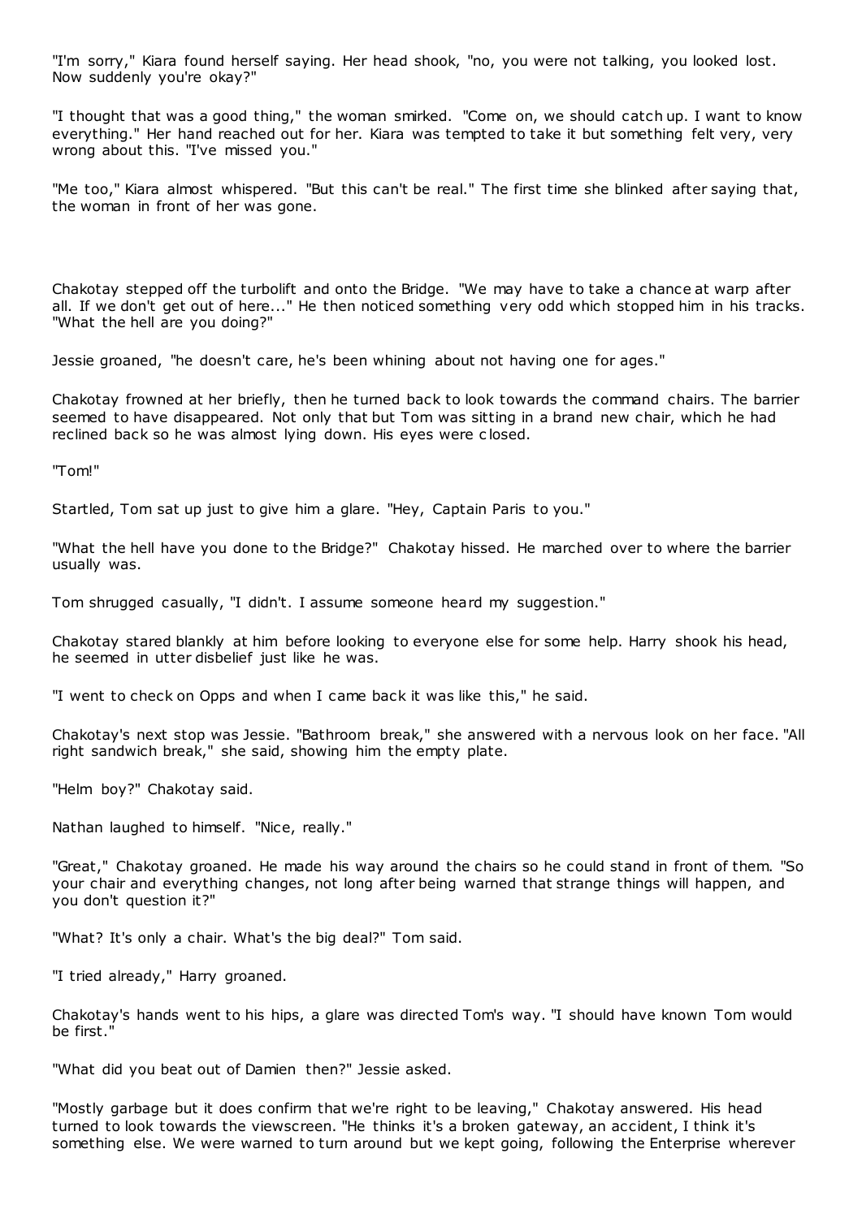"I'm sorry," Kiara found herself saying. Her head shook, "no, you were not talking, you looked lost. Now suddenly you're okay?"

"I thought that was a good thing," the woman smirked. "Come on, we should catch up. I want to know everything." Her hand reached out for her. Kiara was tempted to take it but something felt very, very wrong about this. "I've missed you."

"Me too," Kiara almost whispered. "But this can't be real." The first time she blinked after saying that, the woman in front of her was gone.

Chakotay stepped off the turbolift and onto the Bridge. "We may have to take a chance at warp after all. If we don't get out of here..." He then noticed something very odd which stopped him in his tracks. "What the hell are you doing?"

Jessie groaned, "he doesn't care, he's been whining about not having one for ages."

Chakotay frowned at her briefly, then he turned back to look towards the command chairs. The barrier seemed to have disappeared. Not only that but Tom was sitting in a brand new chair, which he had reclined back so he was almost lying down. His eyes were closed.

"Tom!"

Startled, Tom sat up just to give him a glare. "Hey, Captain Paris to you."

"What the hell have you done to the Bridge?" Chakotay hissed. He marched over to where the barrier usually was.

Tom shrugged casually, "I didn't. I assume someone heard my suggestion."

Chakotay stared blankly at him before looking to everyone else for some help. Harry shook his head, he seemed in utter disbelief just like he was.

"I went to check on Opps and when I came back it was like this," he said.

Chakotay's next stop was Jessie. "Bathroom break," she answered with a nervous look on her face. "All right sandwich break," she said, showing him the empty plate.

"Helm boy?" Chakotay said.

Nathan laughed to himself. "Nice, really."

"Great," Chakotay groaned. He made his way around the chairs so he could stand in front of them. "So your chair and everything changes, not long after being warned that strange things will happen, and you don't question it?"

"What? It's only a chair. What's the big deal?" Tom said.

"I tried already," Harry groaned.

Chakotay's hands went to his hips, a glare was directed Tom's way. "I should have known Tom would be first."

"What did you beat out of Damien then?" Jessie asked.

"Mostly garbage but it does confirm that we're right to be leaving," Chakotay answered. His head turned to look towards the viewscreen. "He thinks it's a broken gateway, an accident, I think it's something else. We were warned to turn around but we kept going, following the Enterprise wherever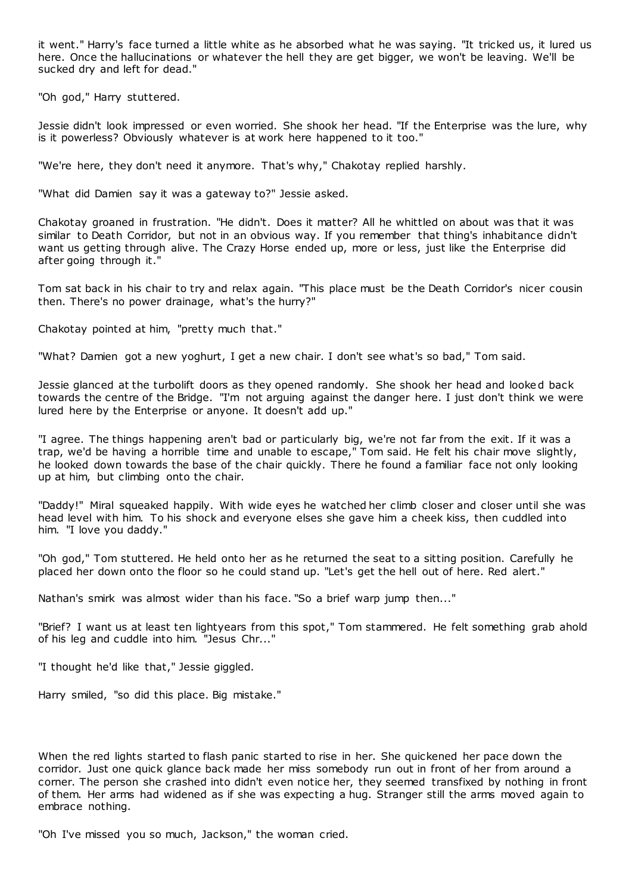it went." Harry's face turned a little white as he absorbed what he was saying. "It tricked us, it lured us here. Once the hallucinations or whatever the hell they are get bigger, we won't be leaving. We'll be sucked dry and left for dead."

"Oh god," Harry stuttered.

Jessie didn't look impressed or even worried. She shook her head. "If the Enterprise was the lure, why is it powerless? Obviously whatever is at work here happened to it too."

"We're here, they don't need it anymore. That's why," Chakotay replied harshly.

"What did Damien say it was a gateway to?" Jessie asked.

Chakotay groaned in frustration. "He didn't. Does it matter? All he whittled on about was that it was similar to Death Corridor, but not in an obvious way. If you remember that thing's inhabitance didn't want us getting through alive. The Crazy Horse ended up, more or less, just like the Enterprise did after going through it."

Tom sat back in his chair to try and relax again. "This place must be the Death Corridor's nicer cousin then. There's no power drainage, what's the hurry?"

Chakotay pointed at him, "pretty much that."

"What? Damien got a new yoghurt, I get a new chair. I don't see what's so bad," Tom said.

Jessie glanced at the turbolift doors as they opened randomly. She shook her head and looked back towards the centre of the Bridge. "I'm not arguing against the danger here. I just don't think we were lured here by the Enterprise or anyone. It doesn't add up."

"I agree. The things happening aren't bad or particularly big, we're not far from the exit. If it was a trap, we'd be having a horrible time and unable to escape," Tom said. He felt his chair move slightly, he looked down towards the base of the chair quickly. There he found a familiar face not only looking up at him, but climbing onto the chair.

"Daddy!" Miral squeaked happily. With wide eyes he watched her climb closer and closer until she was head level with him. To his shock and everyone elses she gave him a cheek kiss, then cuddled into him. "I love you daddy."

"Oh god," Tom stuttered. He held onto her as he returned the seat to a sitting position. Carefully he placed her down onto the floor so he could stand up. "Let's get the hell out of here. Red alert."

Nathan's smirk was almost wider than his face. "So a brief warp jump then..."

"Brief? I want us at least ten lightyears from this spot," Tom stammered. He felt something grab ahold of his leg and cuddle into him. "Jesus Chr..."

"I thought he'd like that," Jessie giggled.

Harry smiled, "so did this place. Big mistake."

When the red lights started to flash panic started to rise in her. She quickened her pace down the corridor. Just one quick glance back made her miss somebody run out in front of her from around a corner. The person she crashed into didn't even notice her, they seemed transfixed by nothing in front of them. Her arms had widened as if she was expecting a hug. Stranger still the arms moved again to embrace nothing.

"Oh I've missed you so much, Jackson," the woman cried.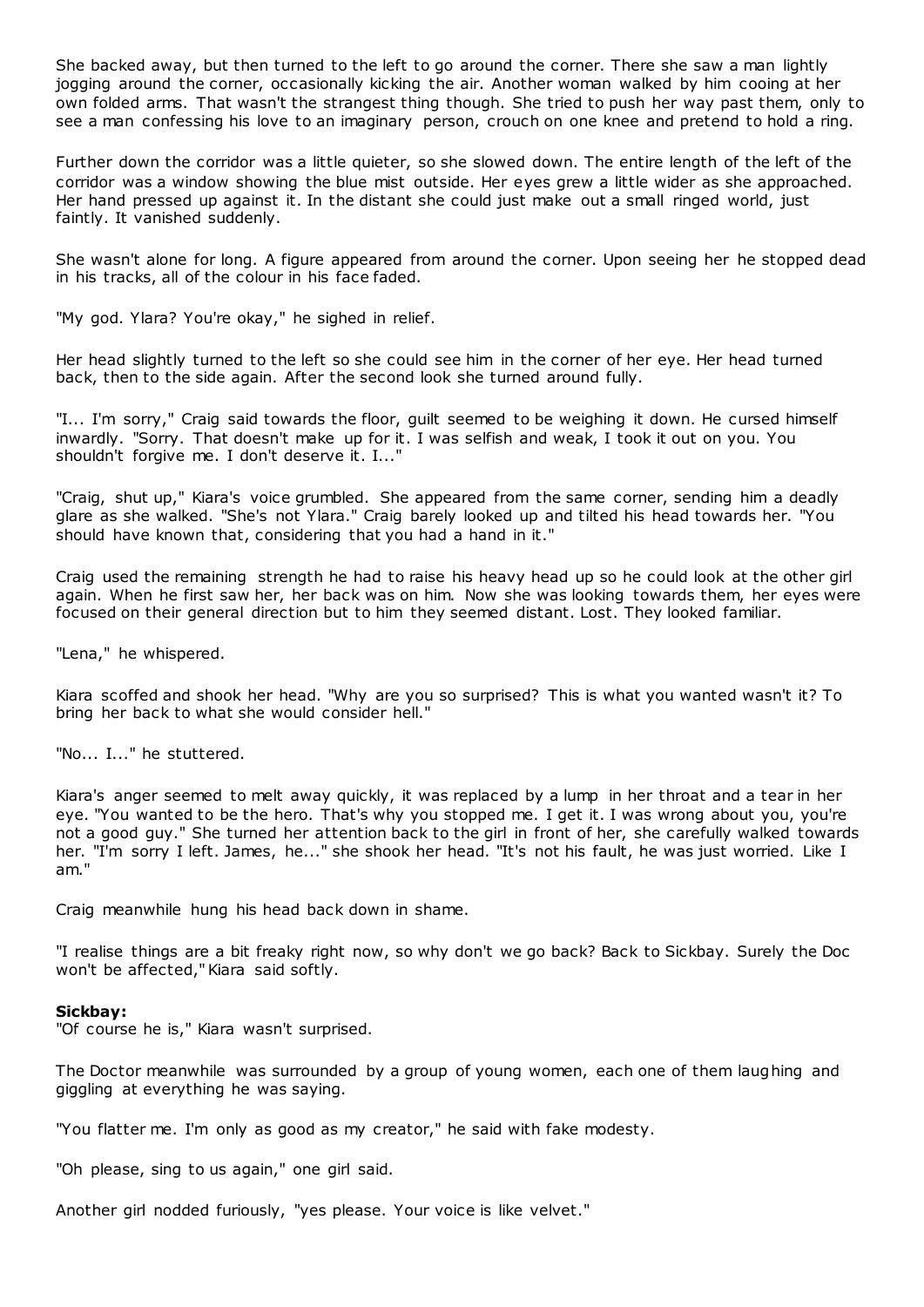She backed away, but then turned to the left to go around the corner. There she saw a man lightly jogging around the corner, occasionally kicking the air. Another woman walked by him cooing at her own folded arms. That wasn't the strangest thing though. She tried to push her way past them, only to see a man confessing his love to an imaginary person, crouch on one knee and pretend to hold a ring.

Further down the corridor was a little quieter, so she slowed down. The entire length of the left of the corridor was a window showing the blue mist outside. Her eyes grew a little wider as she approached. Her hand pressed up against it. In the distant she could just make out a small ringed world, just faintly. It vanished suddenly.

She wasn't alone for long. A figure appeared from around the corner. Upon seeing her he stopped dead in his tracks, all of the colour in his face faded.

"My god. Ylara? You're okay," he sighed in relief.

Her head slightly turned to the left so she could see him in the corner of her eye. Her head turned back, then to the side again. After the second look she turned around fully.

"I... I'm sorry," Craig said towards the floor, guilt seemed to be weighing it down. He cursed himself inwardly. "Sorry. That doesn't make up for it. I was selfish and weak, I took it out on you. You shouldn't forgive me. I don't deserve it. I..."

"Craig, shut up," Kiara's voice grumbled. She appeared from the same corner, sending him a deadly glare as she walked. "She's not Ylara." Craig barely looked up and tilted his head towards her. "You should have known that, considering that you had a hand in it."

Craig used the remaining strength he had to raise his heavy head up so he could look at the other girl again. When he first saw her, her back was on him. Now she was looking towards them, her eyes were focused on their general direction but to him they seemed distant. Lost. They looked familiar.

"Lena," he whispered.

Kiara scoffed and shook her head. "Why are you so surprised? This is what you wanted wasn't it? To bring her back to what she would consider hell."

"No... I..." he stuttered.

Kiara's anger seemed to melt away quickly, it was replaced by a lump in her throat and a tear in her eye. "You wanted to be the hero. That's why you stopped me. I get it. I was wrong about you, you're not a good guy." She turned her attention back to the girl in front of her, she carefully walked towards her. "I'm sorry I left. James, he..." she shook her head. "It's not his fault, he was just worried. Like I am."

Craig meanwhile hung his head back down in shame.

"I realise things are a bit freaky right now, so why don't we go back? Back to Sickbay. Surely the Doc won't be affected," Kiara said softly.

**Sickbay:**
"Of course he is," Kiara wasn't surprised.

The Doctor meanwhile was surrounded by a group of young women, each one of them laughing and giggling at everything he was saying.

"You flatter me. I'm only as good as my creator," he said with fake modesty.

"Oh please, sing to us again," one girl said.

Another girl nodded furiously, "yes please. Your voice is like velvet."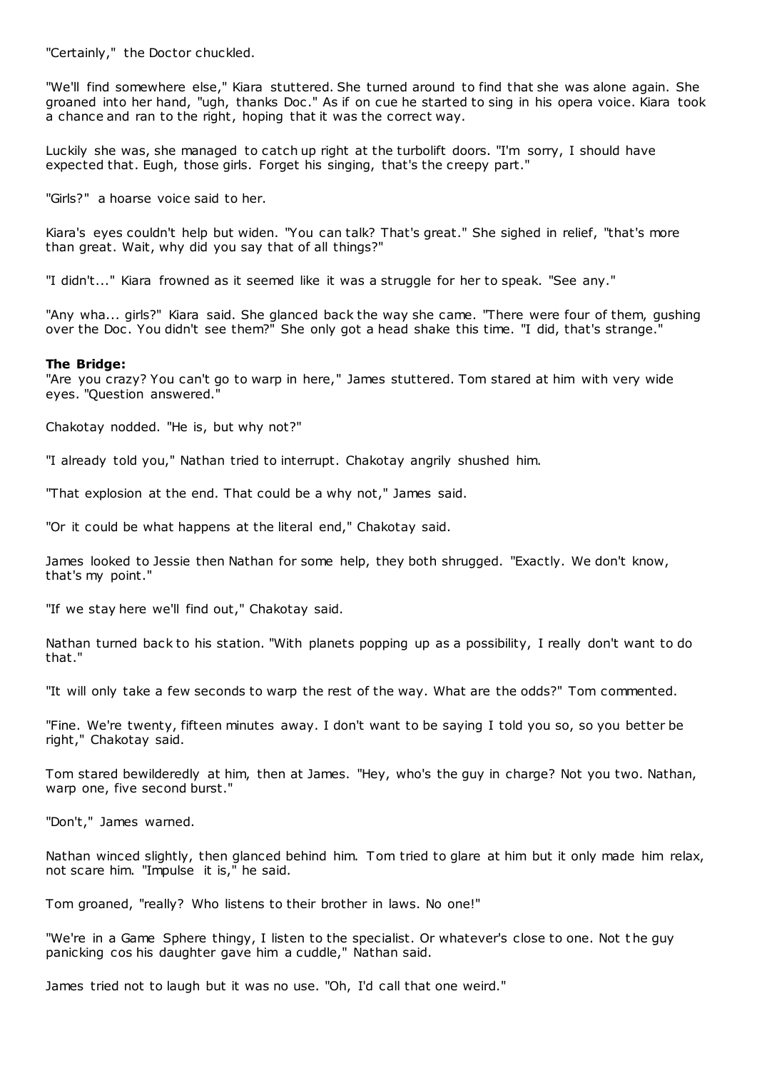"Certainly," the Doctor chuckled.

"We'll find somewhere else," Kiara stuttered. She turned around to find that she was alone again. She groaned into her hand, "ugh, thanks Doc." As if on cue he started to sing in his opera voice. Kiara took a chance and ran to the right, hoping that it was the correct way.

Luckily she was, she managed to catch up right at the turbolift doors. "I'm sorry, I should have expected that. Eugh, those girls. Forget his singing, that's the creepy part."

"Girls?" a hoarse voice said to her.

Kiara's eyes couldn't help but widen. "You can talk? That's great." She sighed in relief, "that's more than great. Wait, why did you say that of all things?"

"I didn't..." Kiara frowned as it seemed like it was a struggle for her to speak. "See any."

"Any wha... girls?" Kiara said. She glanced back the way she came. "There were four of them, gushing over the Doc. You didn't see them?" She only got a head shake this time. "I did, that's strange."

**The Bridge:**
"Are you crazy? You can't go to warp in here," James stuttered. Tom stared at him with very wide eyes. "Question answered."

Chakotay nodded. "He is, but why not?"

"I already told you," Nathan tried to interrupt. Chakotay angrily shushed him.

"That explosion at the end. That could be a why not," James said.

"Or it could be what happens at the literal end," Chakotay said.

James looked to Jessie then Nathan for some help, they both shrugged. "Exactly. We don't know, that's my point."

"If we stay here we'll find out," Chakotay said.

Nathan turned back to his station. "With planets popping up as a possibility, I really don't want to do that."

"It will only take a few seconds to warp the rest of the way. What are the odds?" Tom commented.

"Fine. We're twenty, fifteen minutes away. I don't want to be saying I told you so, so you better be right," Chakotay said.

Tom stared bewilderedly at him, then at James. "Hey, who's the guy in charge? Not you two. Nathan, warp one, five second burst."

"Don't," James warned.

Nathan winced slightly, then glanced behind him. Tom tried to glare at him but it only made him relax, not scare him. "Impulse it is," he said.

Tom groaned, "really? Who listens to their brother in laws. No one!"

"We're in a Game Sphere thingy, I listen to the specialist. Or whatever's close to one. Not the guy panicking cos his daughter gave him a cuddle," Nathan said.

James tried not to laugh but it was no use. "Oh, I'd call that one weird."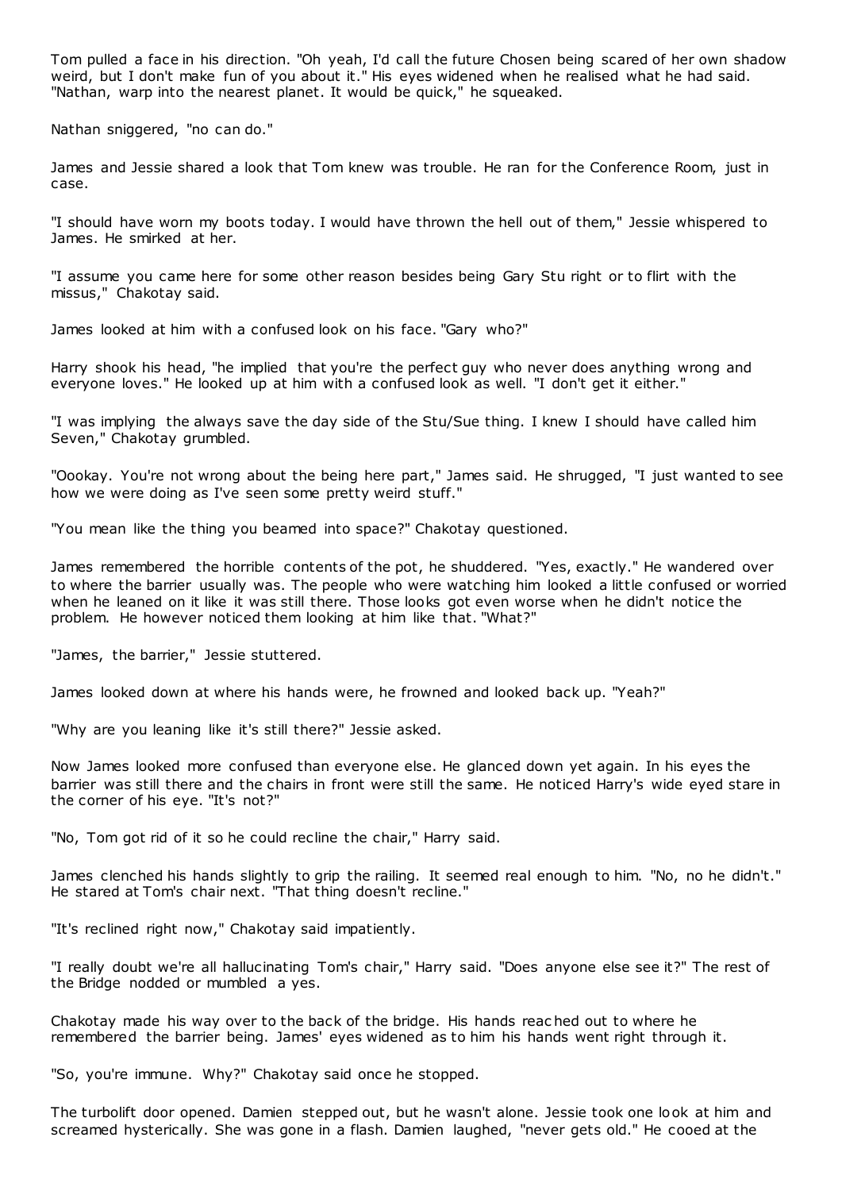Tom pulled a face in his direction. "Oh yeah, I'd call the future Chosen being scared of her own shadow weird, but I don't make fun of you about it." His eyes widened when he realised what he had said. "Nathan, warp into the nearest planet. It would be quick," he squeaked.

Nathan sniggered, "no can do."

James and Jessie shared a look that Tom knew was trouble. He ran for the Conference Room, just in case.

"I should have worn my boots today. I would have thrown the hell out of them," Jessie whispered to James. He smirked at her.

"I assume you came here for some other reason besides being Gary Stu right or to flirt with the missus," Chakotay said.

James looked at him with a confused look on his face. "Gary who?"

Harry shook his head, "he implied that you're the perfect guy who never does anything wrong and everyone loves." He looked up at him with a confused look as well. "I don't get it either."

"I was implying the always save the day side of the Stu/Sue thing. I knew I should have called him Seven," Chakotay grumbled.

"Oookay. You're not wrong about the being here part," James said. He shrugged, "I just wanted to see how we were doing as I've seen some pretty weird stuff."

"You mean like the thing you beamed into space?" Chakotay questioned.

James remembered the horrible contents of the pot, he shuddered. "Yes, exactly." He wandered over to where the barrier usually was. The people who were watching him looked a little confused or worried when he leaned on it like it was still there. Those looks got even worse when he didn't notice the problem. He however noticed them looking at him like that. "What?"

"James, the barrier," Jessie stuttered.

James looked down at where his hands were, he frowned and looked back up. "Yeah?"

"Why are you leaning like it's still there?" Jessie asked.

Now James looked more confused than everyone else. He glanced down yet again. In his eyes the barrier was still there and the chairs in front were still the same. He noticed Harry's wide eyed stare in the corner of his eye. "It's not?"

"No, Tom got rid of it so he could recline the chair," Harry said.

James clenched his hands slightly to grip the railing. It seemed real enough to him. "No, no he didn't." He stared at Tom's chair next. "That thing doesn't recline."

"It's reclined right now," Chakotay said impatiently.

"I really doubt we're all hallucinating Tom's chair," Harry said. "Does anyone else see it?" The rest of the Bridge nodded or mumbled a yes.

Chakotay made his way over to the back of the bridge. His hands reached out to where he remembered the barrier being. James' eyes widened as to him his hands went right through it.

"So, you're immune. Why?" Chakotay said once he stopped.

The turbolift door opened. Damien stepped out, but he wasn't alone. Jessie took one look at him and screamed hysterically. She was gone in a flash. Damien laughed, "never gets old." He cooed at the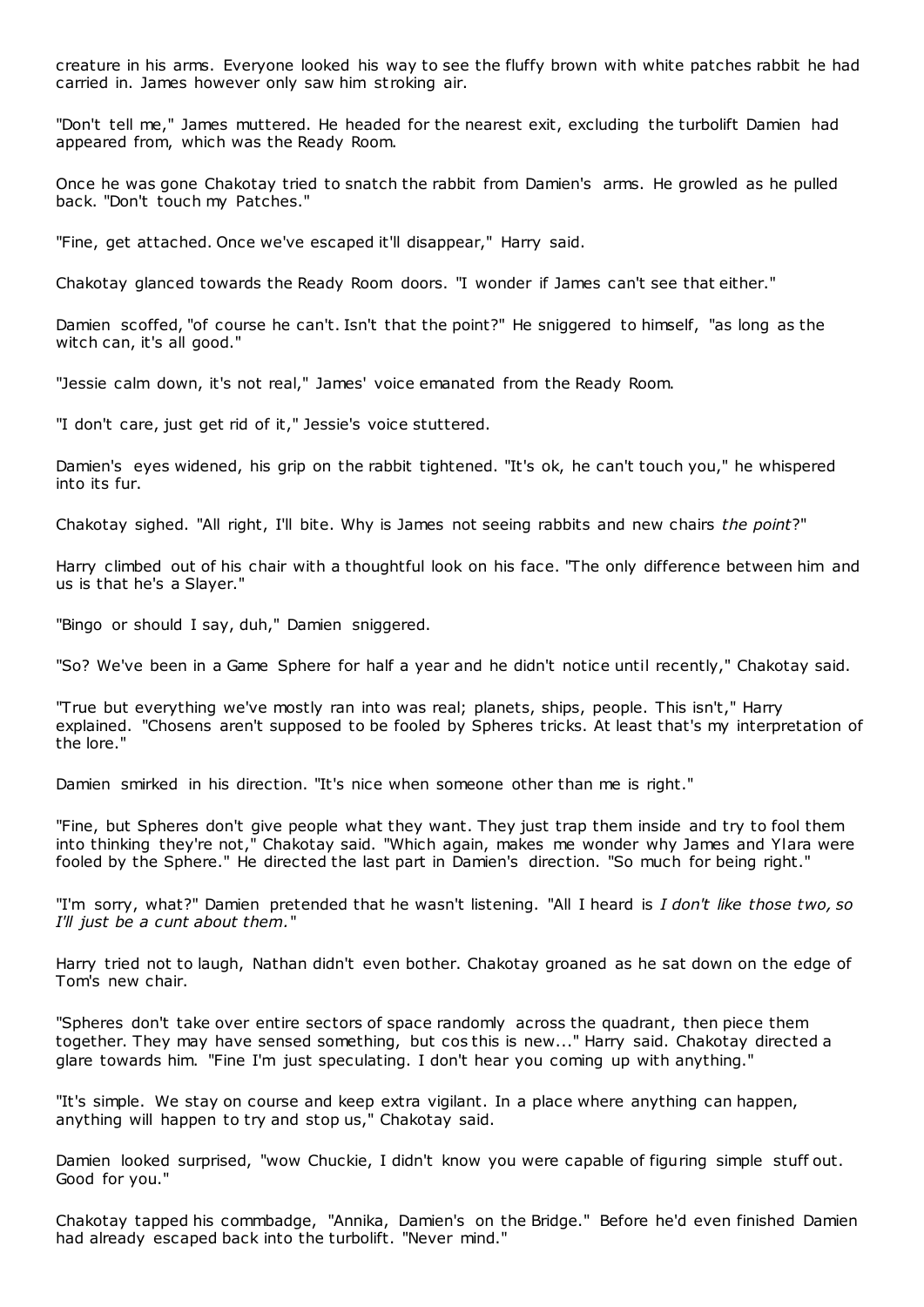creature in his arms. Everyone looked his way to see the fluffy brown with white patches rabbit he had carried in. James however only saw him stroking air.

"Don't tell me," James muttered. He headed for the nearest exit, excluding the turbolift Damien had appeared from, which was the Ready Room.

Once he was gone Chakotay tried to snatch the rabbit from Damien's arms. He growled as he pulled back. "Don't touch my Patches."

"Fine, get attached. Once we've escaped it'll disappear," Harry said.

Chakotay glanced towards the Ready Room doors. "I wonder if James can't see that either."

Damien scoffed, "of course he can't. Isn't that the point?" He sniggered to himself, "as long as the witch can, it's all good."

"Jessie calm down, it's not real," James' voice emanated from the Ready Room.

"I don't care, just get rid of it," Jessie's voice stuttered.

Damien's eyes widened, his grip on the rabbit tightened. "It's ok, he can't touch you," he whispered into its fur.

Chakotay sighed. "All right, I'll bite. Why is James not seeing rabbits and new chairs *the point*?"

Harry climbed out of his chair with a thoughtful look on his face. "The only difference between him and us is that he's a Slayer."

"Bingo or should I say, duh," Damien sniggered.

"So? We've been in a Game Sphere for half a year and he didn't notice until recently," Chakotay said.

"True but everything we've mostly ran into was real; planets, ships, people. This isn't," Harry explained. "Chosens aren't supposed to be fooled by Spheres tricks. At least that's my interpretation of the lore."

Damien smirked in his direction. "It's nice when someone other than me is right."

"Fine, but Spheres don't give people what they want. They just trap them inside and try to fool them into thinking they're not," Chakotay said. "Which again, makes me wonder why James and Ylara were fooled by the Sphere." He directed the last part in Damien's direction. "So much for being right."

"I'm sorry, what?" Damien pretended that he wasn't listening. "All I heard is *I don't like those two, so I'll just be a cunt about them.*"

Harry tried not to laugh, Nathan didn't even bother. Chakotay groaned as he sat down on the edge of Tom's new chair.

"Spheres don't take over entire sectors of space randomly across the quadrant, then piece them together. They may have sensed something, but cos this is new..." Harry said. Chakotay directed a glare towards him. "Fine I'm just speculating. I don't hear you coming up with anything."

"It's simple. We stay on course and keep extra vigilant. In a place where anything can happen, anything will happen to try and stop us," Chakotay said.

Damien looked surprised, "wow Chuckie, I didn't know you were capable of figuring simple stuff out. Good for you."

Chakotay tapped his commbadge, "Annika, Damien's on the Bridge." Before he'd even finished Damien had already escaped back into the turbolift. "Never mind."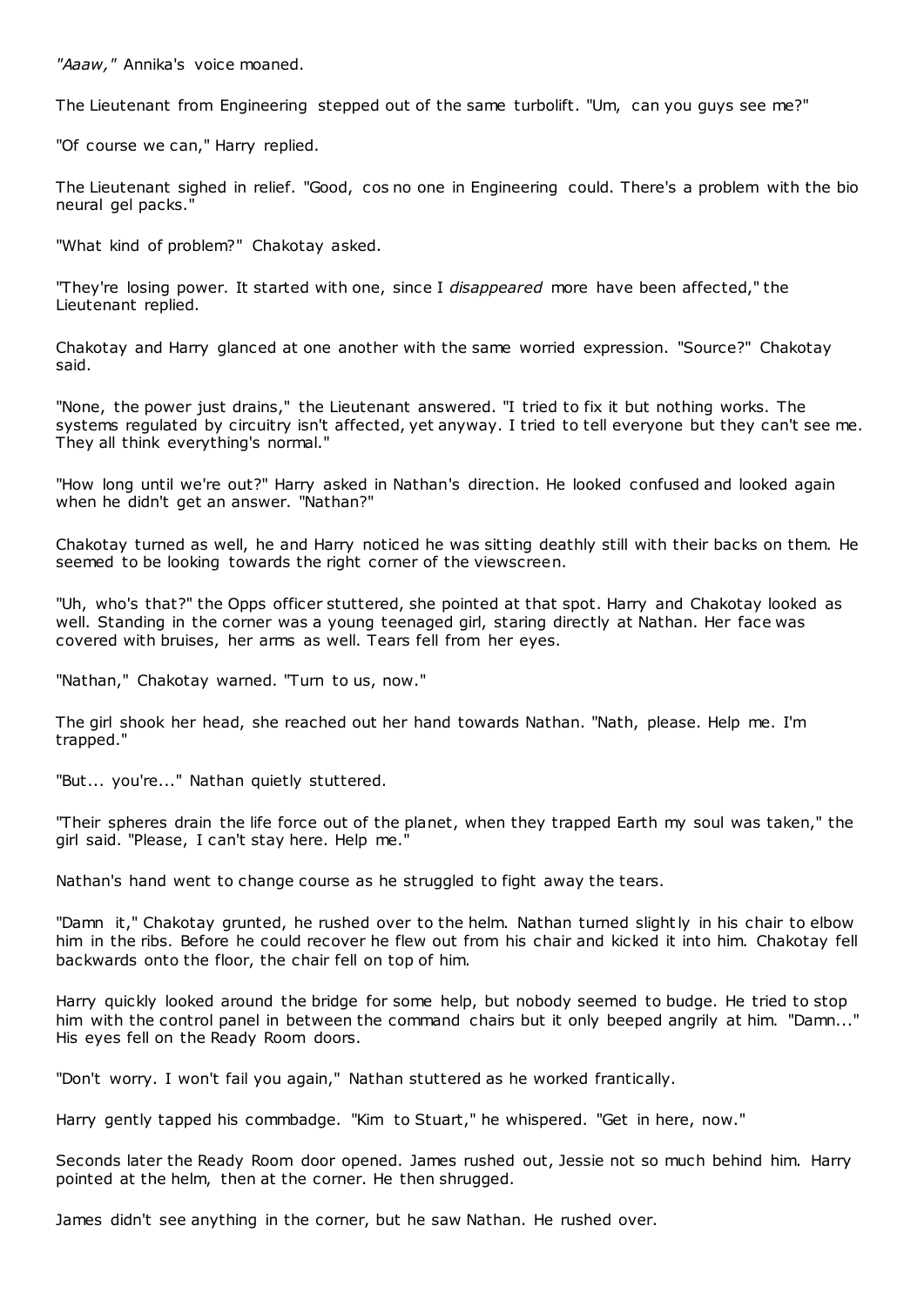*"Aaaw,"* Annika's voice moaned.

The Lieutenant from Engineering stepped out of the same turbolift. "Um, can you guys see me?"

"Of course we can," Harry replied.

The Lieutenant sighed in relief. "Good, cos no one in Engineering could. There's a problem with the bio neural gel packs."

"What kind of problem?" Chakotay asked.

"They're losing power. It started with one, since I *disappeared* more have been affected," the Lieutenant replied.

Chakotay and Harry glanced at one another with the same worried expression. "Source?" Chakotay said.

"None, the power just drains," the Lieutenant answered. "I tried to fix it but nothing works. The systems regulated by circuitry isn't affected, yet anyway. I tried to tell everyone but they can't see me. They all think everything's normal."

"How long until we're out?" Harry asked in Nathan's direction. He looked confused and looked again when he didn't get an answer. "Nathan?"

Chakotay turned as well, he and Harry noticed he was sitting deathly still with their backs on them. He seemed to be looking towards the right corner of the viewscreen.

"Uh, who's that?" the Opps officer stuttered, she pointed at that spot. Harry and Chakotay looked as well. Standing in the corner was a young teenaged girl, staring directly at Nathan. Her face was covered with bruises, her arms as well. Tears fell from her eyes.

"Nathan," Chakotay warned. "Turn to us, now."

The girl shook her head, she reached out her hand towards Nathan. "Nath, please. Help me. I'm trapped."

"But... you're..." Nathan quietly stuttered.

"Their spheres drain the life force out of the planet, when they trapped Earth my soul was taken," the girl said. "Please, I can't stay here. Help me."

Nathan's hand went to change course as he struggled to fight away the tears.

"Damn it," Chakotay grunted, he rushed over to the helm. Nathan turned slightly in his chair to elbow him in the ribs. Before he could recover he flew out from his chair and kicked it into him. Chakotay fell backwards onto the floor, the chair fell on top of him.

Harry quickly looked around the bridge for some help, but nobody seemed to budge. He tried to stop him with the control panel in between the command chairs but it only beeped angrily at him. "Damn..." His eyes fell on the Ready Room doors.

"Don't worry. I won't fail you again," Nathan stuttered as he worked frantically.

Harry gently tapped his commbadge. "Kim to Stuart," he whispered. "Get in here, now."

Seconds later the Ready Room door opened. James rushed out, Jessie not so much behind him. Harry pointed at the helm, then at the corner. He then shrugged.

James didn't see anything in the corner, but he saw Nathan. He rushed over.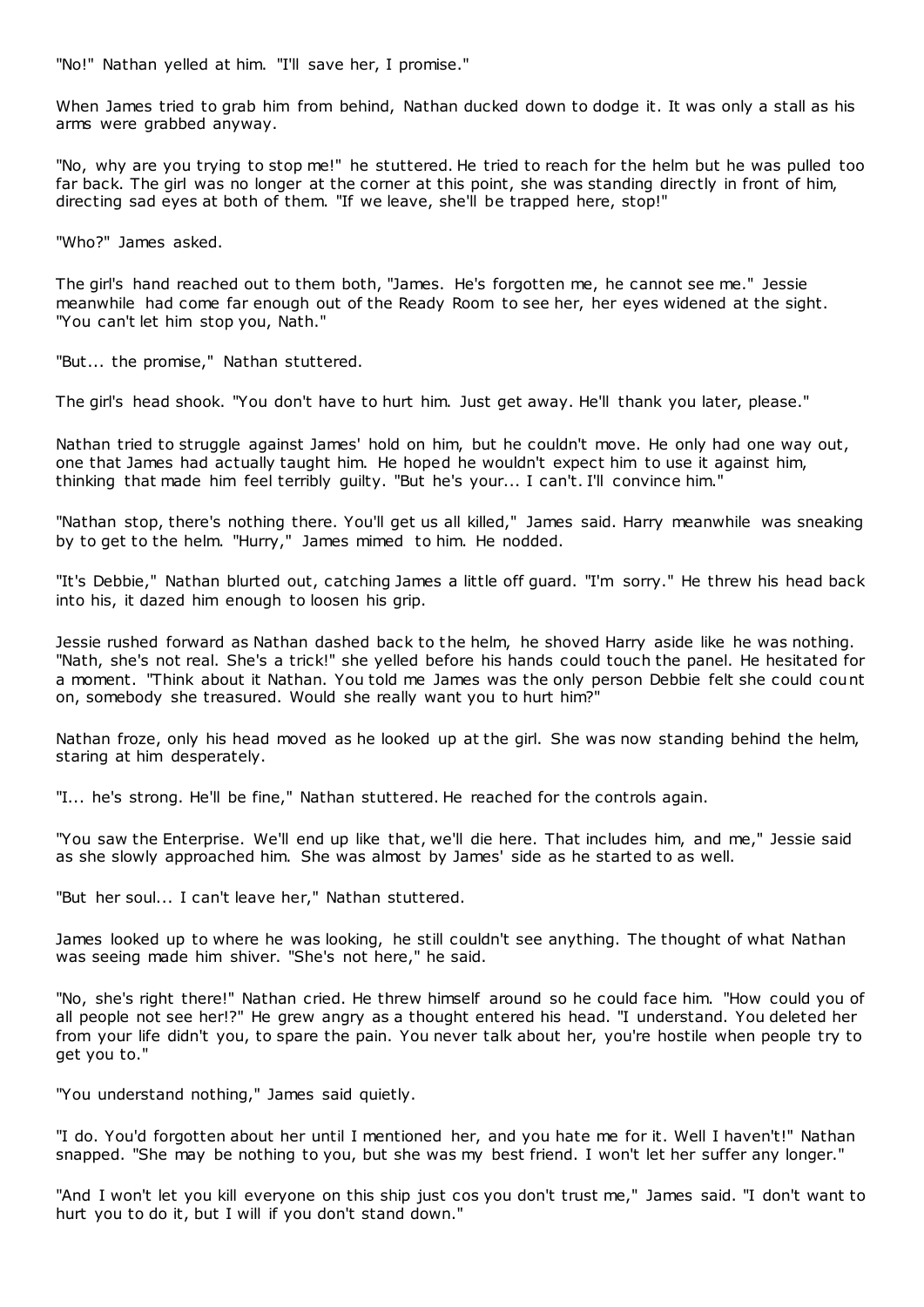"No!" Nathan yelled at him. "I'll save her, I promise."

When James tried to grab him from behind, Nathan ducked down to dodge it. It was only a stall as his arms were grabbed anyway.

"No, why are you trying to stop me!" he stuttered. He tried to reach for the helm but he was pulled too far back. The girl was no longer at the corner at this point, she was standing directly in front of him, directing sad eyes at both of them. "If we leave, she'll be trapped here, stop!"

"Who?" James asked.

The girl's hand reached out to them both, "James. He's forgotten me, he cannot see me." Jessie meanwhile had come far enough out of the Ready Room to see her, her eyes widened at the sight. "You can't let him stop you, Nath."

"But... the promise," Nathan stuttered.

The girl's head shook. "You don't have to hurt him. Just get away. He'll thank you later, please."

Nathan tried to struggle against James' hold on him, but he couldn't move. He only had one way out, one that James had actually taught him. He hoped he wouldn't expect him to use it against him, thinking that made him feel terribly guilty. "But he's your... I can't. I'll convince him."

"Nathan stop, there's nothing there. You'll get us all killed," James said. Harry meanwhile was sneaking by to get to the helm. "Hurry," James mimed to him. He nodded.

"It's Debbie," Nathan blurted out, catching James a little off guard. "I'm sorry." He threw his head back into his, it dazed him enough to loosen his grip.

Jessie rushed forward as Nathan dashed back to the helm, he shoved Harry aside like he was nothing. "Nath, she's not real. She's a trick!" she yelled before his hands could touch the panel. He hesitated for a moment. "Think about it Nathan. You told me James was the only person Debbie felt she could count on, somebody she treasured. Would she really want you to hurt him?"

Nathan froze, only his head moved as he looked up at the girl. She was now standing behind the helm, staring at him desperately.

"I... he's strong. He'll be fine," Nathan stuttered. He reached for the controls again.

"You saw the Enterprise. We'll end up like that, we'll die here. That includes him, and me," Jessie said as she slowly approached him. She was almost by James' side as he started to as well.

"But her soul... I can't leave her," Nathan stuttered.

James looked up to where he was looking, he still couldn't see anything. The thought of what Nathan was seeing made him shiver. "She's not here," he said.

"No, she's right there!" Nathan cried. He threw himself around so he could face him. "How could you of all people not see her!?" He grew angry as a thought entered his head. "I understand. You deleted her from your life didn't you, to spare the pain. You never talk about her, you're hostile when people try to get you to."

"You understand nothing," James said quietly.

"I do. You'd forgotten about her until I mentioned her, and you hate me for it. Well I haven't!" Nathan snapped. "She may be nothing to you, but she was my best friend. I won't let her suffer any longer."

"And I won't let you kill everyone on this ship just cos you don't trust me," James said. "I don't want to hurt you to do it, but I will if you don't stand down."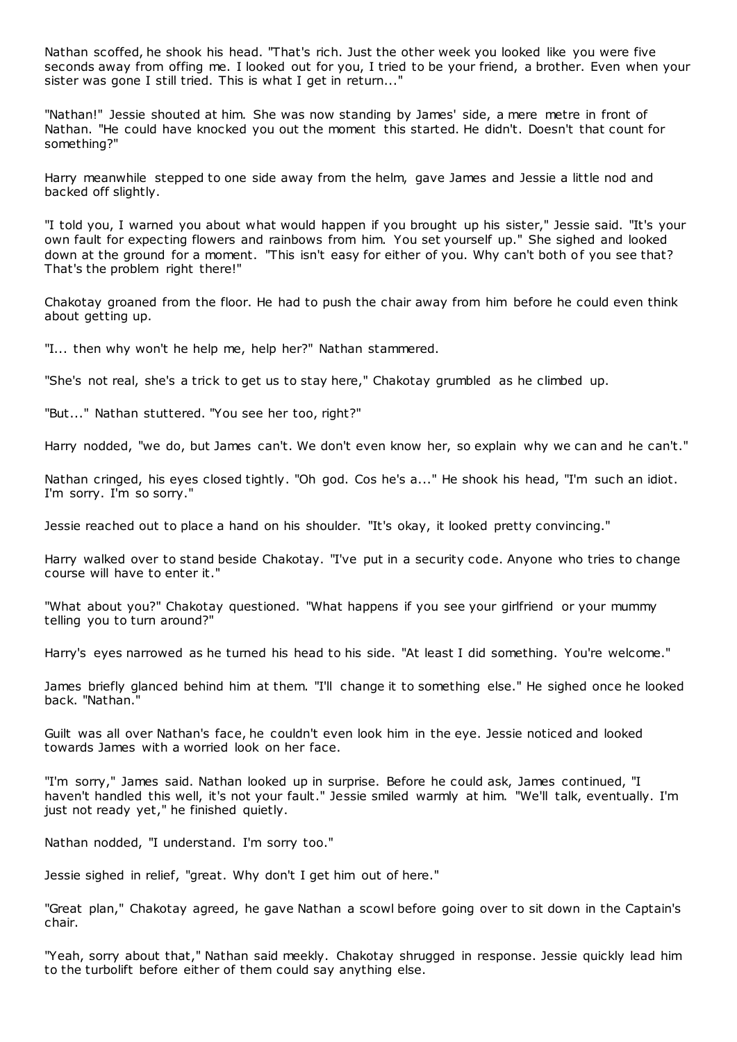Nathan scoffed, he shook his head. "That's rich. Just the other week you looked like you were five seconds away from offing me. I looked out for you, I tried to be your friend, a brother. Even when your sister was gone I still tried. This is what I get in return..."

"Nathan!" Jessie shouted at him. She was now standing by James' side, a mere metre in front of Nathan. "He could have knocked you out the moment this started. He didn't. Doesn't that count for something?"

Harry meanwhile stepped to one side away from the helm, gave James and Jessie a little nod and backed off slightly.

"I told you, I warned you about what would happen if you brought up his sister," Jessie said. "It's your own fault for expecting flowers and rainbows from him. You set yourself up." She sighed and looked down at the ground for a moment. "This isn't easy for either of you. Why can't both of you see that? That's the problem right there!"

Chakotay groaned from the floor. He had to push the chair away from him before he could even think about getting up.

"I... then why won't he help me, help her?" Nathan stammered.

"She's not real, she's a trick to get us to stay here," Chakotay grumbled as he climbed up.

"But..." Nathan stuttered. "You see her too, right?"

Harry nodded, "we do, but James can't. We don't even know her, so explain why we can and he can't."

Nathan cringed, his eyes closed tightly. "Oh god. Cos he's a..." He shook his head, "I'm such an idiot. I'm sorry. I'm so sorry."

Jessie reached out to place a hand on his shoulder. "It's okay, it looked pretty convincing."

Harry walked over to stand beside Chakotay. "I've put in a security code. Anyone who tries to change course will have to enter it."

"What about you?" Chakotay questioned. "What happens if you see your girlfriend or your mummy telling you to turn around?"

Harry's eyes narrowed as he turned his head to his side. "At least I did something. You're welcome."

James briefly glanced behind him at them. "I'll change it to something else." He sighed once he looked back. "Nathan."

Guilt was all over Nathan's face, he couldn't even look him in the eye. Jessie noticed and looked towards James with a worried look on her face.

"I'm sorry," James said. Nathan looked up in surprise. Before he could ask, James continued, "I haven't handled this well, it's not your fault." Jessie smiled warmly at him. "We'll talk, eventually. I'm just not ready yet," he finished quietly.

Nathan nodded, "I understand. I'm sorry too."

Jessie sighed in relief, "great. Why don't I get him out of here."

"Great plan," Chakotay agreed, he gave Nathan a scowl before going over to sit down in the Captain's chair.

"Yeah, sorry about that," Nathan said meekly. Chakotay shrugged in response. Jessie quickly lead him to the turbolift before either of them could say anything else.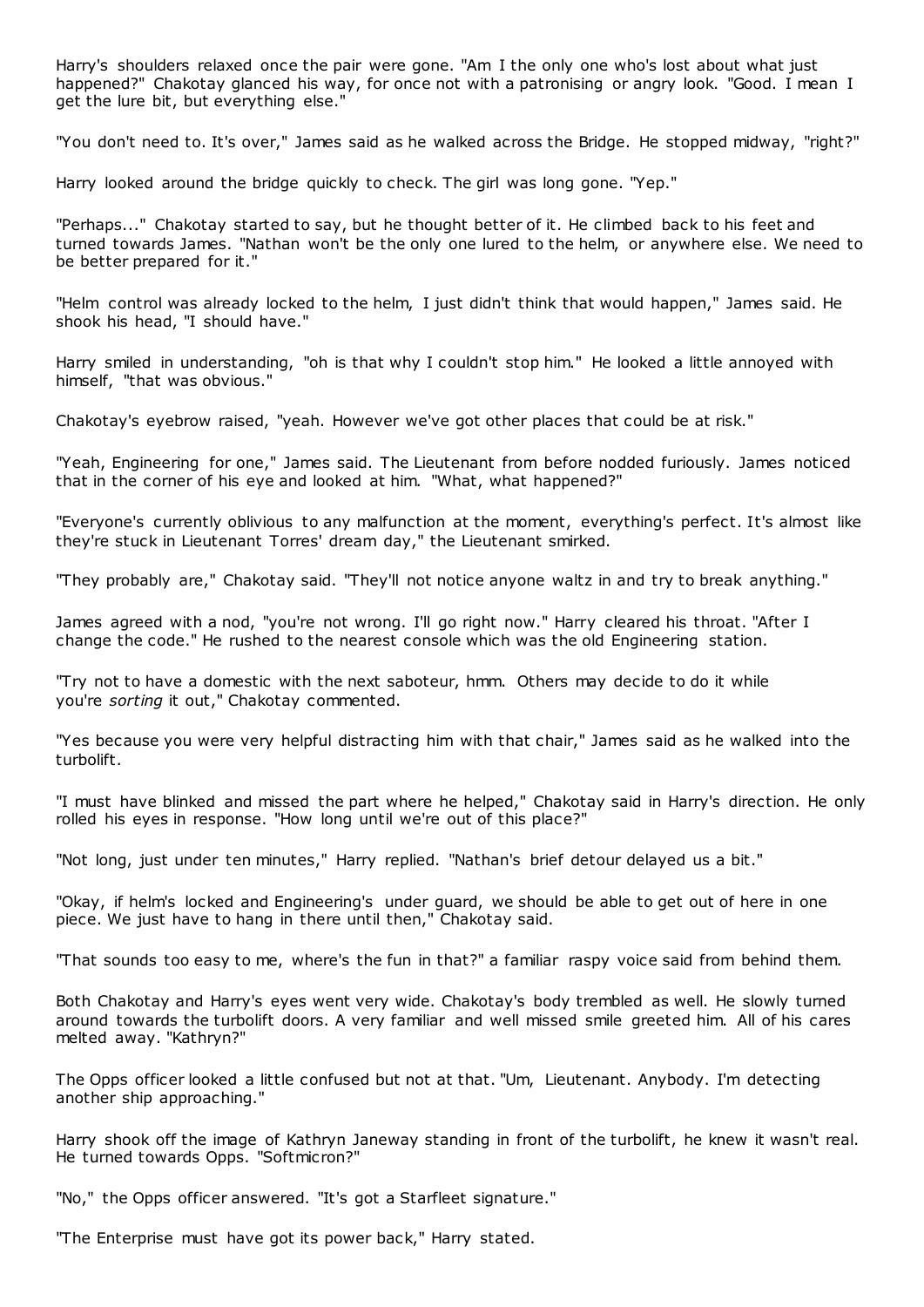Harry's shoulders relaxed once the pair were gone. "Am I the only one who's lost about what just happened?" Chakotay glanced his way, for once not with a patronising or angry look. "Good. I mean I get the lure bit, but everything else."

"You don't need to. It's over," James said as he walked across the Bridge. He stopped midway, "right?"

Harry looked around the bridge quickly to check. The girl was long gone. "Yep."

"Perhaps..." Chakotay started to say, but he thought better of it. He climbed back to his feet and turned towards James. "Nathan won't be the only one lured to the helm, or anywhere else. We need to be better prepared for it."

"Helm control was already locked to the helm, I just didn't think that would happen," James said. He shook his head, "I should have."

Harry smiled in understanding, "oh is that why I couldn't stop him." He looked a little annoyed with himself, "that was obvious."

Chakotay's eyebrow raised, "yeah. However we've got other places that could be at risk."

"Yeah, Engineering for one," James said. The Lieutenant from before nodded furiously. James noticed that in the corner of his eye and looked at him. "What, what happened?"

"Everyone's currently oblivious to any malfunction at the moment, everything's perfect. It's almost like they're stuck in Lieutenant Torres' dream day," the Lieutenant smirked.

"They probably are," Chakotay said. "They'll not notice anyone waltz in and try to break anything."

James agreed with a nod, "you're not wrong. I'll go right now." Harry cleared his throat. "After I change the code." He rushed to the nearest console which was the old Engineering station.

"Try not to have a domestic with the next saboteur, hmm. Others may decide to do it while you're *sorting* it out," Chakotay commented.

"Yes because you were very helpful distracting him with that chair," James said as he walked into the turbolift.

"I must have blinked and missed the part where he helped," Chakotay said in Harry's direction. He only rolled his eyes in response. "How long until we're out of this place?"

"Not long, just under ten minutes," Harry replied. "Nathan's brief detour delayed us a bit."

"Okay, if helm's locked and Engineering's under guard, we should be able to get out of here in one piece. We just have to hang in there until then," Chakotay said.

"That sounds too easy to me, where's the fun in that?" a familiar raspy voice said from behind them.

Both Chakotay and Harry's eyes went very wide. Chakotay's body trembled as well. He slowly turned around towards the turbolift doors. A very familiar and well missed smile greeted him. All of his cares melted away. "Kathryn?"

The Opps officer looked a little confused but not at that. "Um, Lieutenant. Anybody. I'm detecting another ship approaching."

Harry shook off the image of Kathryn Janeway standing in front of the turbolift, he knew it wasn't real. He turned towards Opps. "Softmicron?"

"No," the Opps officer answered. "It's got a Starfleet signature."

"The Enterprise must have got its power back," Harry stated.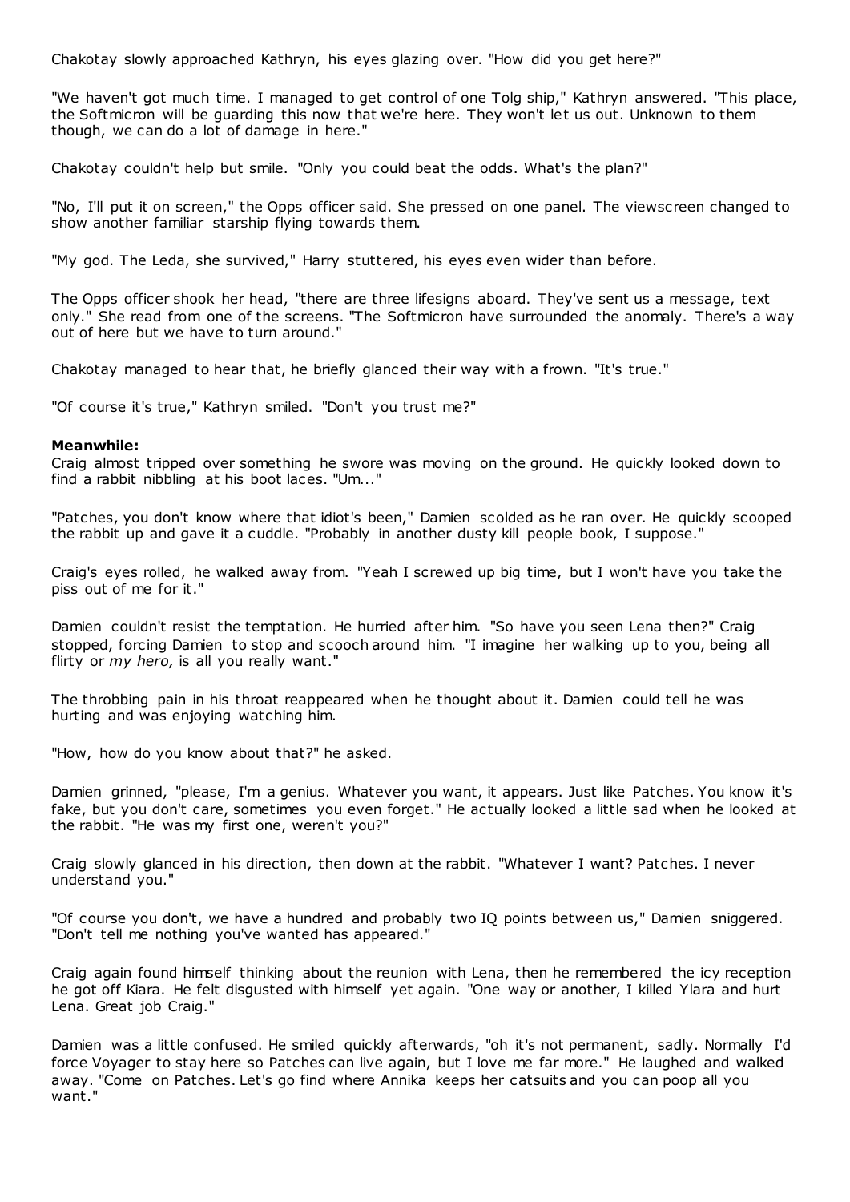Chakotay slowly approached Kathryn, his eyes glazing over. "How did you get here?"

"We haven't got much time. I managed to get control of one Tolg ship," Kathryn answered. "This place, the Softmicron will be guarding this now that we're here. They won't let us out. Unknown to them though, we can do a lot of damage in here."

Chakotay couldn't help but smile. "Only you could beat the odds. What's the plan?"

"No, I'll put it on screen," the Opps officer said. She pressed on one panel. The viewscreen changed to show another familiar starship flying towards them.

"My god. The Leda, she survived," Harry stuttered, his eyes even wider than before.

The Opps officer shook her head, "there are three lifesigns aboard. They've sent us a message, text only." She read from one of the screens. "The Softmicron have surrounded the anomaly. There's a way out of here but we have to turn around."

Chakotay managed to hear that, he briefly glanced their way with a frown. "It's true."

"Of course it's true," Kathryn smiled. "Don't you trust me?"

**Meanwhile:**

Craig almost tripped over something he swore was moving on the ground. He quickly looked down to find a rabbit nibbling at his boot laces. "Um..."

"Patches, you don't know where that idiot's been," Damien scolded as he ran over. He quickly scooped the rabbit up and gave it a cuddle. "Probably in another dusty kill people book, I suppose."

Craig's eyes rolled, he walked away from. "Yeah I screwed up big time, but I won't have you take the piss out of me for it."

Damien couldn't resist the temptation. He hurried after him. "So have you seen Lena then?" Craig stopped, forcing Damien to stop and scooch around him. "I imagine her walking up to you, being all flirty or *my hero,* is all you really want."

The throbbing pain in his throat reappeared when he thought about it. Damien could tell he was hurting and was enjoying watching him.

"How, how do you know about that?" he asked.

Damien grinned, "please, I'm a genius. Whatever you want, it appears. Just like Patches. You know it's fake, but you don't care, sometimes you even forget." He actually looked a little sad when he looked at the rabbit. "He was my first one, weren't you?"

Craig slowly glanced in his direction, then down at the rabbit. "Whatever I want? Patches. I never understand you."

"Of course you don't, we have a hundred and probably two IQ points between us," Damien sniggered. "Don't tell me nothing you've wanted has appeared."

Craig again found himself thinking about the reunion with Lena, then he remembered the icy reception he got off Kiara. He felt disgusted with himself yet again. "One way or another, I killed Ylara and hurt Lena. Great job Craig."

Damien was a little confused. He smiled quickly afterwards, "oh it's not permanent, sadly. Normally I'd force Voyager to stay here so Patches can live again, but I love me far more." He laughed and walked away. "Come on Patches. Let's go find where Annika keeps her catsuits and you can poop all you want."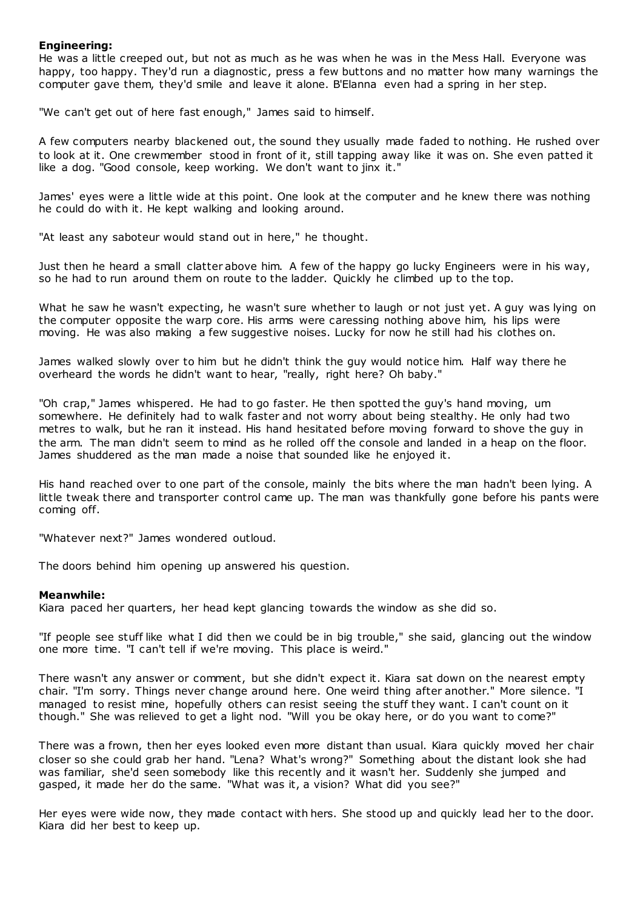**Engineering:**

He was a little creeped out, but not as much as he was when he was in the Mess Hall. Everyone was happy, too happy. They'd run a diagnostic, press a few buttons and no matter how many warnings the computer gave them, they'd smile and leave it alone. B'Elanna even had a spring in her step.

"We can't get out of here fast enough," James said to himself.

A few computers nearby blackened out, the sound they usually made faded to nothing. He rushed over to look at it. One crewmember stood in front of it, still tapping away like it was on. She even patted it like a dog. "Good console, keep working. We don't want to jinx it."

James' eyes were a little wide at this point. One look at the computer and he knew there was nothing he could do with it. He kept walking and looking around.

"At least any saboteur would stand out in here," he thought.

Just then he heard a small clatter above him. A few of the happy go lucky Engineers were in his way, so he had to run around them on route to the ladder. Quickly he climbed up to the top.

What he saw he wasn't expecting, he wasn't sure whether to laugh or not just yet. A guy was lying on the computer opposite the warp core. His arms were caressing nothing above him, his lips were moving. He was also making a few suggestive noises. Lucky for now he still had his clothes on.

James walked slowly over to him but he didn't think the guy would notice him. Half way there he overheard the words he didn't want to hear, "really, right here? Oh baby."

"Oh crap," James whispered. He had to go faster. He then spotted the guy's hand moving, um somewhere. He definitely had to walk faster and not worry about being stealthy. He only had two metres to walk, but he ran it instead. His hand hesitated before moving forward to shove the guy in the arm. The man didn't seem to mind as he rolled off the console and landed in a heap on the floor. James shuddered as the man made a noise that sounded like he enjoyed it.

His hand reached over to one part of the console, mainly the bits where the man hadn't been lying. A little tweak there and transporter control came up. The man was thankfully gone before his pants were coming off.

"Whatever next?" James wondered outloud.

The doors behind him opening up answered his question.

**Meanwhile:**

Kiara paced her quarters, her head kept glancing towards the window as she did so.

"If people see stuff like what I did then we could be in big trouble," she said, glancing out the window one more time. "I can't tell if we're moving. This place is weird."

There wasn't any answer or comment, but she didn't expect it. Kiara sat down on the nearest empty chair. "I'm sorry. Things never change around here. One weird thing after another." More silence. "I managed to resist mine, hopefully others can resist seeing the stuff they want. I can't count on it though." She was relieved to get a light nod. "Will you be okay here, or do you want to come?"

There was a frown, then her eyes looked even more distant than usual. Kiara quickly moved her chair closer so she could grab her hand. "Lena? What's wrong?" Something about the distant look she had was familiar, she'd seen somebody like this recently and it wasn't her. Suddenly she jumped and gasped, it made her do the same. "What was it, a vision? What did you see?"

Her eyes were wide now, they made contact with hers. She stood up and quickly lead her to the door. Kiara did her best to keep up.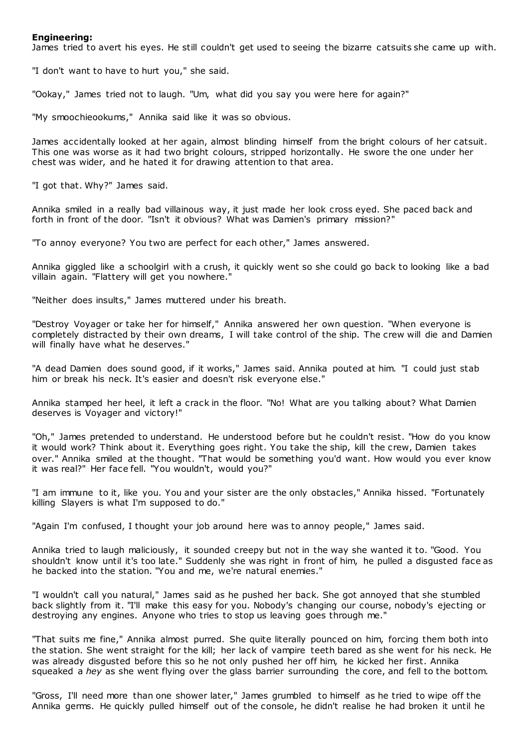**Engineering:**

James tried to avert his eyes. He still couldn't get used to seeing the bizarre catsuits she came up with.

"I don't want to have to hurt you," she said.

"Ookay," James tried not to laugh. "Um, what did you say you were here for again?"

"My smoochieookums," Annika said like it was so obvious.

James accidentally looked at her again, almost blinding himself from the bright colours of her catsuit. This one was worse as it had two bright colours, stripped horizontally. He swore the one under her chest was wider, and he hated it for drawing attention to that area.

"I got that. Why?" James said.

Annika smiled in a really bad villainous way, it just made her look cross eyed. She paced back and forth in front of the door. "Isn't it obvious? What was Damien's primary mission?"

"To annoy everyone? You two are perfect for each other," James answered.

Annika giggled like a schoolgirl with a crush, it quickly went so she could go back to looking like a bad villain again. "Flattery will get you nowhere."

"Neither does insults," James muttered under his breath.

"Destroy Voyager or take her for himself," Annika answered her own question. "When everyone is completely distracted by their own dreams, I will take control of the ship. The crew will die and Damien will finally have what he deserves."

"A dead Damien does sound good, if it works," James said. Annika pouted at him. "I could just stab him or break his neck. It's easier and doesn't risk everyone else."

Annika stamped her heel, it left a crack in the floor. "No! What are you talking about? What Damien deserves is Voyager and victory!"

"Oh," James pretended to understand. He understood before but he couldn't resist. "How do you know it would work? Think about it. Everything goes right. You take the ship, kill the crew, Damien takes over." Annika smiled at the thought. "That would be something you'd want. How would you ever know it was real?" Her face fell. "You wouldn't, would you?"

"I am immune to it, like you. You and your sister are the only obstacles," Annika hissed. "Fortunately killing Slayers is what I'm supposed to do."

"Again I'm confused, I thought your job around here was to annoy people," James said.

Annika tried to laugh maliciously, it sounded creepy but not in the way she wanted it to. "Good. You shouldn't know until it's too late." Suddenly she was right in front of him, he pulled a disgusted face as he backed into the station. "You and me, we're natural enemies."

"I wouldn't call you natural," James said as he pushed her back. She got annoyed that she stumbled back slightly from it. "I'll make this easy for you. Nobody's changing our course, nobody's ejecting or destroying any engines. Anyone who tries to stop us leaving goes through me."

"That suits me fine," Annika almost purred. She quite literally pounced on him, forcing them both into the station. She went straight for the kill; her lack of vampire teeth bared as she went for his neck. He was already disgusted before this so he not only pushed her off him, he kicked her first. Annika squeaked a *hey* as she went flying over the glass barrier surrounding the core, and fell to the bottom.

"Gross, I'll need more than one shower later," James grumbled to himself as he tried to wipe off the Annika germs. He quickly pulled himself out of the console, he didn't realise he had broken it until he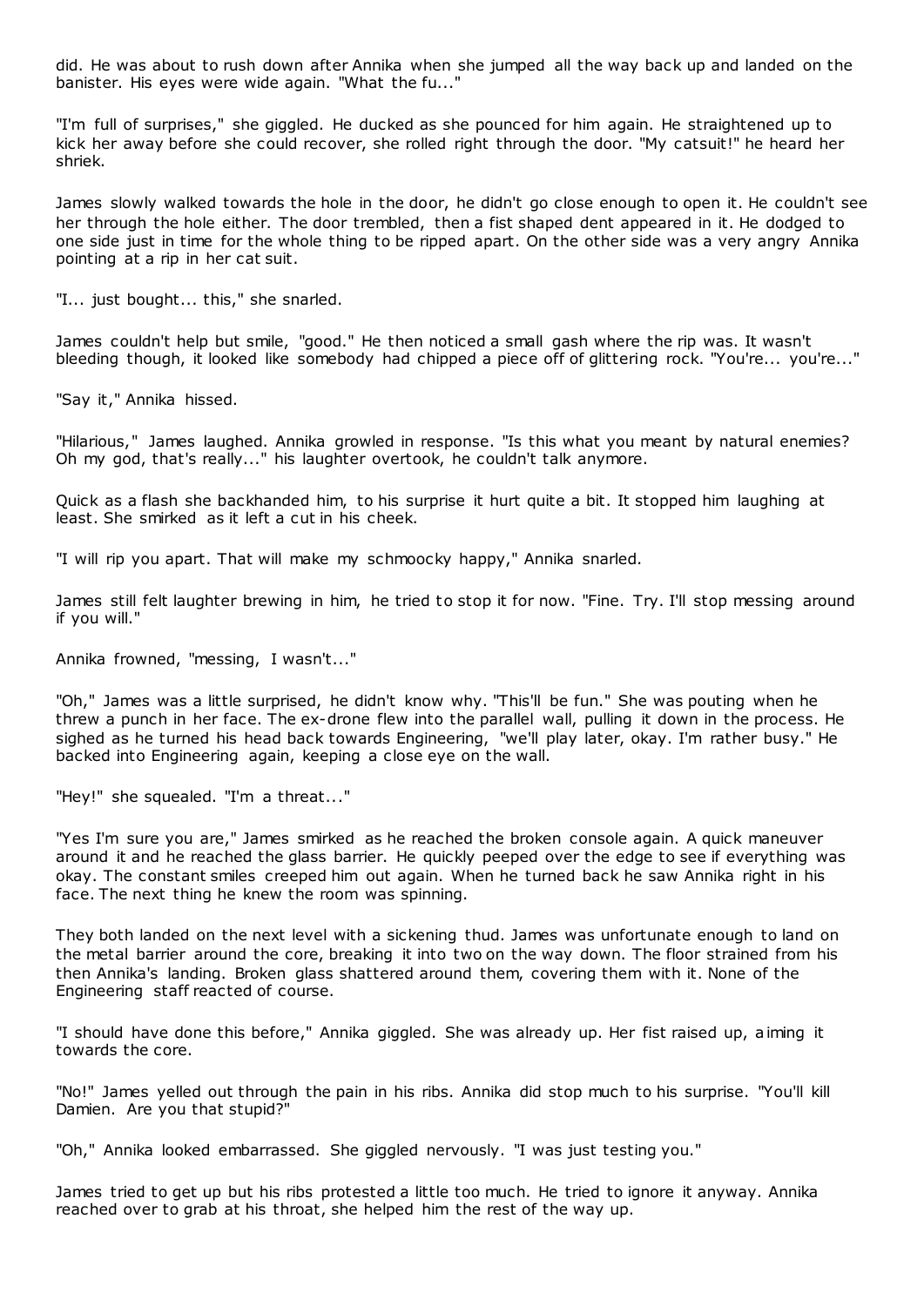did. He was about to rush down after Annika when she jumped all the way back up and landed on the banister. His eyes were wide again. "What the fu..."

"I'm full of surprises," she giggled. He ducked as she pounced for him again. He straightened up to kick her away before she could recover, she rolled right through the door. "My catsuit!" he heard her shriek.

James slowly walked towards the hole in the door, he didn't go close enough to open it. He couldn't see her through the hole either. The door trembled, then a fist shaped dent appeared in it. He dodged to one side just in time for the whole thing to be ripped apart. On the other side was a very angry Annika pointing at a rip in her cat suit.

"I... just bought... this," she snarled.

James couldn't help but smile, "good." He then noticed a small gash where the rip was. It wasn't bleeding though, it looked like somebody had chipped a piece off of glittering rock. "You're... you're..."

"Say it," Annika hissed.

"Hilarious," James laughed. Annika growled in response. "Is this what you meant by natural enemies? Oh my god, that's really..." his laughter overtook, he couldn't talk anymore.

Quick as a flash she backhanded him, to his surprise it hurt quite a bit. It stopped him laughing at least. She smirked as it left a cut in his cheek.

"I will rip you apart. That will make my schmoocky happy," Annika snarled.

James still felt laughter brewing in him, he tried to stop it for now. "Fine. Try. I'll stop messing around if you will."

Annika frowned, "messing, I wasn't..."

"Oh," James was a little surprised, he didn't know why. "This'll be fun." She was pouting when he threw a punch in her face. The ex-drone flew into the parallel wall, pulling it down in the process. He sighed as he turned his head back towards Engineering, "we'll play later, okay. I'm rather busy." He backed into Engineering again, keeping a close eye on the wall.

"Hey!" she squealed. "I'm a threat..."

"Yes I'm sure you are," James smirked as he reached the broken console again. A quick maneuver around it and he reached the glass barrier. He quickly peeped over the edge to see if everything was okay. The constant smiles creeped him out again. When he turned back he saw Annika right in his face. The next thing he knew the room was spinning.

They both landed on the next level with a sickening thud. James was unfortunate enough to land on the metal barrier around the core, breaking it into two on the way down. The floor strained from his then Annika's landing. Broken glass shattered around them, covering them with it. None of the Engineering staff reacted of course.

"I should have done this before," Annika giggled. She was already up. Her fist raised up, aiming it towards the core.

"No!" James yelled out through the pain in his ribs. Annika did stop much to his surprise. "You'll kill Damien. Are you that stupid?"

"Oh," Annika looked embarrassed. She giggled nervously. "I was just testing you."

James tried to get up but his ribs protested a little too much. He tried to ignore it anyway. Annika reached over to grab at his throat, she helped him the rest of the way up.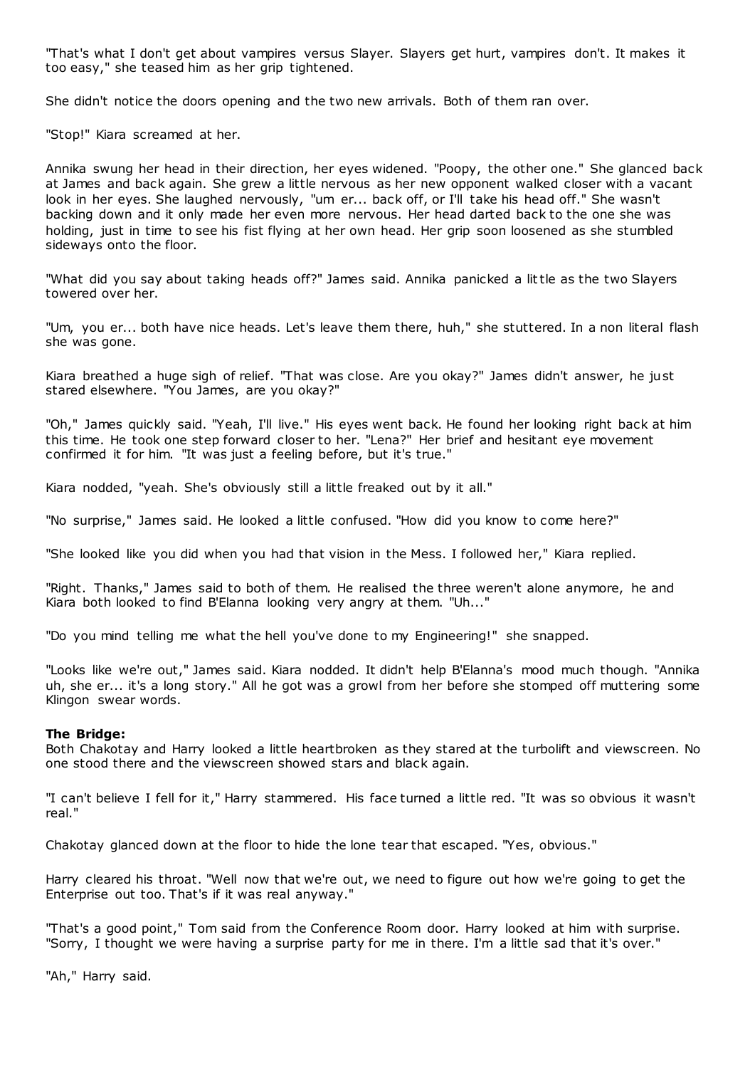"That's what I don't get about vampires versus Slayer. Slayers get hurt, vampires don't. It makes it too easy," she teased him as her grip tightened.

She didn't notice the doors opening and the two new arrivals. Both of them ran over.

"Stop!" Kiara screamed at her.

Annika swung her head in their direction, her eyes widened. "Poopy, the other one." She glanced back at James and back again. She grew a little nervous as her new opponent walked closer with a vacant look in her eyes. She laughed nervously, "um er... back off, or I'll take his head off." She wasn't backing down and it only made her even more nervous. Her head darted back to the one she was holding, just in time to see his fist flying at her own head. Her grip soon loosened as she stumbled sideways onto the floor.

"What did you say about taking heads off?" James said. Annika panicked a little as the two Slayers towered over her.

"Um, you er... both have nice heads. Let's leave them there, huh," she stuttered. In a non literal flash she was gone.

Kiara breathed a huge sigh of relief. "That was close. Are you okay?" James didn't answer, he just stared elsewhere. "You James, are you okay?"

"Oh," James quickly said. "Yeah, I'll live." His eyes went back. He found her looking right back at him this time. He took one step forward closer to her. "Lena?" Her brief and hesitant eye movement confirmed it for him. "It was just a feeling before, but it's true."

Kiara nodded, "yeah. She's obviously still a little freaked out by it all."

"No surprise," James said. He looked a little confused. "How did you know to come here?"

"She looked like you did when you had that vision in the Mess. I followed her," Kiara replied.

"Right. Thanks," James said to both of them. He realised the three weren't alone anymore, he and Kiara both looked to find B'Elanna looking very angry at them. "Uh..."

"Do you mind telling me what the hell you've done to my Engineering!" she snapped.

"Looks like we're out," James said. Kiara nodded. It didn't help B'Elanna's mood much though. "Annika uh, she er... it's a long story." All he got was a growl from her before she stomped off muttering some Klingon swear words.

**The Bridge:**
Both Chakotay and Harry looked a little heartbroken as they stared at the turbolift and viewscreen. No one stood there and the viewscreen showed stars and black again.

"I can't believe I fell for it," Harry stammered. His face turned a little red. "It was so obvious it wasn't real."

Chakotay glanced down at the floor to hide the lone tear that escaped. "Yes, obvious."

Harry cleared his throat. "Well now that we're out, we need to figure out how we're going to get the Enterprise out too. That's if it was real anyway."

"That's a good point," Tom said from the Conference Room door. Harry looked at him with surprise. "Sorry, I thought we were having a surprise party for me in there. I'm a little sad that it's over."

"Ah," Harry said.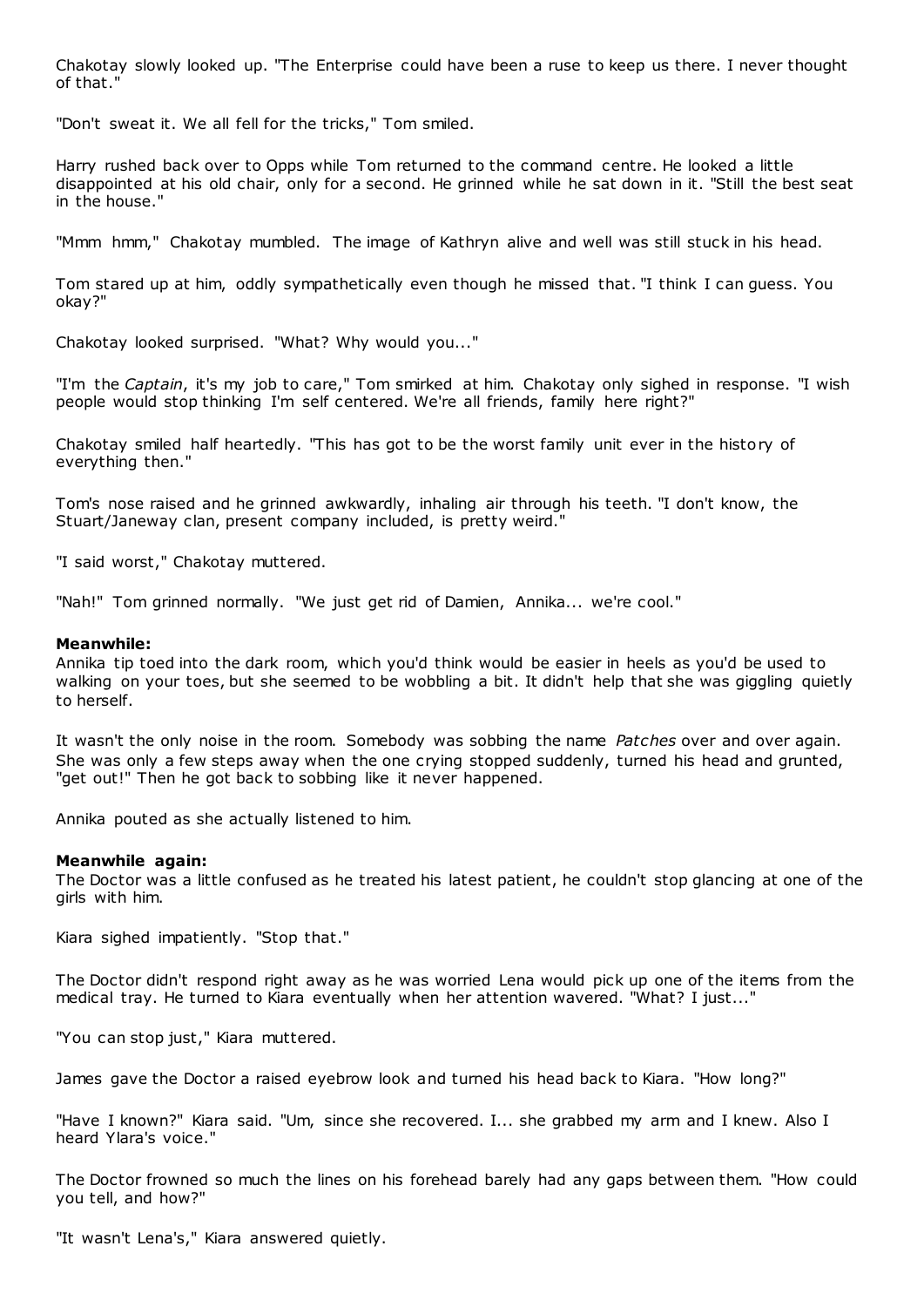Chakotay slowly looked up. "The Enterprise could have been a ruse to keep us there. I never thought of that."

"Don't sweat it. We all fell for the tricks," Tom smiled.

Harry rushed back over to Opps while Tom returned to the command centre. He looked a little disappointed at his old chair, only for a second. He grinned while he sat down in it. "Still the best seat in the house."

"Mmm hmm," Chakotay mumbled. The image of Kathryn alive and well was still stuck in his head.

Tom stared up at him, oddly sympathetically even though he missed that. "I think I can guess. You okay?"

Chakotay looked surprised. "What? Why would you..."

"I'm the *Captain*, it's my job to care," Tom smirked at him. Chakotay only sighed in response. "I wish people would stop thinking I'm self centered. We're all friends, family here right?"

Chakotay smiled half heartedly. "This has got to be the worst family unit ever in the history of everything then."

Tom's nose raised and he grinned awkwardly, inhaling air through his teeth. "I don't know, the Stuart/Janeway clan, present company included, is pretty weird."

"I said worst," Chakotay muttered.

"Nah!" Tom grinned normally. "We just get rid of Damien, Annika... we're cool."

**Meanwhile:**

Annika tip toed into the dark room, which you'd think would be easier in heels as you'd be used to walking on your toes, but she seemed to be wobbling a bit. It didn't help that she was giggling quietly to herself.

It wasn't the only noise in the room. Somebody was sobbing the name *Patches* over and over again. She was only a few steps away when the one crying stopped suddenly, turned his head and grunted, "get out!" Then he got back to sobbing like it never happened.

Annika pouted as she actually listened to him.

**Meanwhile again:**

The Doctor was a little confused as he treated his latest patient, he couldn't stop glancing at one of the girls with him.

Kiara sighed impatiently. "Stop that."

The Doctor didn't respond right away as he was worried Lena would pick up one of the items from the medical tray. He turned to Kiara eventually when her attention wavered. "What? I just..."

"You can stop just," Kiara muttered.

James gave the Doctor a raised eyebrow look and turned his head back to Kiara. "How long?"

"Have I known?" Kiara said. "Um, since she recovered. I... she grabbed my arm and I knew. Also I heard Ylara's voice."

The Doctor frowned so much the lines on his forehead barely had any gaps between them. "How could you tell, and how?"

"It wasn't Lena's," Kiara answered quietly.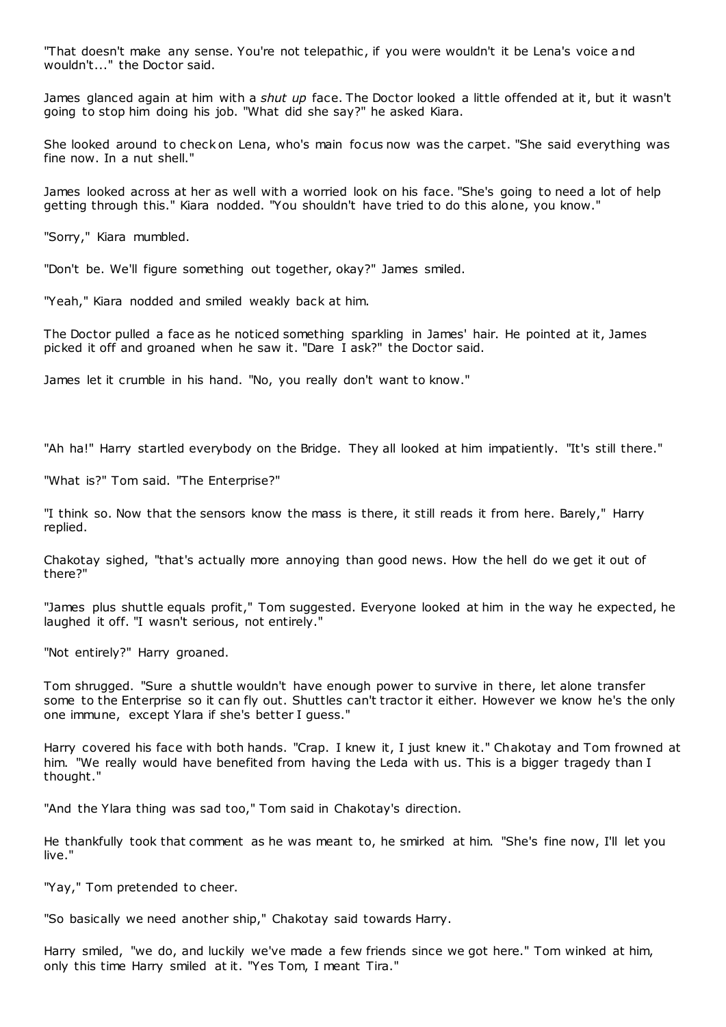"That doesn't make any sense. You're not telepathic, if you were wouldn't it be Lena's voice and wouldn't..." the Doctor said.

James glanced again at him with a *shut up* face. The Doctor looked a little offended at it, but it wasn't going to stop him doing his job. "What did she say?" he asked Kiara.

She looked around to check on Lena, who's main focus now was the carpet. "She said everything was fine now. In a nut shell."

James looked across at her as well with a worried look on his face. "She's going to need a lot of help getting through this." Kiara nodded. "You shouldn't have tried to do this alone, you know."

"Sorry," Kiara mumbled.

"Don't be. We'll figure something out together, okay?" James smiled.

"Yeah," Kiara nodded and smiled weakly back at him.

The Doctor pulled a face as he noticed something sparkling in James' hair. He pointed at it, James picked it off and groaned when he saw it. "Dare I ask?" the Doctor said.

James let it crumble in his hand. "No, you really don't want to know."

"Ah ha!" Harry startled everybody on the Bridge. They all looked at him impatiently. "It's still there."

"What is?" Tom said. "The Enterprise?"

"I think so. Now that the sensors know the mass is there, it still reads it from here. Barely," Harry replied.

Chakotay sighed, "that's actually more annoying than good news. How the hell do we get it out of there?"

"James plus shuttle equals profit," Tom suggested. Everyone looked at him in the way he expected, he laughed it off. "I wasn't serious, not entirely."

"Not entirely?" Harry groaned.

Tom shrugged. "Sure a shuttle wouldn't have enough power to survive in there, let alone transfer some to the Enterprise so it can fly out. Shuttles can't tractor it either. However we know he's the only one immune, except Ylara if she's better I guess."

Harry covered his face with both hands. "Crap. I knew it, I just knew it." Chakotay and Tom frowned at him. "We really would have benefited from having the Leda with us. This is a bigger tragedy than I thought."

"And the Ylara thing was sad too," Tom said in Chakotay's direction.

He thankfully took that comment as he was meant to, he smirked at him. "She's fine now, I'll let you live."

"Yay," Tom pretended to cheer.

"So basically we need another ship," Chakotay said towards Harry.

Harry smiled, "we do, and luckily we've made a few friends since we got here." Tom winked at him, only this time Harry smiled at it. "Yes Tom, I meant Tira."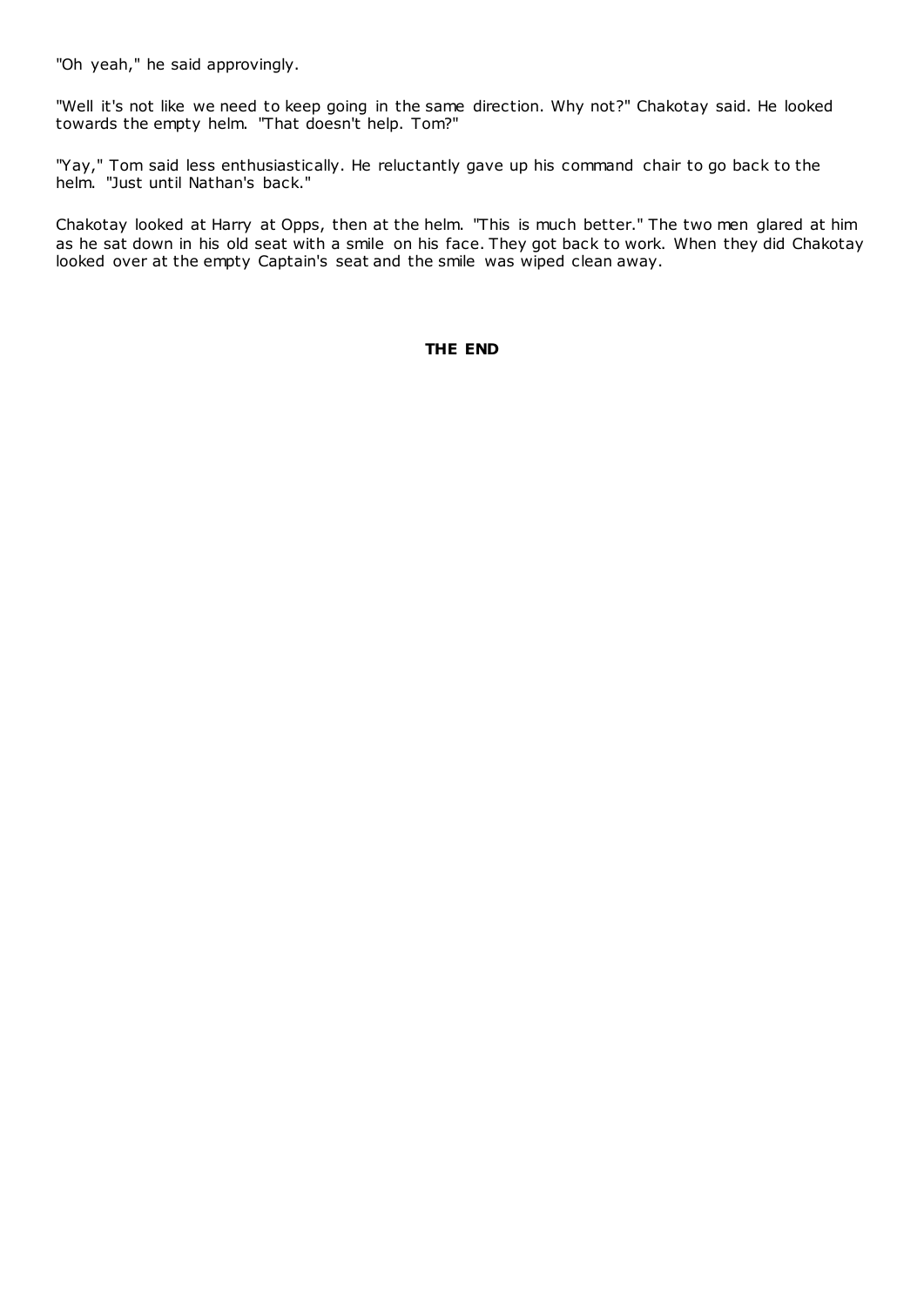"Oh yeah," he said approvingly.

"Well it's not like we need to keep going in the same direction. Why not?" Chakotay said. He looked towards the empty helm. "That doesn't help. Tom?"

"Yay," Tom said less enthusiastically. He reluctantly gave up his command chair to go back to the helm. "Just until Nathan's back."

Chakotay looked at Harry at Opps, then at the helm. "This is much better." The two men glared at him as he sat down in his old seat with a smile on his face. They got back to work. When they did Chakotay looked over at the empty Captain's seat and the smile was wiped clean away.

**THE END**